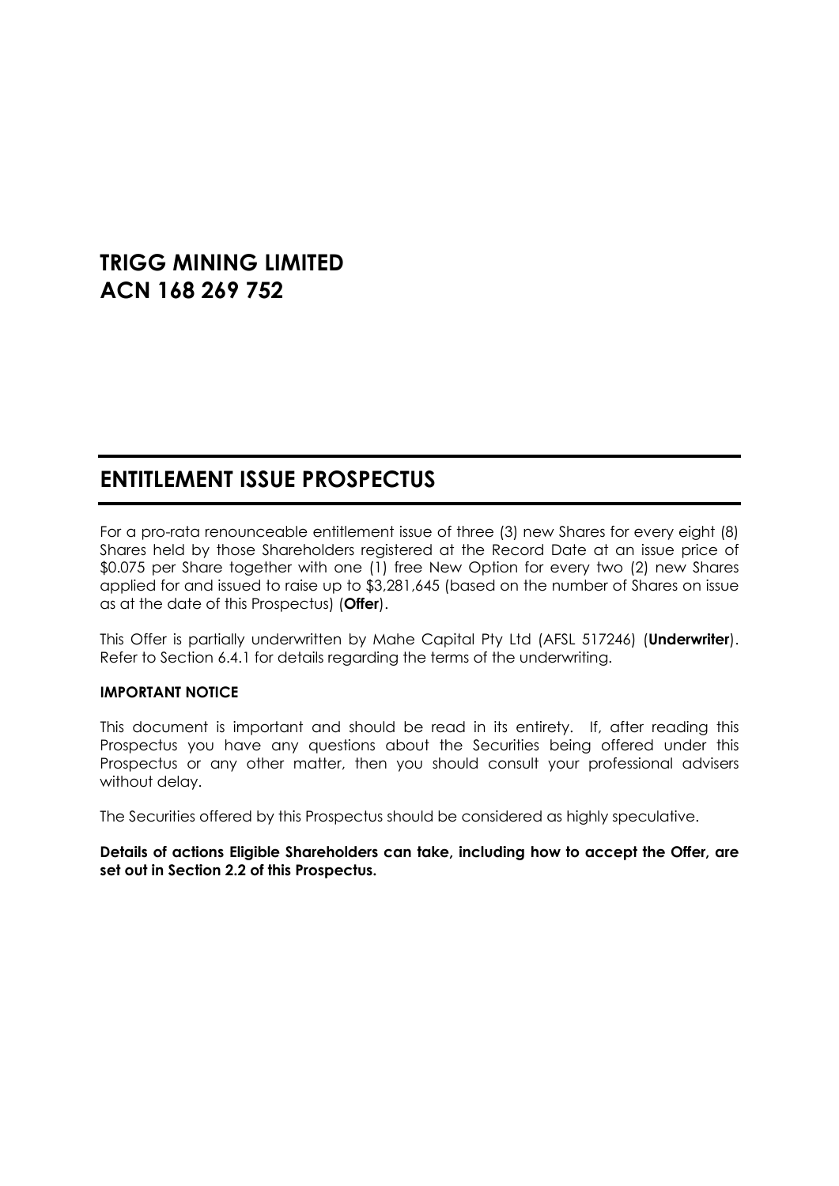# TRIGG MINING LIMITED
# ACN 168 269 752

## ENTITLEMENT ISSUE PROSPECTUS

For a pro-rata renounceable entitlement issue of three (3) new Shares for every eight (8) Shares held by those Shareholders registered at the Record Date at an issue price of $0.075 per Share together with one (1) free New Option for every two (2) new Shares applied for and issued to raise up to $3,281,645 (based on the number of Shares on issue as at the date of this Prospectus) (**Offer**).

This Offer is partially underwritten by Mahe Capital Pty Ltd (AFSL 517246) (**Underwriter**). Refer to Section 6.4.1 for details regarding the terms of the underwriting.

**IMPORTANT NOTICE**

This document is important and should be read in its entirety. If, after reading this Prospectus you have any questions about the Securities being offered under this Prospectus or any other matter, then you should consult your professional advisers without delay.

The Securities offered by this Prospectus should be considered as highly speculative.

**Details of actions Eligible Shareholders can take, including how to accept the Offer, are set out in Section 2.2 of this Prospectus.**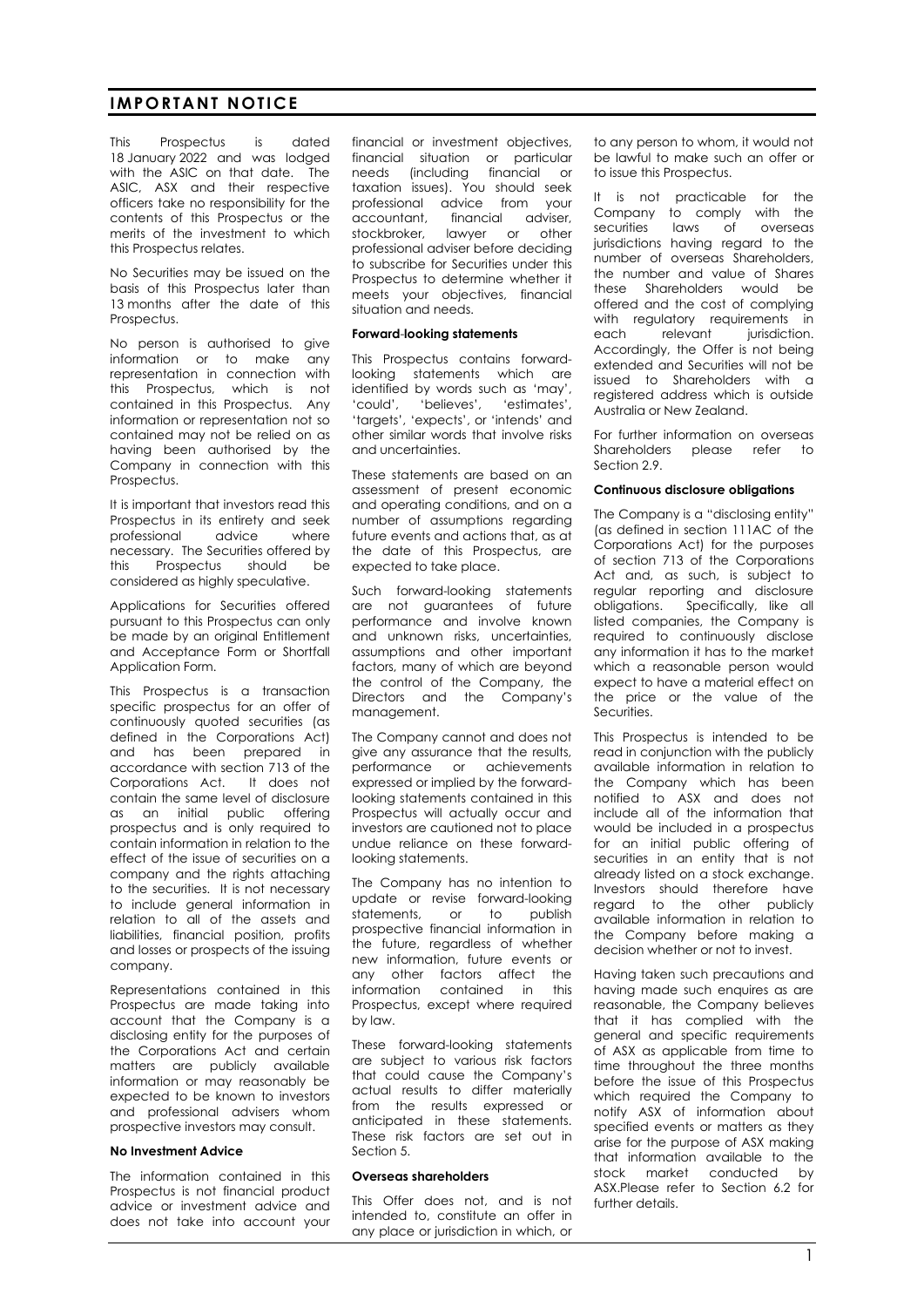## IMPORTANT NOTICE

This Prospectus is dated 18 January 2022 and was lodged with the ASIC on that date. The ASIC, ASX and their respective officers take no responsibility for the contents of this Prospectus or the merits of the investment to which this Prospectus relates.

No Securities may be issued on the basis of this Prospectus later than 13 months after the date of this Prospectus.

No person is authorised to give information or to make any representation in connection with this Prospectus, which is not contained in this Prospectus. Any information or representation not so contained may not be relied on as having been authorised by the Company in connection with this Prospectus.

It is important that investors read this Prospectus in its entirety and seek professional advice where necessary. The Securities offered by this Prospectus should be considered as highly speculative.

Applications for Securities offered pursuant to this Prospectus can only be made by an original Entitlement and Acceptance Form or Shortfall Application Form.

This Prospectus is a transaction specific prospectus for an offer of continuously quoted securities (as defined in the Corporations Act) and has been prepared in accordance with section 713 of the Corporations Act. It does not contain the same level of disclosure as an initial public offering prospectus and is only required to contain information in relation to the effect of the issue of securities on a company and the rights attaching to the securities. It is not necessary to include general information in relation to all of the assets and liabilities, financial position, profits and losses or prospects of the issuing company.

Representations contained in this Prospectus are made taking into account that the Company is a disclosing entity for the purposes of the Corporations Act and certain matters are publicly available information or may reasonably be expected to be known to investors and professional advisers whom prospective investors may consult.

**No Investment Advice**

The information contained in this Prospectus is not financial product advice or investment advice and does not take into account your financial or investment objectives, financial situation or particular needs (including financial or taxation issues). You should seek professional advice from your accountant, financial adviser, stockbroker, lawyer or other professional adviser before deciding to subscribe for Securities under this Prospectus to determine whether it meets your objectives, financial situation and needs.

**Forward-looking statements**

This Prospectus contains forward-looking statements which are identified by words such as 'may', 'could', 'believes', 'estimates', 'targets', 'expects', or 'intends' and other similar words that involve risks and uncertainties.

These statements are based on an assessment of present economic and operating conditions, and on a number of assumptions regarding future events and actions that, as at the date of this Prospectus, are expected to take place.

Such forward-looking statements are not guarantees of future performance and involve known and unknown risks, uncertainties, assumptions and other important factors, many of which are beyond the control of the Company, the Directors and the Company's management.

The Company cannot and does not give any assurance that the results, performance or achievements expressed or implied by the forward-looking statements contained in this Prospectus will actually occur and investors are cautioned not to place undue reliance on these forward-looking statements.

The Company has no intention to update or revise forward-looking statements, or to publish prospective financial information in the future, regardless of whether new information, future events or any other factors affect the information contained in this Prospectus, except where required by law.

These forward-looking statements are subject to various risk factors that could cause the Company's actual results to differ materially from the results expressed or anticipated in these statements. These risk factors are set out in Section 5.

**Overseas shareholders**

This Offer does not, and is not intended to, constitute an offer in any place or jurisdiction in which, or to any person to whom, it would not be lawful to make such an offer or to issue this Prospectus.

It is not practicable for the Company to comply with the securities laws of overseas jurisdictions having regard to the number of overseas Shareholders, the number and value of Shares these Shareholders would be offered and the cost of complying with regulatory requirements in each relevant jurisdiction. Accordingly, the Offer is not being extended and Securities will not be issued to Shareholders with a registered address which is outside Australia or New Zealand.

For further information on overseas Shareholders please refer to Section 2.9.

**Continuous disclosure obligations**

The Company is a "disclosing entity" (as defined in section 111AC of the Corporations Act) for the purposes of section 713 of the Corporations Act and, as such, is subject to regular reporting and disclosure obligations. Specifically, like all listed companies, the Company is required to continuously disclose any information it has to the market which a reasonable person would expect to have a material effect on the price or the value of the Securities.

This Prospectus is intended to be read in conjunction with the publicly available information in relation to the Company which has been notified to ASX and does not include all of the information that would be included in a prospectus for an initial public offering of securities in an entity that is not already listed on a stock exchange. Investors should therefore have regard to the other publicly available information in relation to the Company before making a decision whether or not to invest.

Having taken such precautions and having made such enquires as are reasonable, the Company believes that it has complied with the general and specific requirements of ASX as applicable from time to time throughout the three months before the issue of this Prospectus which required the Company to notify ASX of information about specified events or matters as they arise for the purpose of ASX making that information available to the stock market conducted by ASX.Please refer to Section 6.2 for further details.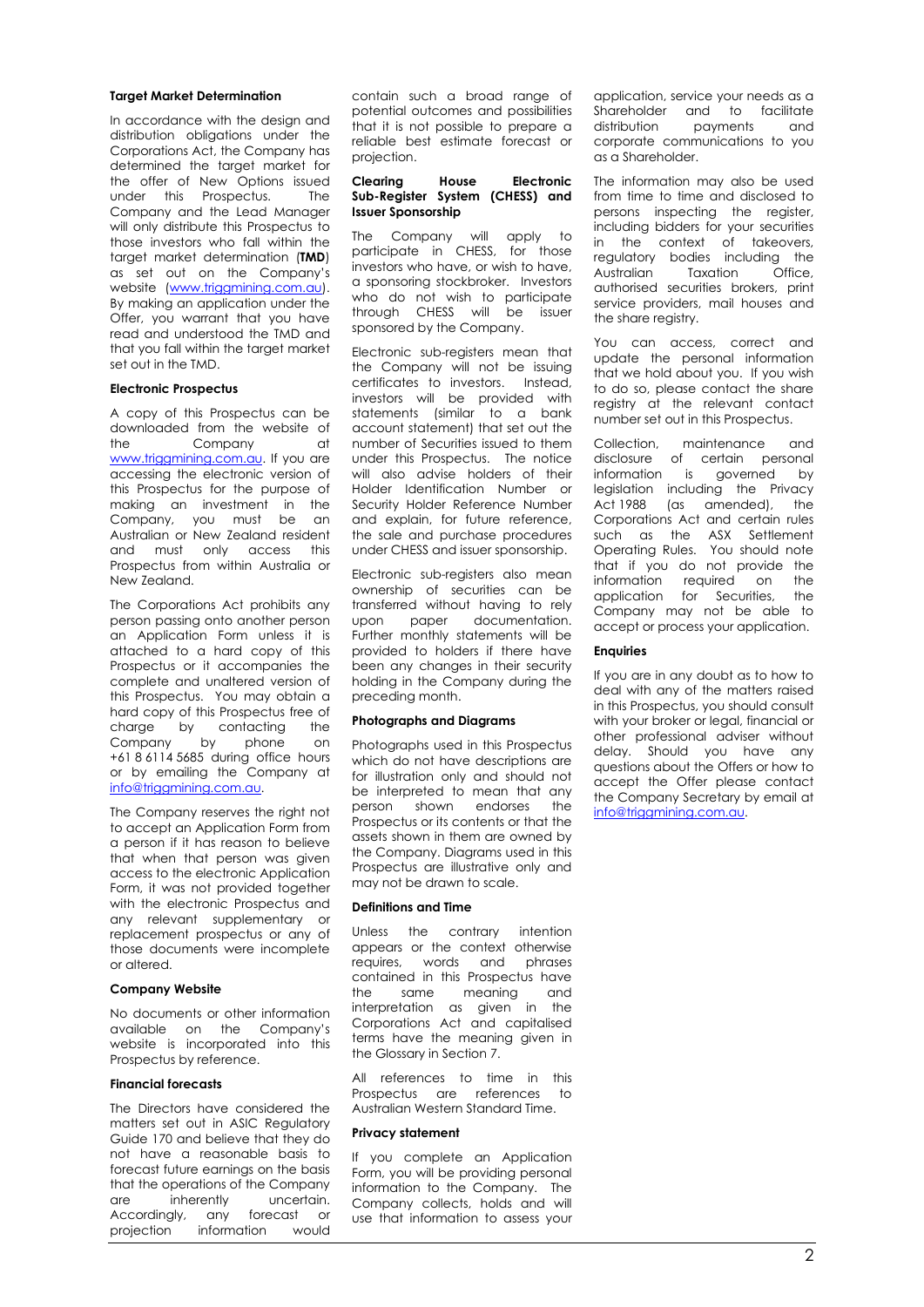### Target Market Determination

In accordance with the design and distribution obligations under the Corporations Act, the Company has determined the target market for the offer of New Options issued under this Prospectus. The Company and the Lead Manager will only distribute this Prospectus to those investors who fall within the target market determination (**TMD**) as set out on the Company's website (www.triggmining.com.au). By making an application under the Offer, you warrant that you have read and understood the TMD and that you fall within the target market set out in the TMD.

### Electronic Prospectus

A copy of this Prospectus can be downloaded from the website of the Company at www.triggmining.com.au. If you are accessing the electronic version of this Prospectus for the purpose of making an investment in the Company, you must be an Australian or New Zealand resident and must only access this Prospectus from within Australia or New Zealand.

The Corporations Act prohibits any person passing onto another person an Application Form unless it is attached to a hard copy of this Prospectus or it accompanies the complete and unaltered version of this Prospectus. You may obtain a hard copy of this Prospectus free of charge by contacting the Company by phone on +61 8 6114 5685 during office hours or by emailing the Company at info@triggmining.com.au.

The Company reserves the right not to accept an Application Form from a person if it has reason to believe that when that person was given access to the electronic Application Form, it was not provided together with the electronic Prospectus and any relevant supplementary or replacement prospectus or any of those documents were incomplete or altered.

### Company Website

No documents or other information available on the Company's website is incorporated into this Prospectus by reference.

### Financial forecasts

The Directors have considered the matters set out in ASIC Regulatory Guide 170 and believe that they do not have a reasonable basis to forecast future earnings on the basis that the operations of the Company are inherently uncertain. Accordingly, any forecast or projection information would contain such a broad range of potential outcomes and possibilities that it is not possible to prepare a reliable best estimate forecast or projection.

### Clearing House Electronic Sub-Register System (CHESS) and Issuer Sponsorship

The Company will apply to participate in CHESS, for those investors who have, or wish to have, a sponsoring stockbroker. Investors who do not wish to participate through CHESS will be issuer sponsored by the Company.

Electronic sub-registers mean that the Company will not be issuing certificates to investors. Instead, investors will be provided with statements (similar to a bank account statement) that set out the number of Securities issued to them under this Prospectus. The notice will also advise holders of their Holder Identification Number or Security Holder Reference Number and explain, for future reference, the sale and purchase procedures under CHESS and issuer sponsorship.

Electronic sub-registers also mean ownership of securities can be transferred without having to rely upon paper documentation. Further monthly statements will be provided to holders if there have been any changes in their security holding in the Company during the preceding month.

### Photographs and Diagrams

Photographs used in this Prospectus which do not have descriptions are for illustration only and should not be interpreted to mean that any person shown endorses the Prospectus or its contents or that the assets shown in them are owned by the Company. Diagrams used in this Prospectus are illustrative only and may not be drawn to scale.

### Definitions and Time

Unless the contrary intention appears or the context otherwise requires, words and phrases contained in this Prospectus have the same meaning and interpretation as given in the Corporations Act and capitalised terms have the meaning given in the Glossary in Section 7.

All references to time in this Prospectus are references to Australian Western Standard Time.

### Privacy statement

If you complete an Application Form, you will be providing personal information to the Company. The Company collects, holds and will use that information to assess your application, service your needs as a Shareholder and to facilitate distribution payments and corporate communications to you as a Shareholder.

The information may also be used from time to time and disclosed to persons inspecting the register, including bidders for your securities in the context of takeovers, regulatory bodies including the Australian Taxation Office, authorised securities brokers, print service providers, mail houses and the share registry.

You can access, correct and update the personal information that we hold about you. If you wish to do so, please contact the share registry at the relevant contact number set out in this Prospectus.

Collection, maintenance and disclosure of certain personal information is governed by legislation including the Privacy Act 1988 (as amended), the Corporations Act and certain rules such as the ASX Settlement Operating Rules. You should note that if you do not provide the information required on the application for Securities, the Company may not be able to accept or process your application.

### Enquiries

If you are in any doubt as to how to deal with any of the matters raised in this Prospectus, you should consult with your broker or legal, financial or other professional adviser without delay. Should you have any questions about the Offers or how to accept the Offer please contact the Company Secretary by email at info@triggmining.com.au.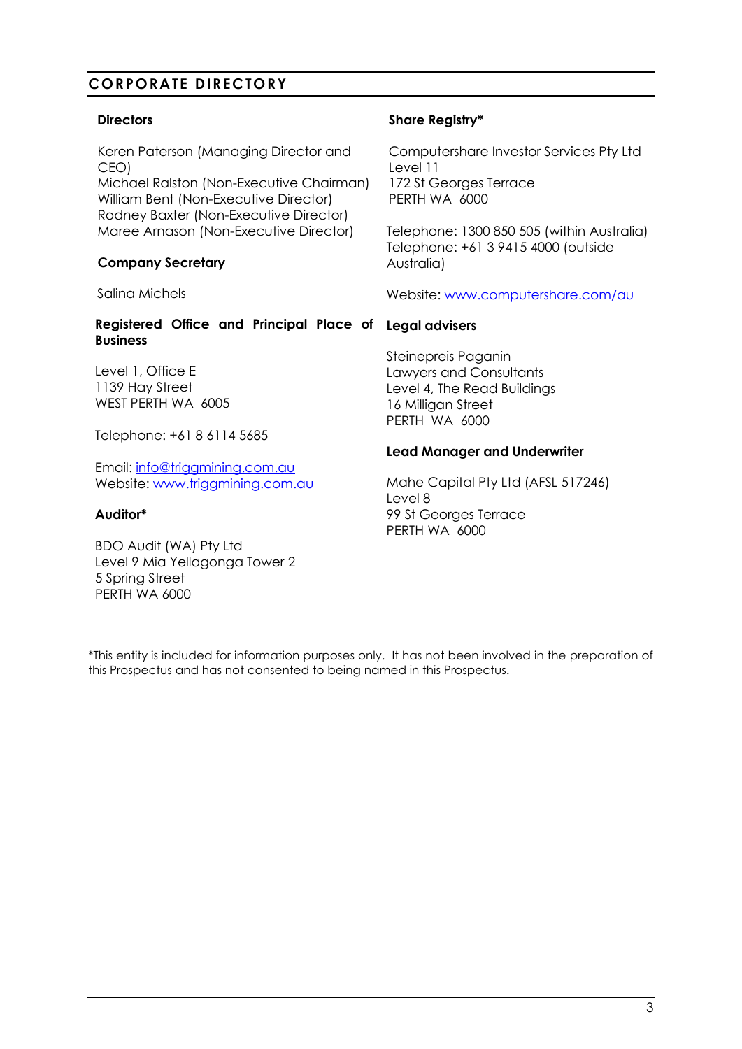# CORPORATE DIRECTORY

### Directors

Keren Paterson (Managing Director and CEO)
Michael Ralston (Non-Executive Chairman)
William Bent (Non-Executive Director)
Rodney Baxter (Non-Executive Director)
Maree Arnason (Non-Executive Director)

### Company Secretary

Salina Michels

### Registered Office and Principal Place of Business

Level 1, Office E
1139 Hay Street
WEST PERTH WA 6005

Telephone: +61 8 6114 5685

Email: info@triggmining.com.au
Website: www.triggmining.com.au

### Auditor*

BDO Audit (WA) Pty Ltd
Level 9 Mia Yellagonga Tower 2
5 Spring Street
PERTH WA 6000

### Share Registry*

Computershare Investor Services Pty Ltd
Level 11
172 St Georges Terrace
PERTH WA 6000

Telephone: 1300 850 505 (within Australia)
Telephone: +61 3 9415 4000 (outside Australia)

Website: www.computershare.com/au

### Legal advisers

Steinepreis Paganin
Lawyers and Consultants
Level 4, The Read Buildings
16 Milligan Street
PERTH WA 6000

### Lead Manager and Underwriter

Mahe Capital Pty Ltd (AFSL 517246)
Level 8
99 St Georges Terrace
PERTH WA 6000

*This entity is included for information purposes only. It has not been involved in the preparation of this Prospectus and has not consented to being named in this Prospectus.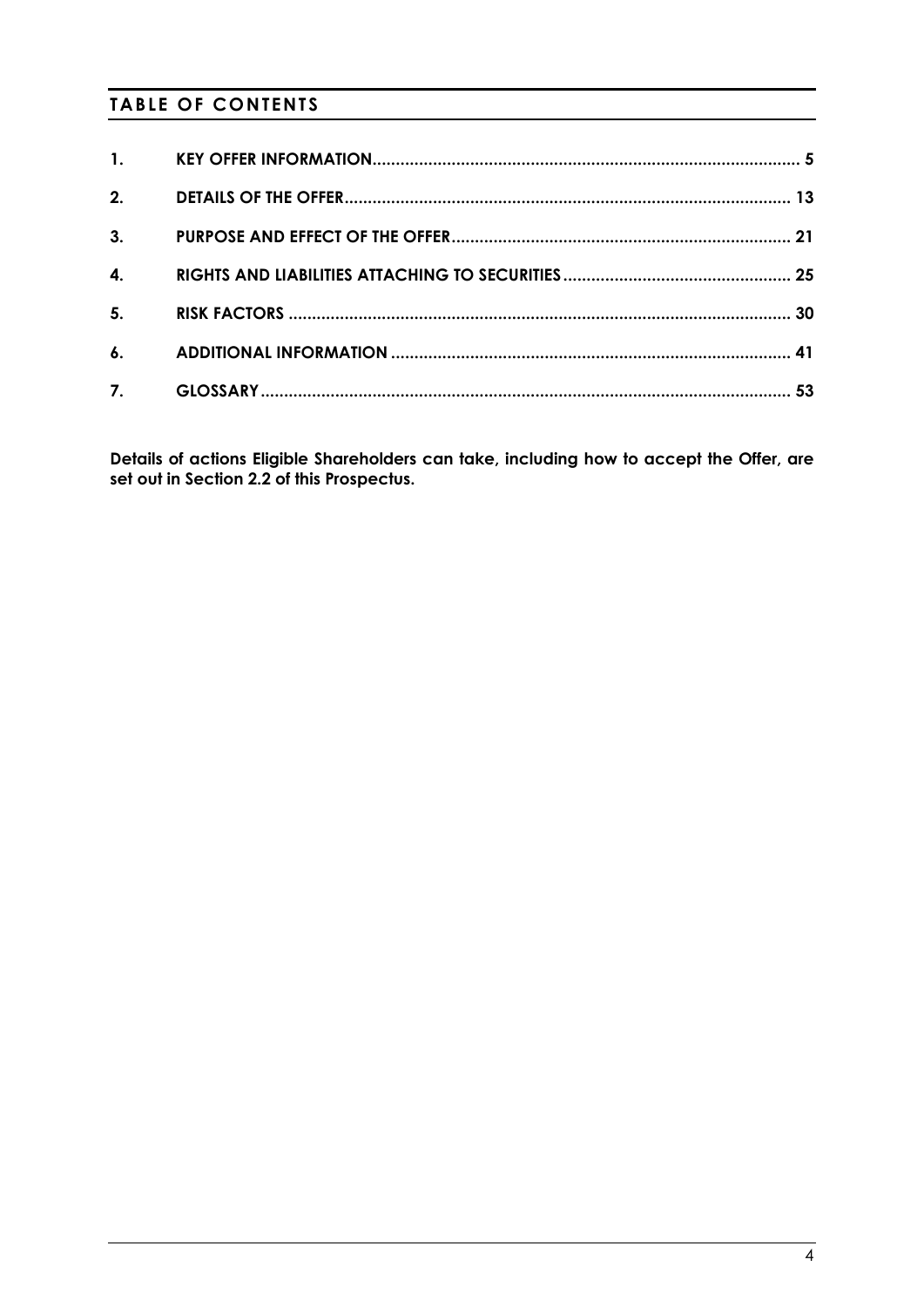# TABLE OF CONTENTS

| | | |
|---|---|---|
| 1. | KEY OFFER INFORMATION | 5 |
| 2. | DETAILS OF THE OFFER | 13 |
| 3. | PURPOSE AND EFFECT OF THE OFFER | 21 |
| 4. | RIGHTS AND LIABILITIES ATTACHING TO SECURITIES | 25 |
| 5. | RISK FACTORS | 30 |
| 6. | ADDITIONAL INFORMATION | 41 |
| 7. | GLOSSARY | 53 |

**Details of actions Eligible Shareholders can take, including how to accept the Offer, are set out in Section 2.2 of this Prospectus.**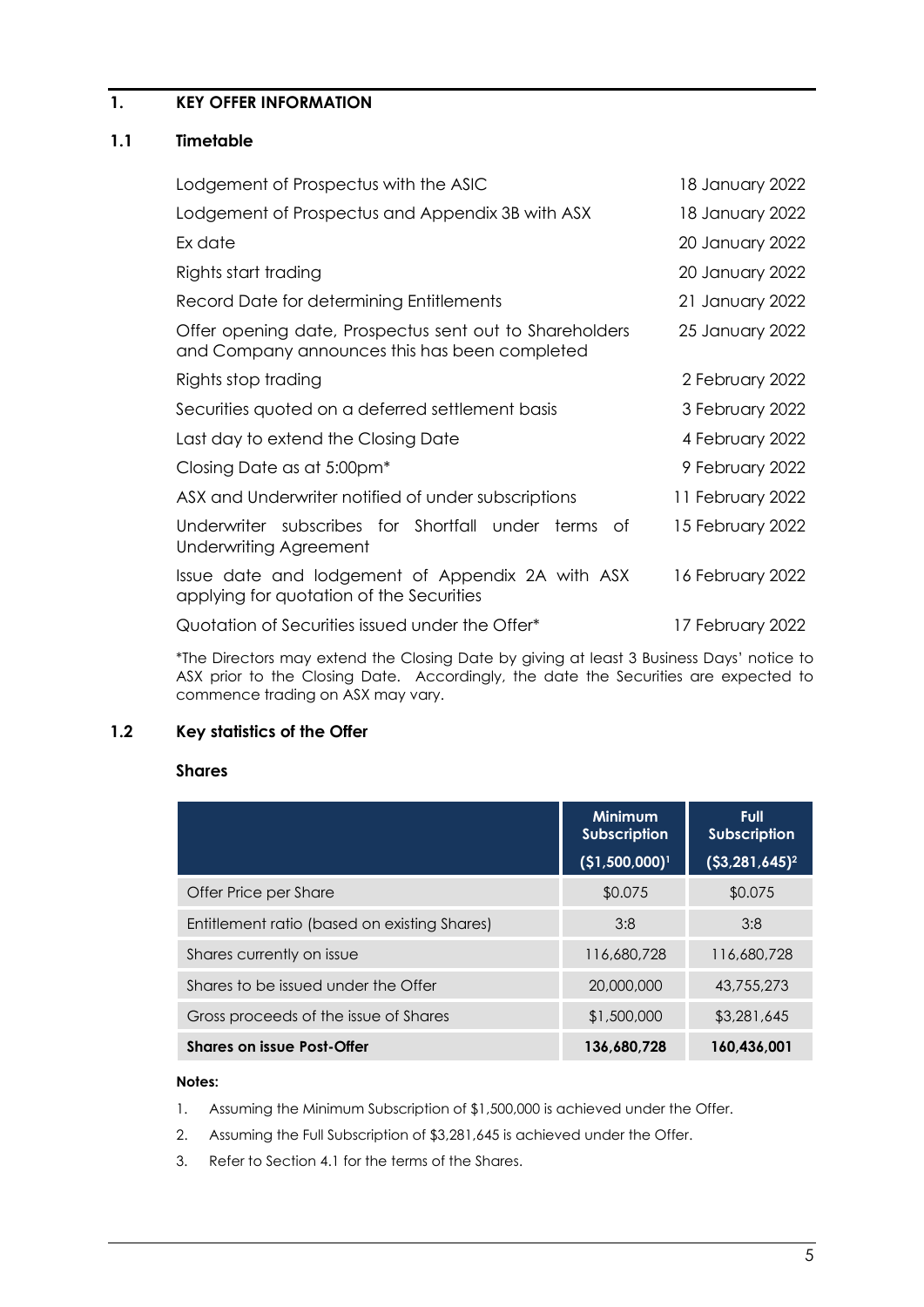# 1. KEY OFFER INFORMATION

## 1.1 Timetable

| | |
|---|---|
| Lodgement of Prospectus with the ASIC | 18 January 2022 |
| Lodgement of Prospectus and Appendix 3B with ASX | 18 January 2022 |
| Ex date | 20 January 2022 |
| Rights start trading | 20 January 2022 |
| Record Date for determining Entitlements | 21 January 2022 |
| Offer opening date, Prospectus sent out to Shareholders and Company announces this has been completed | 25 January 2022 |
| Rights stop trading | 2 February 2022 |
| Securities quoted on a deferred settlement basis | 3 February 2022 |
| Last day to extend the Closing Date | 4 February 2022 |
| Closing Date as at 5:00pm* | 9 February 2022 |
| ASX and Underwriter notified of under subscriptions | 11 February 2022 |
| Underwriter subscribes for Shortfall under terms of Underwriting Agreement | 15 February 2022 |
| Issue date and lodgement of Appendix 2A with ASX applying for quotation of the Securities | 16 February 2022 |
| Quotation of Securities issued under the Offer* | 17 February 2022 |

*The Directors may extend the Closing Date by giving at least 3 Business Days' notice to ASX prior to the Closing Date. Accordingly, the date the Securities are expected to commence trading on ASX may vary.

## 1.2 Key statistics of the Offer

### Shares

| | Minimum Subscription ($1,500,000)[1] | Full Subscription ($3,281,645)[2] |
|---|---|---|
| Offer Price per Share | $0.075 | $0.075 |
| Entitlement ratio (based on existing Shares) | 3:8 | 3:8 |
| Shares currently on issue | 116,680,728 | 116,680,728 |
| Shares to be issued under the Offer | 20,000,000 | 43,755,273 |
| Gross proceeds of the issue of Shares | $1,500,000 | $3,281,645 |
| **Shares on issue Post-Offer** | **136,680,728** | **160,436,001** |

**Notes:**

1. Assuming the Minimum Subscription of $1,500,000 is achieved under the Offer.
2. Assuming the Full Subscription of $3,281,645 is achieved under the Offer.
3. Refer to Section 4.1 for the terms of the Shares.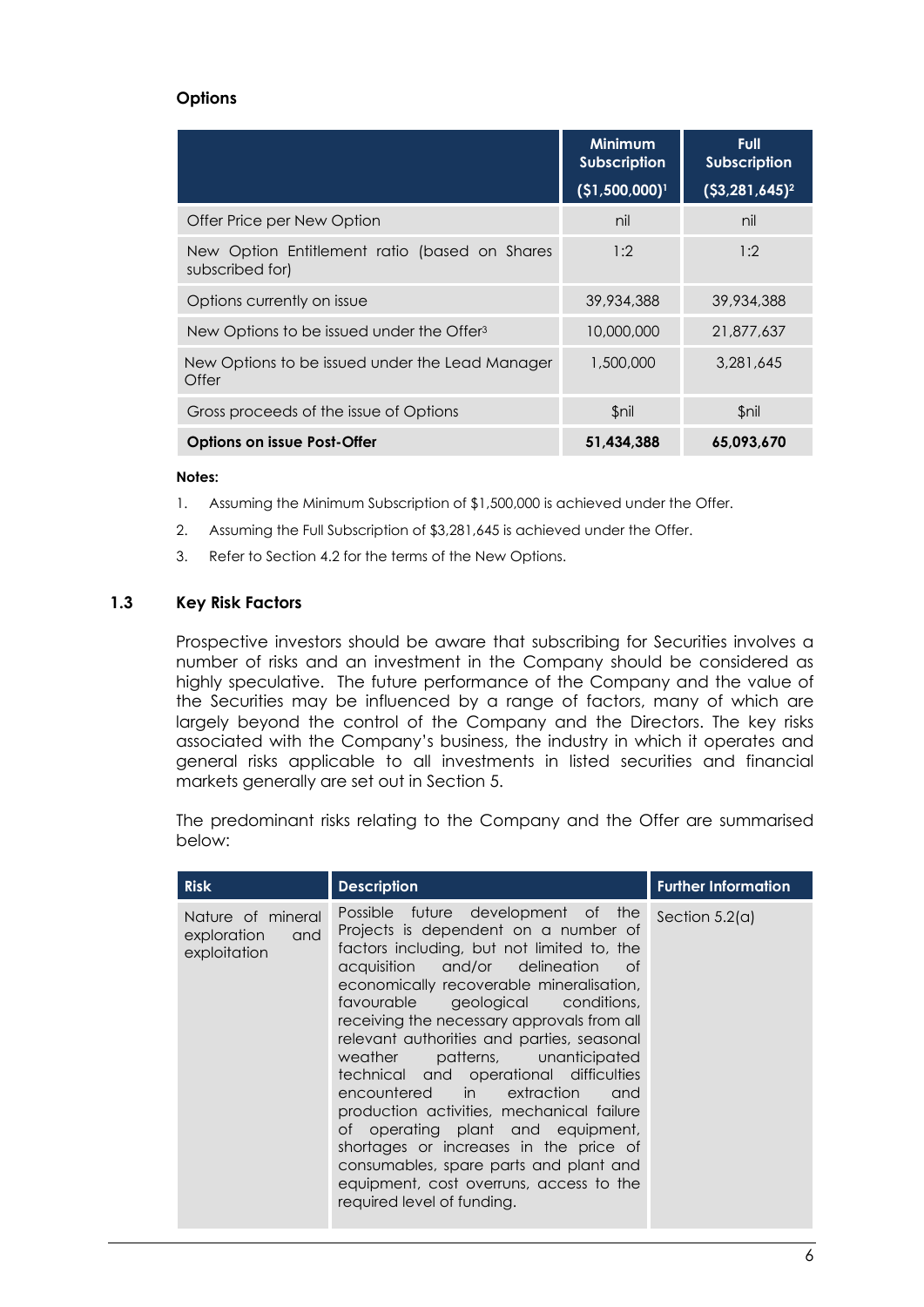**Options**

| | Minimum Subscription ($1,500,000)[1] | Full Subscription ($3,281,645)[2] |
|---|---|---|
| Offer Price per New Option | nil | nil |
| New Option Entitlement ratio (based on Shares subscribed for) | 1:2 | 1:2 |
| Options currently on issue | 39,934,388 | 39,934,388 |
| New Options to be issued under the Offer[3] | 10,000,000 | 21,877,637 |
| New Options to be issued under the Lead Manager Offer | 1,500,000 | 3,281,645 |
| Gross proceeds of the issue of Options | $nil | $nil |
| **Options on issue Post-Offer** | **51,434,388** | **65,093,670** |

**Notes:**

1. Assuming the Minimum Subscription of $1,500,000 is achieved under the Offer.
2. Assuming the Full Subscription of $3,281,645 is achieved under the Offer.
3. Refer to Section 4.2 for the terms of the New Options.

## 1.3 Key Risk Factors

Prospective investors should be aware that subscribing for Securities involves a number of risks and an investment in the Company should be considered as highly speculative. The future performance of the Company and the value of the Securities may be influenced by a range of factors, many of which are largely beyond the control of the Company and the Directors. The key risks associated with the Company's business, the industry in which it operates and general risks applicable to all investments in listed securities and financial markets generally are set out in Section 5.

The predominant risks relating to the Company and the Offer are summarised below:

| Risk | Description | Further Information |
|---|---|---|
| Nature of mineral exploration and exploitation | Possible future development of the Projects is dependent on a number of factors including, but not limited to, the acquisition and/or delineation of economically recoverable mineralisation, favourable geological conditions, receiving the necessary approvals from all relevant authorities and parties, seasonal weather patterns, unanticipated technical and operational difficulties encountered in extraction and production activities, mechanical failure of operating plant and equipment, shortages or increases in the price of consumables, spare parts and plant and equipment, cost overruns, access to the required level of funding. | Section 5.2(a) |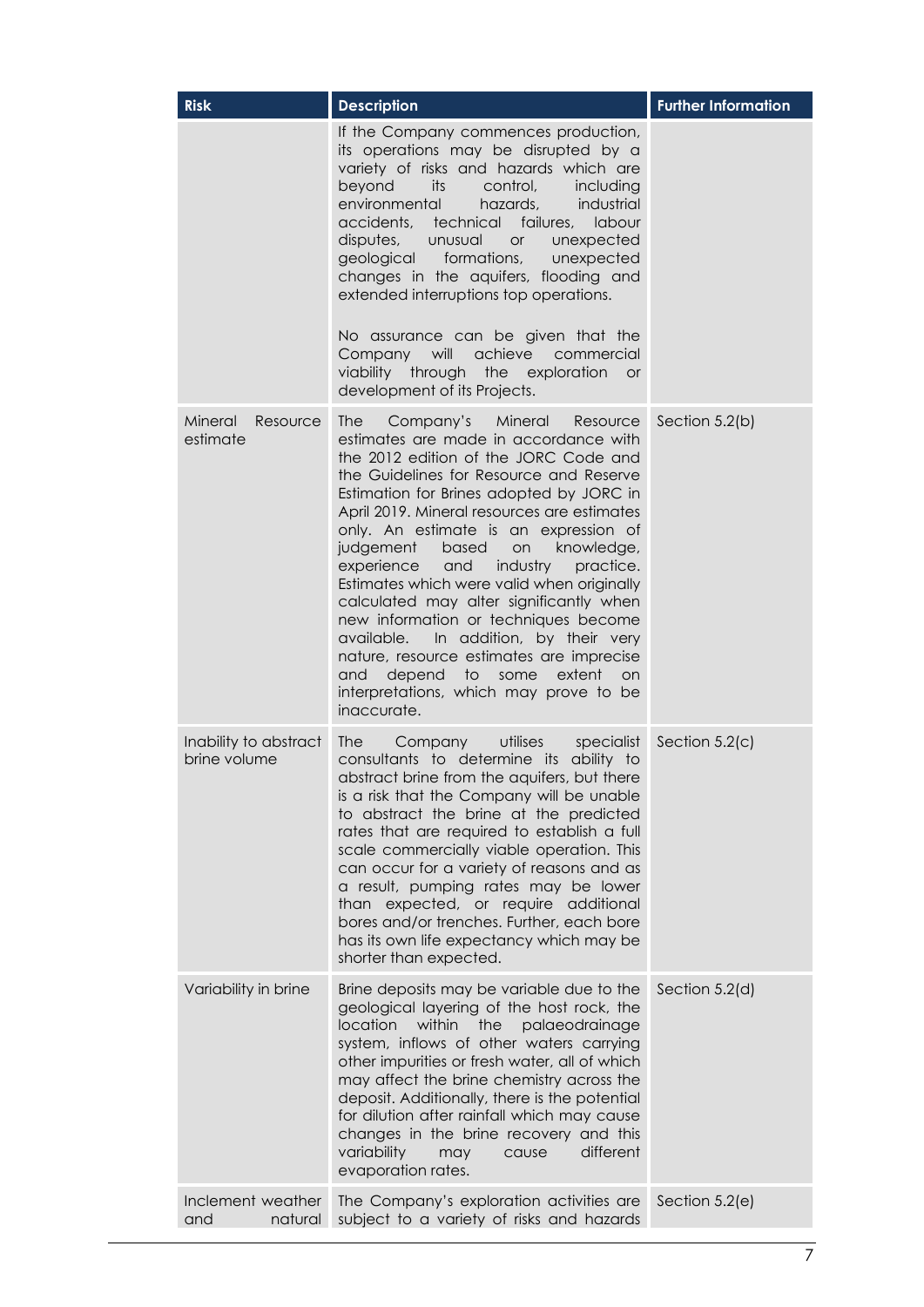| Risk | Description | Further Information |
|---|---|---|
| | If the Company commences production, its operations may be disrupted by a variety of risks and hazards which are beyond its control, including environmental hazards, industrial accidents, technical failures, labour disputes, unusual or unexpected geological formations, unexpected changes in the aquifers, flooding and extended interruptions top operations.<br><br>No assurance can be given that the Company will achieve commercial viability through the exploration or development of its Projects. | |
| Mineral Resource estimate | The Company's Mineral Resource estimates are made in accordance with the 2012 edition of the JORC Code and the Guidelines for Resource and Reserve Estimation for Brines adopted by JORC in April 2019. Mineral resources are estimates only. An estimate is an expression of judgement based on knowledge, experience and industry practice. Estimates which were valid when originally calculated may alter significantly when new information or techniques become available. In addition, by their very nature, resource estimates are imprecise and depend to some extent on interpretations, which may prove to be inaccurate. | Section 5.2(b) |
| Inability to abstract brine volume | The Company utilises specialist consultants to determine its ability to abstract brine from the aquifers, but there is a risk that the Company will be unable to abstract the brine at the predicted rates that are required to establish a full scale commercially viable operation. This can occur for a variety of reasons and as a result, pumping rates may be lower than expected, or require additional bores and/or trenches. Further, each bore has its own life expectancy which may be shorter than expected. | Section 5.2(c) |
| Variability in brine | Brine deposits may be variable due to the geological layering of the host rock, the location within the palaeodrainage system, inflows of other waters carrying other impurities or fresh water, all of which may affect the brine chemistry across the deposit. Additionally, there is the potential for dilution after rainfall which may cause changes in the brine recovery and this variability may cause different evaporation rates. | Section 5.2(d) |
| Inclement weather and natural | The Company's exploration activities are subject to a variety of risks and hazards | Section 5.2(e) |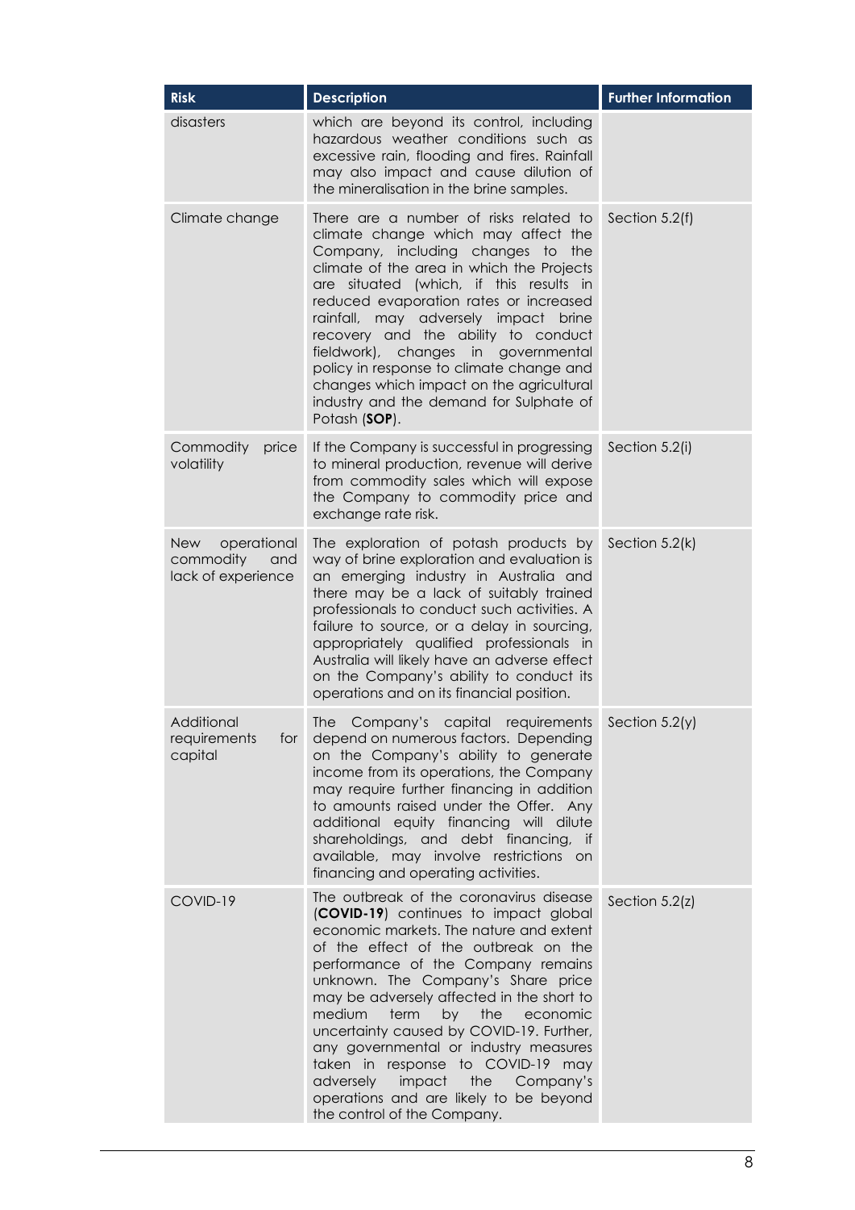| Risk | Description | Further Information |
| --- | --- | --- |
| disasters | which are beyond its control, including hazardous weather conditions such as excessive rain, flooding and fires. Rainfall may also impact and cause dilution of the mineralisation in the brine samples. | |
| Climate change | There are a number of risks related to climate change which may affect the Company, including changes to the climate of the area in which the Projects are situated (which, if this results in reduced evaporation rates or increased rainfall, may adversely impact brine recovery and the ability to conduct fieldwork), changes in governmental policy in response to climate change and changes which impact on the agricultural industry and the demand for Sulphate of Potash (**SOP**). | Section 5.2(f) |
| Commodity price volatility | If the Company is successful in progressing to mineral production, revenue will derive from commodity sales which will expose the Company to commodity price and exchange rate risk. | Section 5.2(i) |
| New operational commodity and lack of experience | The exploration of potash products by way of brine exploration and evaluation is an emerging industry in Australia and there may be a lack of suitably trained professionals to conduct such activities. A failure to source, or a delay in sourcing, appropriately qualified professionals in Australia will likely have an adverse effect on the Company's ability to conduct its operations and on its financial position. | Section 5.2(k) |
| Additional requirements for capital | The Company's capital requirements depend on numerous factors. Depending on the Company's ability to generate income from its operations, the Company may require further financing in addition to amounts raised under the Offer. Any additional equity financing will dilute shareholdings, and debt financing, if available, may involve restrictions on financing and operating activities. | Section 5.2(y) |
| COVID-19 | The outbreak of the coronavirus disease (**COVID-19**) continues to impact global economic markets. The nature and extent of the effect of the outbreak on the performance of the Company remains unknown. The Company's Share price may be adversely affected in the short to medium term by the economic uncertainty caused by COVID-19. Further, any governmental or industry measures taken in response to COVID-19 may adversely impact the Company's operations and are likely to be beyond the control of the Company. | Section 5.2(z) |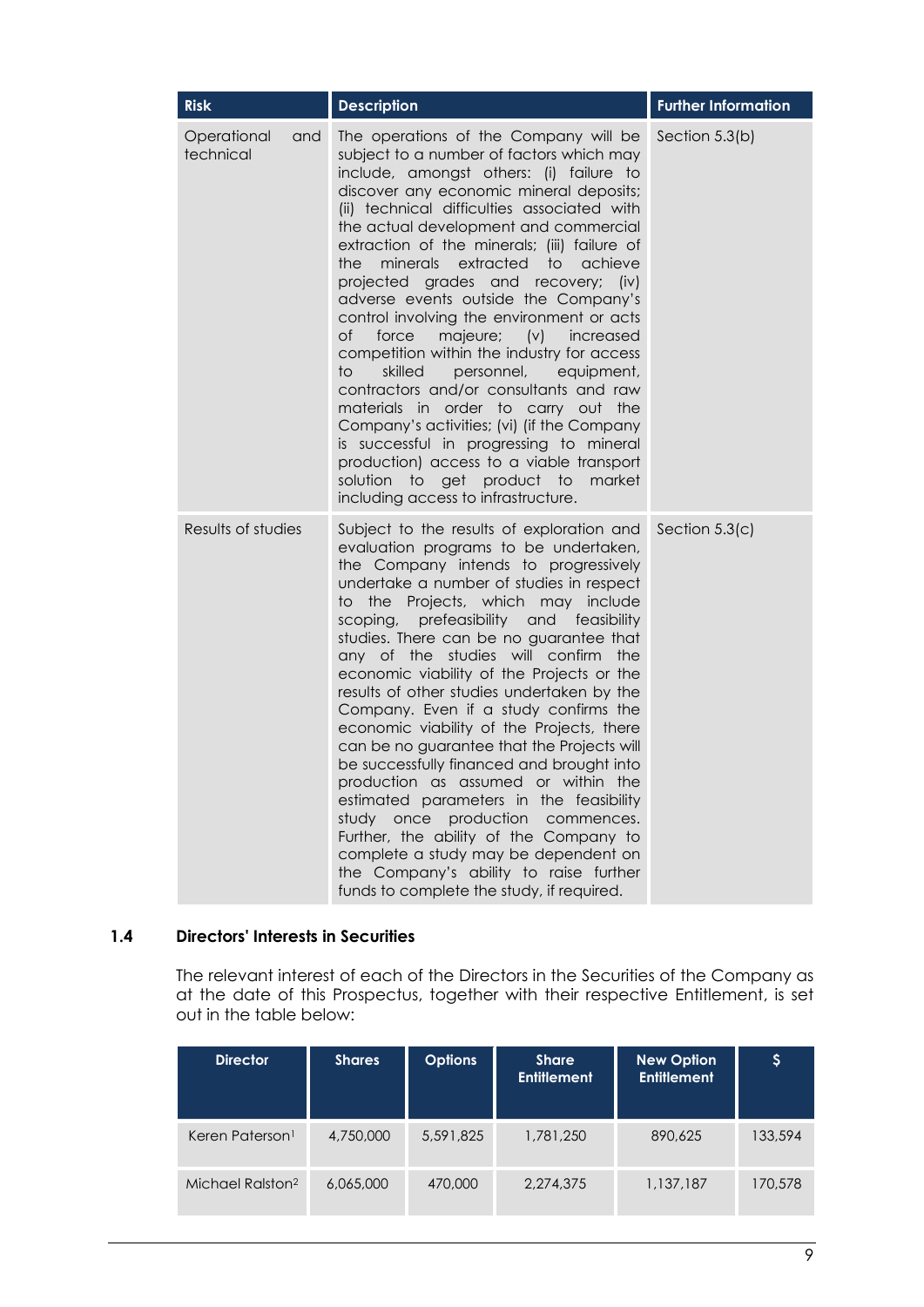| Risk | Description | Further Information |
|---|---|---|
| Operational and technical | The operations of the Company will be subject to a number of factors which may include, amongst others: (i) failure to discover any economic mineral deposits; (ii) technical difficulties associated with the actual development and commercial extraction of the minerals; (iii) failure of the minerals extracted to achieve projected grades and recovery; (iv) adverse events outside the Company's control involving the environment or acts of force majeure; (v) increased competition within the industry for access to skilled personnel, equipment, contractors and/or consultants and raw materials in order to carry out the Company's activities; (vi) (if the Company is successful in progressing to mineral production) access to a viable transport solution to get product to market including access to infrastructure. | Section 5.3(b) |
| Results of studies | Subject to the results of exploration and evaluation programs to be undertaken, the Company intends to progressively undertake a number of studies in respect to the Projects, which may include scoping, prefeasibility and feasibility studies. There can be no guarantee that any of the studies will confirm the economic viability of the Projects or the results of other studies undertaken by the Company. Even if a study confirms the economic viability of the Projects, there can be no guarantee that the Projects will be successfully financed and brought into production as assumed or within the estimated parameters in the feasibility study once production commences. Further, the ability of the Company to complete a study may be dependent on the Company's ability to raise further funds to complete the study, if required. | Section 5.3(c) |

## 1.4 Directors' Interests in Securities

The relevant interest of each of the Directors in the Securities of the Company as at the date of this Prospectus, together with their respective Entitlement, is set out in the table below:

| Director | Shares | Options | Share Entitlement | New Option Entitlement | $ |
|---|---|---|---|---|---|
| Keren Paterson[1] | 4,750,000 | 5,591,825 | 1,781,250 | 890,625 | 133,594 |
| Michael Ralston[2] | 6,065,000 | 470,000 | 2,274,375 | 1,137,187 | 170,578 |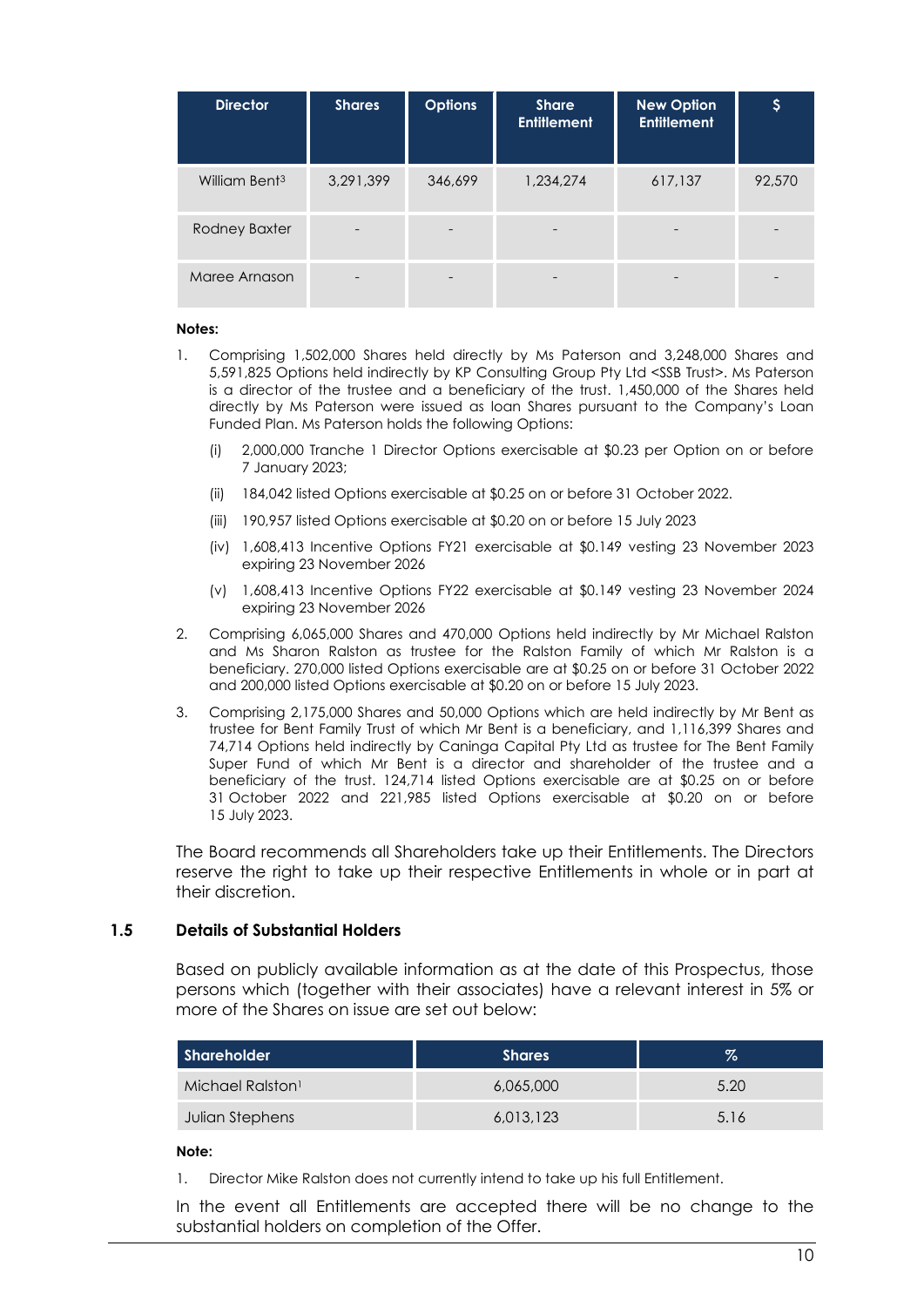| Director | Shares | Options | Share Entitlement | New Option Entitlement | $ |
|---|---|---|---|---|---|
| William Bent[3] | 3,291,399 | 346,699 | 1,234,274 | 617,137 | 92,570 |
| Rodney Baxter | - | - | - | - | - |
| Maree Arnason | - | - | - | - | - |

**Notes:**

1. Comprising 1,502,000 Shares held directly by Ms Paterson and 3,248,000 Shares and 5,591,825 Options held indirectly by KP Consulting Group Pty Ltd <SSB Trust>. Ms Paterson is a director of the trustee and a beneficiary of the trust. 1,450,000 of the Shares held directly by Ms Paterson were issued as loan Shares pursuant to the Company's Loan Funded Plan. Ms Paterson holds the following Options:
   (i) 2,000,000 Tranche 1 Director Options exercisable at $0.23 per Option on or before 7 January 2023;
   (ii) 184,042 listed Options exercisable at $0.25 on or before 31 October 2022.
   (iii) 190,957 listed Options exercisable at $0.20 on or before 15 July 2023
   (iv) 1,608,413 Incentive Options FY21 exercisable at $0.149 vesting 23 November 2023 expiring 23 November 2026
   (v) 1,608,413 Incentive Options FY22 exercisable at $0.149 vesting 23 November 2024 expiring 23 November 2026
2. Comprising 6,065,000 Shares and 470,000 Options held indirectly by Mr Michael Ralston and Ms Sharon Ralston as trustee for the Ralston Family of which Mr Ralston is a beneficiary. 270,000 listed Options exercisable are at $0.25 on or before 31 October 2022 and 200,000 listed Options exercisable at $0.20 on or before 15 July 2023.
3. Comprising 2,175,000 Shares and 50,000 Options which are held indirectly by Mr Bent as trustee for Bent Family Trust of which Mr Bent is a beneficiary, and 1,116,399 Shares and 74,714 Options held indirectly by Caninga Capital Pty Ltd as trustee for The Bent Family Super Fund of which Mr Bent is a director and shareholder of the trustee and a beneficiary of the trust. 124,714 listed Options exercisable are at $0.25 on or before 31 October 2022 and 221,985 listed Options exercisable at $0.20 on or before 15 July 2023.

The Board recommends all Shareholders take up their Entitlements. The Directors reserve the right to take up their respective Entitlements in whole or in part at their discretion.

### 1.5 Details of Substantial Holders

Based on publicly available information as at the date of this Prospectus, those persons which (together with their associates) have a relevant interest in 5% or more of the Shares on issue are set out below:

| Shareholder | Shares | % |
|---|---|---|
| Michael Ralston[1] | 6,065,000 | 5.20 |
| Julian Stephens | 6,013,123 | 5.16 |

**Note:**

1. Director Mike Ralston does not currently intend to take up his full Entitlement.

In the event all Entitlements are accepted there will be no change to the substantial holders on completion of the Offer.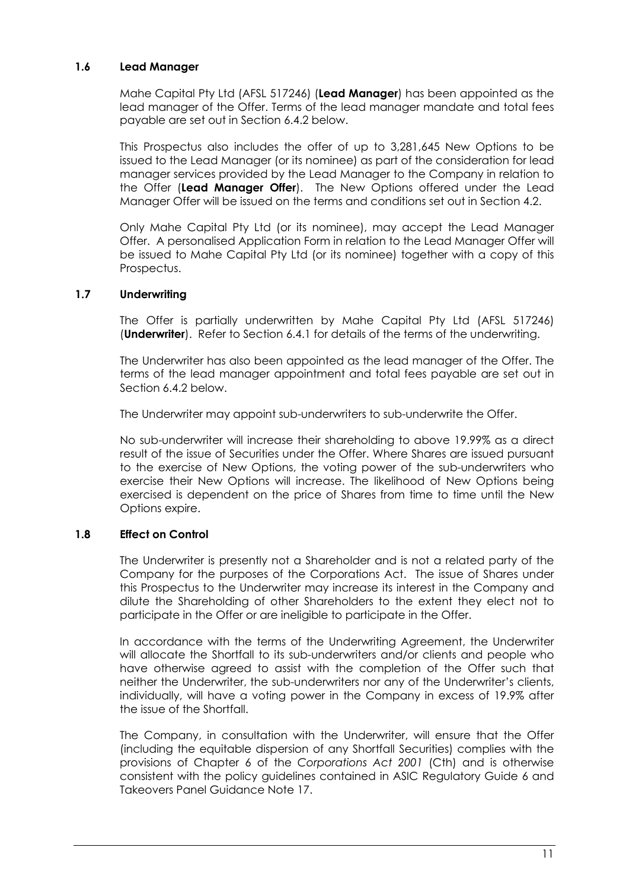### 1.6 Lead Manager

Mahe Capital Pty Ltd (AFSL 517246) (**Lead Manager**) has been appointed as the lead manager of the Offer. Terms of the lead manager mandate and total fees payable are set out in Section 6.4.2 below.

This Prospectus also includes the offer of up to 3,281,645 New Options to be issued to the Lead Manager (or its nominee) as part of the consideration for lead manager services provided by the Lead Manager to the Company in relation to the Offer (**Lead Manager Offer**). The New Options offered under the Lead Manager Offer will be issued on the terms and conditions set out in Section 4.2.

Only Mahe Capital Pty Ltd (or its nominee), may accept the Lead Manager Offer. A personalised Application Form in relation to the Lead Manager Offer will be issued to Mahe Capital Pty Ltd (or its nominee) together with a copy of this Prospectus.

### 1.7 Underwriting

The Offer is partially underwritten by Mahe Capital Pty Ltd (AFSL 517246) (**Underwriter**). Refer to Section 6.4.1 for details of the terms of the underwriting.

The Underwriter has also been appointed as the lead manager of the Offer. The terms of the lead manager appointment and total fees payable are set out in Section 6.4.2 below.

The Underwriter may appoint sub-underwriters to sub-underwrite the Offer.

No sub-underwriter will increase their shareholding to above 19.99% as a direct result of the issue of Securities under the Offer. Where Shares are issued pursuant to the exercise of New Options, the voting power of the sub-underwriters who exercise their New Options will increase. The likelihood of New Options being exercised is dependent on the price of Shares from time to time until the New Options expire.

### 1.8 Effect on Control

The Underwriter is presently not a Shareholder and is not a related party of the Company for the purposes of the Corporations Act. The issue of Shares under this Prospectus to the Underwriter may increase its interest in the Company and dilute the Shareholding of other Shareholders to the extent they elect not to participate in the Offer or are ineligible to participate in the Offer.

In accordance with the terms of the Underwriting Agreement, the Underwriter will allocate the Shortfall to its sub-underwriters and/or clients and people who have otherwise agreed to assist with the completion of the Offer such that neither the Underwriter, the sub-underwriters nor any of the Underwriter's clients, individually, will have a voting power in the Company in excess of 19.9% after the issue of the Shortfall.

The Company, in consultation with the Underwriter, will ensure that the Offer (including the equitable dispersion of any Shortfall Securities) complies with the provisions of Chapter 6 of the *Corporations Act 2001* (Cth) and is otherwise consistent with the policy guidelines contained in ASIC Regulatory Guide 6 and Takeovers Panel Guidance Note 17.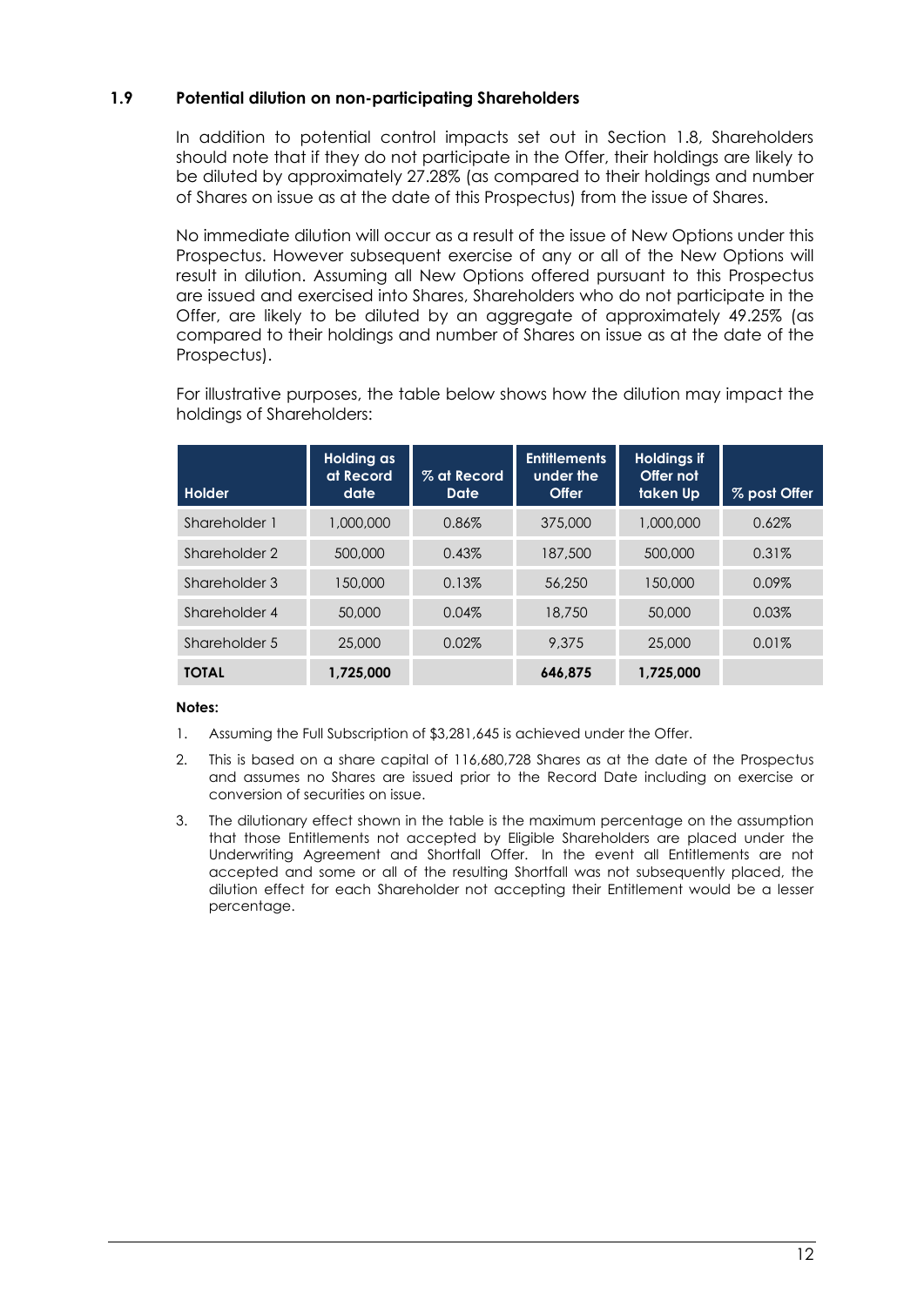### 1.9 Potential dilution on non-participating Shareholders

In addition to potential control impacts set out in Section 1.8, Shareholders should note that if they do not participate in the Offer, their holdings are likely to be diluted by approximately 27.28% (as compared to their holdings and number of Shares on issue as at the date of this Prospectus) from the issue of Shares.

No immediate dilution will occur as a result of the issue of New Options under this Prospectus. However subsequent exercise of any or all of the New Options will result in dilution. Assuming all New Options offered pursuant to this Prospectus are issued and exercised into Shares, Shareholders who do not participate in the Offer, are likely to be diluted by an aggregate of approximately 49.25% (as compared to their holdings and number of Shares on issue as at the date of the Prospectus).

For illustrative purposes, the table below shows how the dilution may impact the holdings of Shareholders:

| Holder | Holding as at Record date | % at Record Date | Entitlements under the Offer | Holdings if Offer not taken Up | % post Offer |
|---|---|---|---|---|---|
| Shareholder 1 | 1,000,000 | 0.86% | 375,000 | 1,000,000 | 0.62% |
| Shareholder 2 | 500,000 | 0.43% | 187,500 | 500,000 | 0.31% |
| Shareholder 3 | 150,000 | 0.13% | 56,250 | 150,000 | 0.09% |
| Shareholder 4 | 50,000 | 0.04% | 18,750 | 50,000 | 0.03% |
| Shareholder 5 | 25,000 | 0.02% | 9,375 | 25,000 | 0.01% |
| **TOTAL** | **1,725,000** | | **646,875** | **1,725,000** | |

**Notes:**

1. Assuming the Full Subscription of $3,281,645 is achieved under the Offer.
2. This is based on a share capital of 116,680,728 Shares as at the date of the Prospectus and assumes no Shares are issued prior to the Record Date including on exercise or conversion of securities on issue.
3. The dilutionary effect shown in the table is the maximum percentage on the assumption that those Entitlements not accepted by Eligible Shareholders are placed under the Underwriting Agreement and Shortfall Offer. In the event all Entitlements are not accepted and some or all of the resulting Shortfall was not subsequently placed, the dilution effect for each Shareholder not accepting their Entitlement would be a lesser percentage.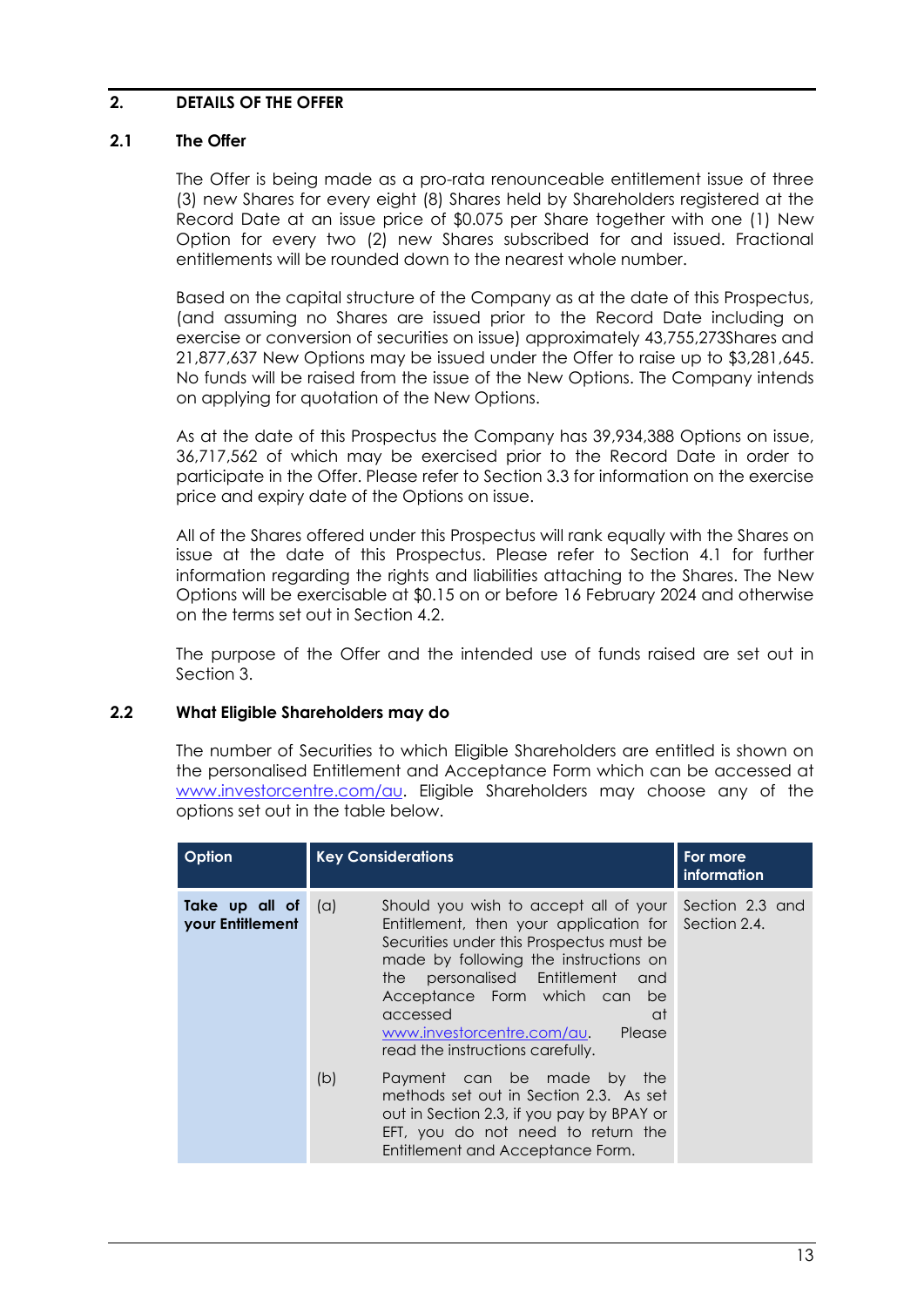## 2. DETAILS OF THE OFFER

### 2.1 The Offer

The Offer is being made as a pro-rata renounceable entitlement issue of three (3) new Shares for every eight (8) Shares held by Shareholders registered at the Record Date at an issue price of $0.075 per Share together with one (1) New Option for every two (2) new Shares subscribed for and issued. Fractional entitlements will be rounded down to the nearest whole number.

Based on the capital structure of the Company as at the date of this Prospectus, (and assuming no Shares are issued prior to the Record Date including on exercise or conversion of securities on issue) approximately 43,755,273Shares and 21,877,637 New Options may be issued under the Offer to raise up to $3,281,645. No funds will be raised from the issue of the New Options. The Company intends on applying for quotation of the New Options.

As at the date of this Prospectus the Company has 39,934,388 Options on issue, 36,717,562 of which may be exercised prior to the Record Date in order to participate in the Offer. Please refer to Section 3.3 for information on the exercise price and expiry date of the Options on issue.

All of the Shares offered under this Prospectus will rank equally with the Shares on issue at the date of this Prospectus. Please refer to Section 4.1 for further information regarding the rights and liabilities attaching to the Shares. The New Options will be exercisable at $0.15 on or before 16 February 2024 and otherwise on the terms set out in Section 4.2.

The purpose of the Offer and the intended use of funds raised are set out in Section 3.

### 2.2 What Eligible Shareholders may do

The number of Securities to which Eligible Shareholders are entitled is shown on the personalised Entitlement and Acceptance Form which can be accessed at www.investorcentre.com/au. Eligible Shareholders may choose any of the options set out in the table below.

| Option | Key Considerations | For more information |
|---|---|---|
| **Take up all of your Entitlement** | (a) Should you wish to accept all of your Entitlement, then your application for Securities under this Prospectus must be made by following the instructions on the personalised Entitlement and Acceptance Form which can be accessed at www.investorcentre.com/au. Please read the instructions carefully.<br><br>(b) Payment can be made by the methods set out in Section 2.3. As set out in Section 2.3, if you pay by BPAY or EFT, you do not need to return the Entitlement and Acceptance Form. | Section 2.3 and Section 2.4. |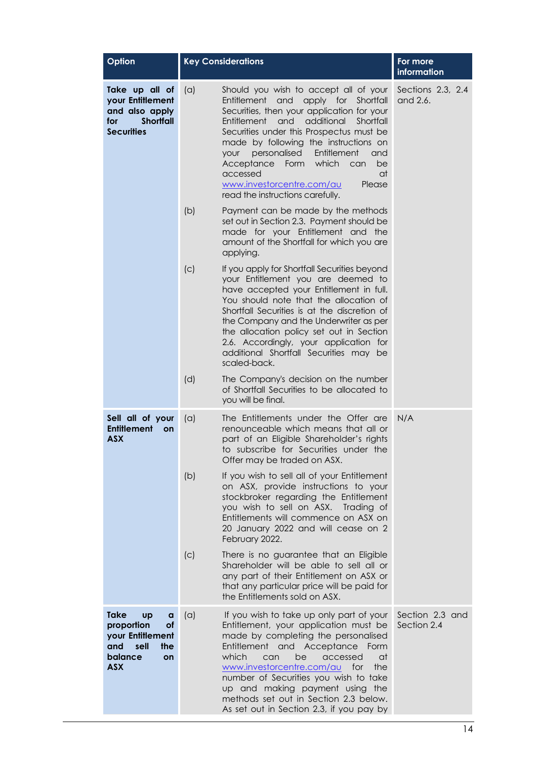| Option | Key Considerations | For more information |
|---|---|---|
| **Take up all of your Entitlement and also apply for Shortfall Securities** | (a) Should you wish to accept all of your Entitlement and apply for Shortfall Securities, then your application for your Entitlement and additional Shortfall Securities under this Prospectus must be made by following the instructions on your personalised Entitlement and Acceptance Form which can be accessed at www.investorcentre.com/au Please read the instructions carefully.<br><br>(b) Payment can be made by the methods set out in Section 2.3. Payment should be made for your Entitlement and the amount of the Shortfall for which you are applying.<br><br>(c) If you apply for Shortfall Securities beyond your Entitlement you are deemed to have accepted your Entitlement in full. You should note that the allocation of Shortfall Securities is at the discretion of the Company and the Underwriter as per the allocation policy set out in Section 2.6. Accordingly, your application for additional Shortfall Securities may be scaled-back.<br><br>(d) The Company's decision on the number of Shortfall Securities to be allocated to you will be final. | Sections 2.3, 2.4 and 2.6. |
| **Sell all of your Entitlement on ASX** | (a) The Entitlements under the Offer are renounceable which means that all or part of an Eligible Shareholder's rights to subscribe for Securities under the Offer may be traded on ASX.<br><br>(b) If you wish to sell all of your Entitlement on ASX, provide instructions to your stockbroker regarding the Entitlement you wish to sell on ASX. Trading of Entitlements will commence on ASX on 20 January 2022 and will cease on 2 February 2022.<br><br>(c) There is no guarantee that an Eligible Shareholder will be able to sell all or any part of their Entitlement on ASX or that any particular price will be paid for the Entitlements sold on ASX. | N/A |
| **Take up a proportion of your Entitlement and sell the balance on ASX** | (a) If you wish to take up only part of your Entitlement, your application must be made by completing the personalised Entitlement and Acceptance Form which can be accessed at www.investorcentre.com/au for the number of Securities you wish to take up and making payment using the methods set out in Section 2.3 below. As set out in Section 2.3, if you pay by | Section 2.3 and Section 2.4 |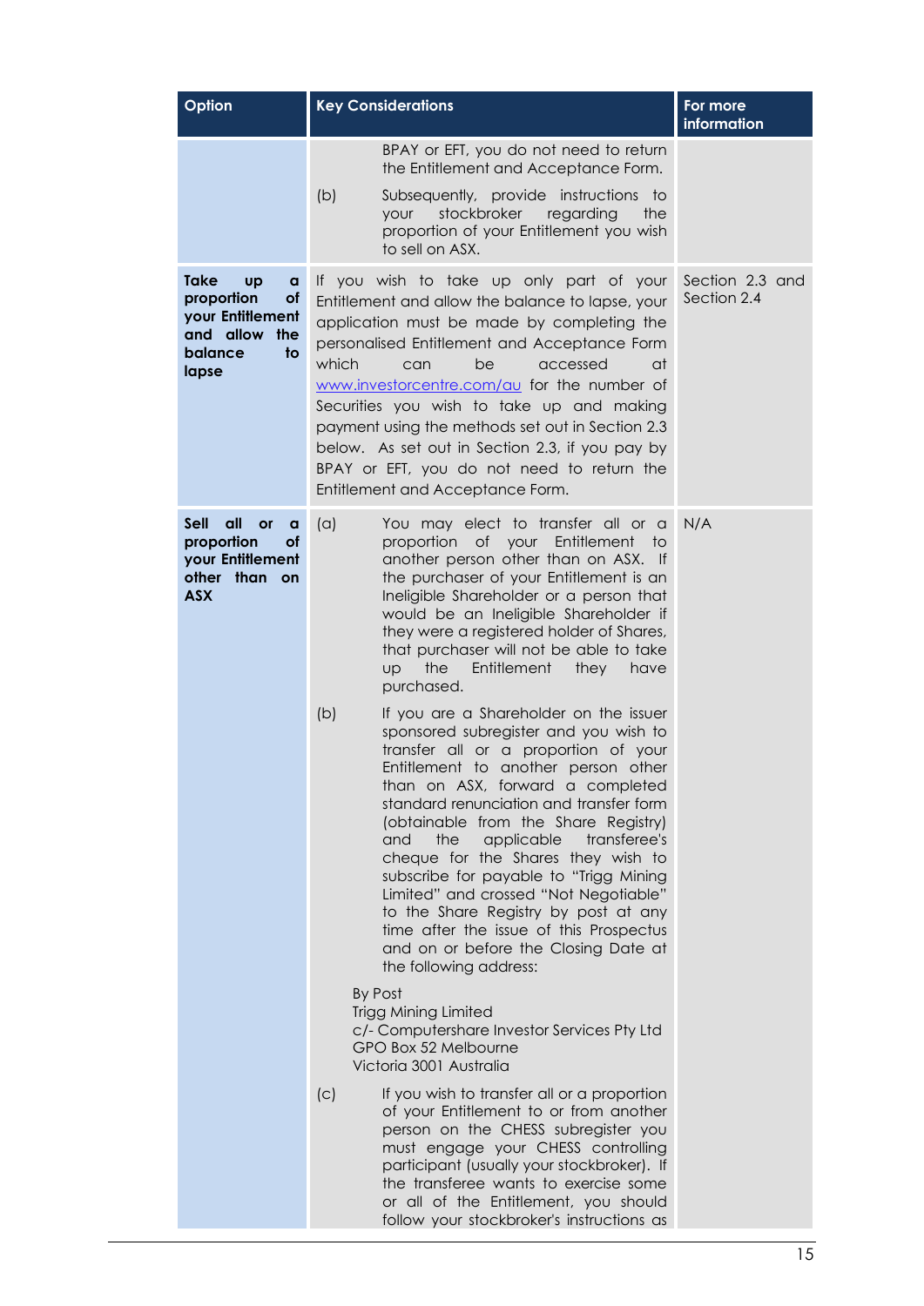| Option | Key Considerations | For more information |
|---|---|---|
| | BPAY or EFT, you do not need to return the Entitlement and Acceptance Form.<br><br>(b) Subsequently, provide instructions to your stockbroker regarding the proportion of your Entitlement you wish to sell on ASX. | |
| **Take up a proportion of your Entitlement and allow the balance to lapse** | If you wish to take up only part of your Entitlement and allow the balance to lapse, your application must be made by completing the personalised Entitlement and Acceptance Form which can be accessed at www.investorcentre.com/au for the number of Securities you wish to take up and making payment using the methods set out in Section 2.3 below. As set out in Section 2.3, if you pay by BPAY or EFT, you do not need to return the Entitlement and Acceptance Form. | Section 2.3 and Section 2.4 |
| **Sell all or a proportion of your Entitlement other than on ASX** | (a) You may elect to transfer all or a proportion of your Entitlement to another person other than on ASX. If the purchaser of your Entitlement is an Ineligible Shareholder or a person that would be an Ineligible Shareholder if they were a registered holder of Shares, that purchaser will not be able to take up the Entitlement they have purchased.<br><br>(b) If you are a Shareholder on the issuer sponsored subregister and you wish to transfer all or a proportion of your Entitlement to another person other than on ASX, forward a completed standard renunciation and transfer form (obtainable from the Share Registry) and the applicable transferee's cheque for the Shares they wish to subscribe for payable to "Trigg Mining Limited" and crossed "Not Negotiable" to the Share Registry by post at any time after the issue of this Prospectus and on or before the Closing Date at the following address:<br><br>By Post<br>Trigg Mining Limited<br>c/- Computershare Investor Services Pty Ltd<br>GPO Box 52 Melbourne<br>Victoria 3001 Australia<br><br>(c) If you wish to transfer all or a proportion of your Entitlement to or from another person on the CHESS subregister you must engage your CHESS controlling participant (usually your stockbroker). If the transferee wants to exercise some or all of the Entitlement, you should follow your stockbroker's instructions as | N/A |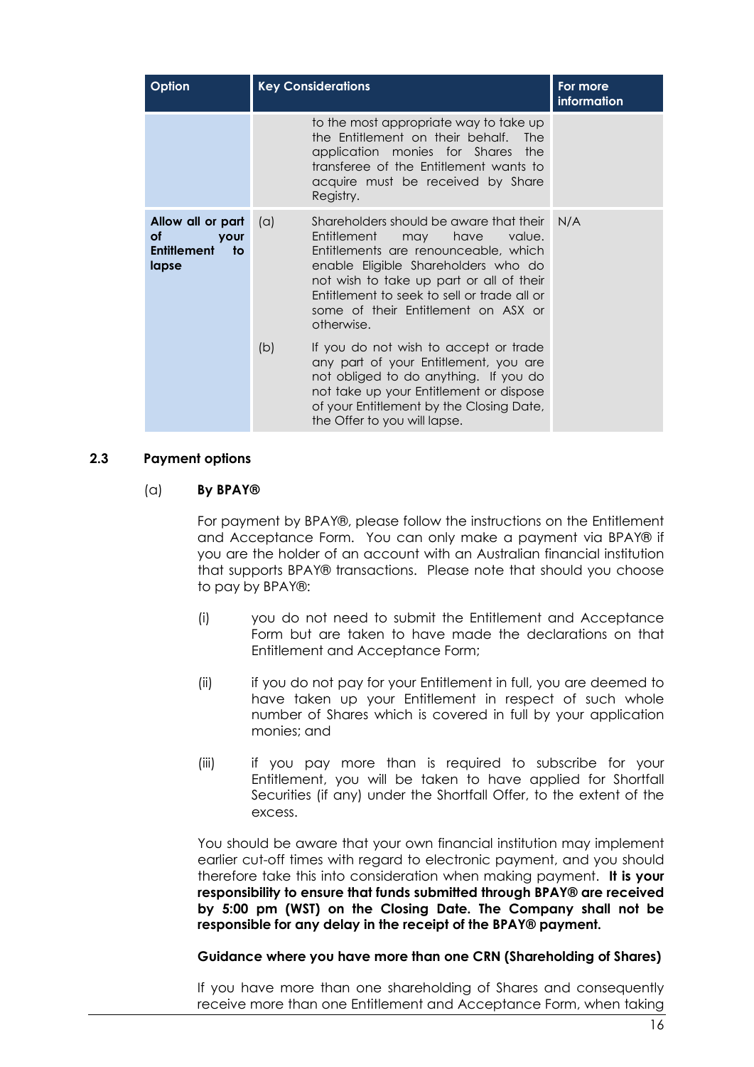| Option | Key Considerations | For more information |
|---|---|---|
| | to the most appropriate way to take up the Entitlement on their behalf. The application monies for Shares the transferee of the Entitlement wants to acquire must be received by Share Registry. | |
| **Allow all or part of your Entitlement to lapse** | (a) Shareholders should be aware that their Entitlement may have value. Entitlements are renounceable, which enable Eligible Shareholders who do not wish to take up part or all of their Entitlement to seek to sell or trade all or some of their Entitlement on ASX or otherwise.<br><br>(b) If you do not wish to accept or trade any part of your Entitlement, you are not obliged to do anything. If you do not take up your Entitlement or dispose of your Entitlement by the Closing Date, the Offer to you will lapse. | N/A |

## 2.3 Payment options

(a) **By BPAY®**

For payment by BPAY®, please follow the instructions on the Entitlement and Acceptance Form. You can only make a payment via BPAY® if you are the holder of an account with an Australian financial institution that supports BPAY® transactions. Please note that should you choose to pay by BPAY®:

(i) you do not need to submit the Entitlement and Acceptance Form but are taken to have made the declarations on that Entitlement and Acceptance Form;

(ii) if you do not pay for your Entitlement in full, you are deemed to have taken up your Entitlement in respect of such whole number of Shares which is covered in full by your application monies; and

(iii) if you pay more than is required to subscribe for your Entitlement, you will be taken to have applied for Shortfall Securities (if any) under the Shortfall Offer, to the extent of the excess.

You should be aware that your own financial institution may implement earlier cut-off times with regard to electronic payment, and you should therefore take this into consideration when making payment. **It is your responsibility to ensure that funds submitted through BPAY® are received by 5:00 pm (WST) on the Closing Date. The Company shall not be responsible for any delay in the receipt of the BPAY® payment.**

**Guidance where you have more than one CRN (Shareholding of Shares)**

If you have more than one shareholding of Shares and consequently receive more than one Entitlement and Acceptance Form, when taking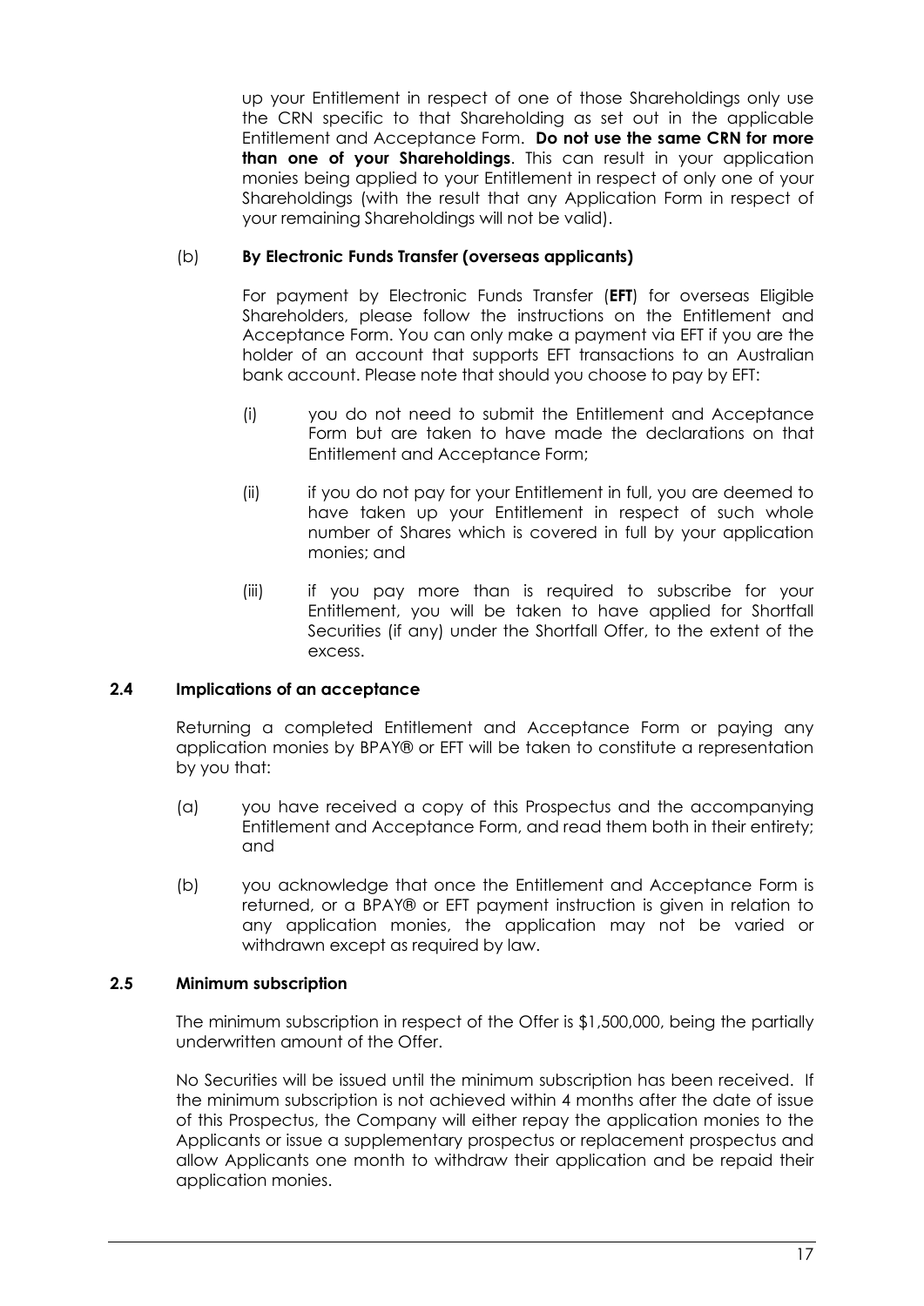up your Entitlement in respect of one of those Shareholdings only use the CRN specific to that Shareholding as set out in the applicable Entitlement and Acceptance Form. **Do not use the same CRN for more than one of your Shareholdings**. This can result in your application monies being applied to your Entitlement in respect of only one of your Shareholdings (with the result that any Application Form in respect of your remaining Shareholdings will not be valid).

(b) **By Electronic Funds Transfer (overseas applicants)**

For payment by Electronic Funds Transfer (**EFT**) for overseas Eligible Shareholders, please follow the instructions on the Entitlement and Acceptance Form. You can only make a payment via EFT if you are the holder of an account that supports EFT transactions to an Australian bank account. Please note that should you choose to pay by EFT:

(i) you do not need to submit the Entitlement and Acceptance Form but are taken to have made the declarations on that Entitlement and Acceptance Form;

(ii) if you do not pay for your Entitlement in full, you are deemed to have taken up your Entitlement in respect of such whole number of Shares which is covered in full by your application monies; and

(iii) if you pay more than is required to subscribe for your Entitlement, you will be taken to have applied for Shortfall Securities (if any) under the Shortfall Offer, to the extent of the excess.

### 2.4 Implications of an acceptance

Returning a completed Entitlement and Acceptance Form or paying any application monies by BPAY® or EFT will be taken to constitute a representation by you that:

(a) you have received a copy of this Prospectus and the accompanying Entitlement and Acceptance Form, and read them both in their entirety; and

(b) you acknowledge that once the Entitlement and Acceptance Form is returned, or a BPAY® or EFT payment instruction is given in relation to any application monies, the application may not be varied or withdrawn except as required by law.

### 2.5 Minimum subscription

The minimum subscription in respect of the Offer is $1,500,000, being the partially underwritten amount of the Offer.

No Securities will be issued until the minimum subscription has been received. If the minimum subscription is not achieved within 4 months after the date of issue of this Prospectus, the Company will either repay the application monies to the Applicants or issue a supplementary prospectus or replacement prospectus and allow Applicants one month to withdraw their application and be repaid their application monies.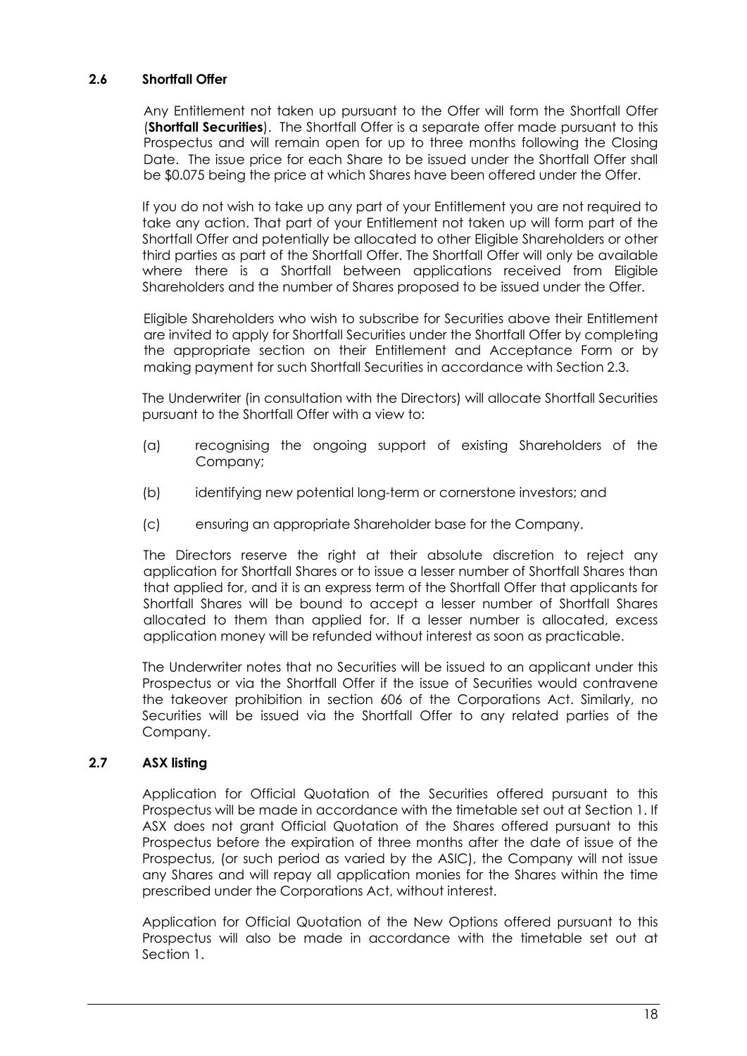### 2.6 Shortfall Offer

Any Entitlement not taken up pursuant to the Offer will form the Shortfall Offer (**Shortfall Securities**). The Shortfall Offer is a separate offer made pursuant to this Prospectus and will remain open for up to three months following the Closing Date. The issue price for each Share to be issued under the Shortfall Offer shall be $0.075 being the price at which Shares have been offered under the Offer.

If you do not wish to take up any part of your Entitlement you are not required to take any action. That part of your Entitlement not taken up will form part of the Shortfall Offer and potentially be allocated to other Eligible Shareholders or other third parties as part of the Shortfall Offer. The Shortfall Offer will only be available where there is a Shortfall between applications received from Eligible Shareholders and the number of Shares proposed to be issued under the Offer.

Eligible Shareholders who wish to subscribe for Securities above their Entitlement are invited to apply for Shortfall Securities under the Shortfall Offer by completing the appropriate section on their Entitlement and Acceptance Form or by making payment for such Shortfall Securities in accordance with Section 2.3.

The Underwriter (in consultation with the Directors) will allocate Shortfall Securities pursuant to the Shortfall Offer with a view to:

(a) recognising the ongoing support of existing Shareholders of the Company;

(b) identifying new potential long-term or cornerstone investors; and

(c) ensuring an appropriate Shareholder base for the Company.

The Directors reserve the right at their absolute discretion to reject any application for Shortfall Shares or to issue a lesser number of Shortfall Shares than that applied for, and it is an express term of the Shortfall Offer that applicants for Shortfall Shares will be bound to accept a lesser number of Shortfall Shares allocated to them than applied for. If a lesser number is allocated, excess application money will be refunded without interest as soon as practicable.

The Underwriter notes that no Securities will be issued to an applicant under this Prospectus or via the Shortfall Offer if the issue of Securities would contravene the takeover prohibition in section 606 of the Corporations Act. Similarly, no Securities will be issued via the Shortfall Offer to any related parties of the Company.

### 2.7 ASX listing

Application for Official Quotation of the Securities offered pursuant to this Prospectus will be made in accordance with the timetable set out at Section 1. If ASX does not grant Official Quotation of the Shares offered pursuant to this Prospectus before the expiration of three months after the date of issue of the Prospectus, (or such period as varied by the ASIC), the Company will not issue any Shares and will repay all application monies for the Shares within the time prescribed under the Corporations Act, without interest.

Application for Official Quotation of the New Options offered pursuant to this Prospectus will also be made in accordance with the timetable set out at Section 1.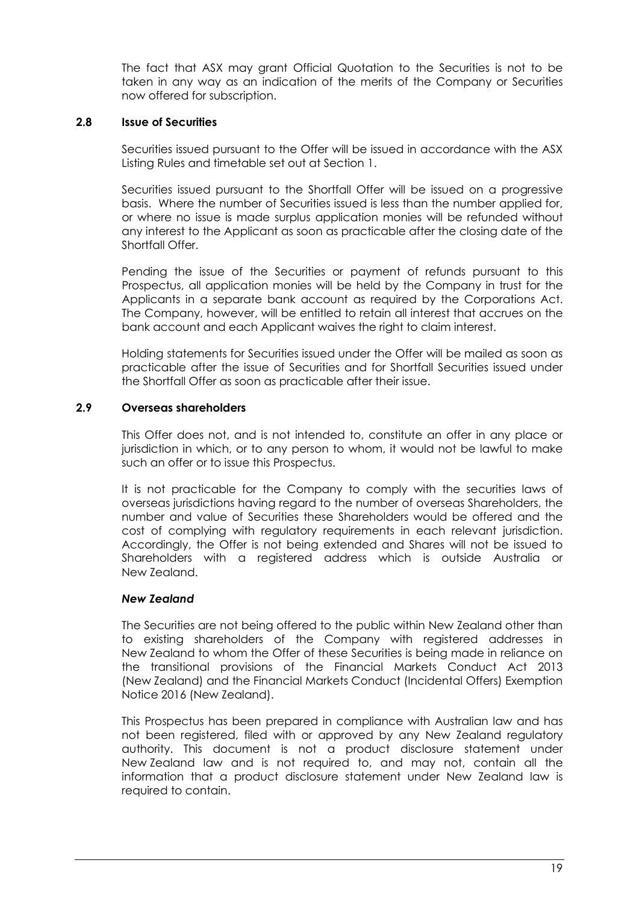The fact that ASX may grant Official Quotation to the Securities is not to be taken in any way as an indication of the merits of the Company or Securities now offered for subscription.

### 2.8 Issue of Securities

Securities issued pursuant to the Offer will be issued in accordance with the ASX Listing Rules and timetable set out at Section 1.

Securities issued pursuant to the Shortfall Offer will be issued on a progressive basis. Where the number of Securities issued is less than the number applied for, or where no issue is made surplus application monies will be refunded without any interest to the Applicant as soon as practicable after the closing date of the Shortfall Offer.

Pending the issue of the Securities or payment of refunds pursuant to this Prospectus, all application monies will be held by the Company in trust for the Applicants in a separate bank account as required by the Corporations Act. The Company, however, will be entitled to retain all interest that accrues on the bank account and each Applicant waives the right to claim interest.

Holding statements for Securities issued under the Offer will be mailed as soon as practicable after the issue of Securities and for Shortfall Securities issued under the Shortfall Offer as soon as practicable after their issue.

### 2.9 Overseas shareholders

This Offer does not, and is not intended to, constitute an offer in any place or jurisdiction in which, or to any person to whom, it would not be lawful to make such an offer or to issue this Prospectus.

It is not practicable for the Company to comply with the securities laws of overseas jurisdictions having regard to the number of overseas Shareholders, the number and value of Securities these Shareholders would be offered and the cost of complying with regulatory requirements in each relevant jurisdiction. Accordingly, the Offer is not being extended and Shares will not be issued to Shareholders with a registered address which is outside Australia or New Zealand.

***New Zealand***

The Securities are not being offered to the public within New Zealand other than to existing shareholders of the Company with registered addresses in New Zealand to whom the Offer of these Securities is being made in reliance on the transitional provisions of the Financial Markets Conduct Act 2013 (New Zealand) and the Financial Markets Conduct (Incidental Offers) Exemption Notice 2016 (New Zealand).

This Prospectus has been prepared in compliance with Australian law and has not been registered, filed with or approved by any New Zealand regulatory authority. This document is not a product disclosure statement under New Zealand law and is not required to, and may not, contain all the information that a product disclosure statement under New Zealand law is required to contain.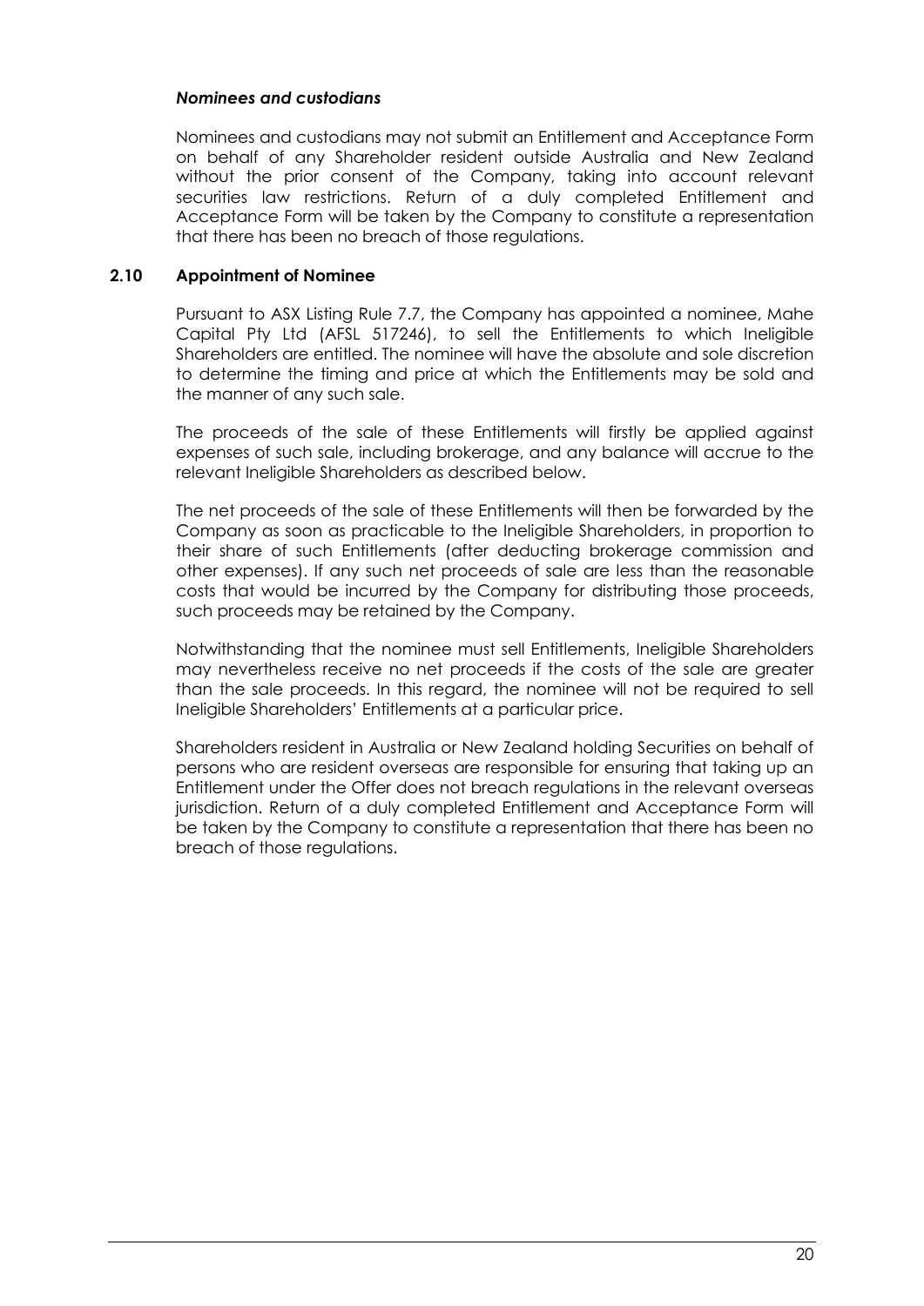***Nominees and custodians***

Nominees and custodians may not submit an Entitlement and Acceptance Form on behalf of any Shareholder resident outside Australia and New Zealand without the prior consent of the Company, taking into account relevant securities law restrictions. Return of a duly completed Entitlement and Acceptance Form will be taken by the Company to constitute a representation that there has been no breach of those regulations.

### 2.10 Appointment of Nominee

Pursuant to ASX Listing Rule 7.7, the Company has appointed a nominee, Mahe Capital Pty Ltd (AFSL 517246), to sell the Entitlements to which Ineligible Shareholders are entitled. The nominee will have the absolute and sole discretion to determine the timing and price at which the Entitlements may be sold and the manner of any such sale.

The proceeds of the sale of these Entitlements will firstly be applied against expenses of such sale, including brokerage, and any balance will accrue to the relevant Ineligible Shareholders as described below.

The net proceeds of the sale of these Entitlements will then be forwarded by the Company as soon as practicable to the Ineligible Shareholders, in proportion to their share of such Entitlements (after deducting brokerage commission and other expenses). If any such net proceeds of sale are less than the reasonable costs that would be incurred by the Company for distributing those proceeds, such proceeds may be retained by the Company.

Notwithstanding that the nominee must sell Entitlements, Ineligible Shareholders may nevertheless receive no net proceeds if the costs of the sale are greater than the sale proceeds. In this regard, the nominee will not be required to sell Ineligible Shareholders' Entitlements at a particular price.

Shareholders resident in Australia or New Zealand holding Securities on behalf of persons who are resident overseas are responsible for ensuring that taking up an Entitlement under the Offer does not breach regulations in the relevant overseas jurisdiction. Return of a duly completed Entitlement and Acceptance Form will be taken by the Company to constitute a representation that there has been no breach of those regulations.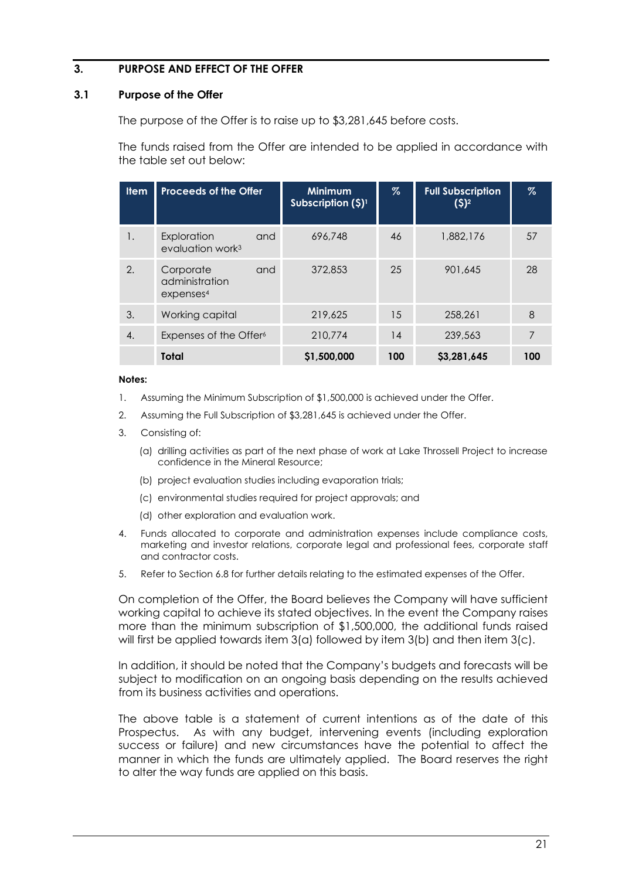## 3. PURPOSE AND EFFECT OF THE OFFER

### 3.1 Purpose of the Offer

The purpose of the Offer is to raise up to $3,281,645 before costs.

The funds raised from the Offer are intended to be applied in accordance with the table set out below:

| Item | Proceeds of the Offer | Minimum Subscription ($)[1] | % | Full Subscription ($)[2] | % |
|---|---|---|---|---|---|
| 1. | Exploration and evaluation work[3] | 696,748 | 46 | 1,882,176 | 57 |
| 2. | Corporate and administration expenses[4] | 372,853 | 25 | 901,645 | 28 |
| 3. | Working capital | 219,625 | 15 | 258,261 | 8 |
| 4. | Expenses of the Offer[6] | 210,774 | 14 | 239,563 | 7 |
| | **Total** | **$1,500,000** | **100** | **$3,281,645** | **100** |

**Notes:**

1. Assuming the Minimum Subscription of $1,500,000 is achieved under the Offer.
2. Assuming the Full Subscription of $3,281,645 is achieved under the Offer.
3. Consisting of:
   (a) drilling activities as part of the next phase of work at Lake Throssell Project to increase confidence in the Mineral Resource;
   (b) project evaluation studies including evaporation trials;
   (c) environmental studies required for project approvals; and
   (d) other exploration and evaluation work.
4. Funds allocated to corporate and administration expenses include compliance costs, marketing and investor relations, corporate legal and professional fees, corporate staff and contractor costs.
5. Refer to Section 6.8 for further details relating to the estimated expenses of the Offer.

On completion of the Offer, the Board believes the Company will have sufficient working capital to achieve its stated objectives. In the event the Company raises more than the minimum subscription of $1,500,000, the additional funds raised will first be applied towards item 3(a) followed by item 3(b) and then item 3(c).

In addition, it should be noted that the Company's budgets and forecasts will be subject to modification on an ongoing basis depending on the results achieved from its business activities and operations.

The above table is a statement of current intentions as of the date of this Prospectus. As with any budget, intervening events (including exploration success or failure) and new circumstances have the potential to affect the manner in which the funds are ultimately applied. The Board reserves the right to alter the way funds are applied on this basis.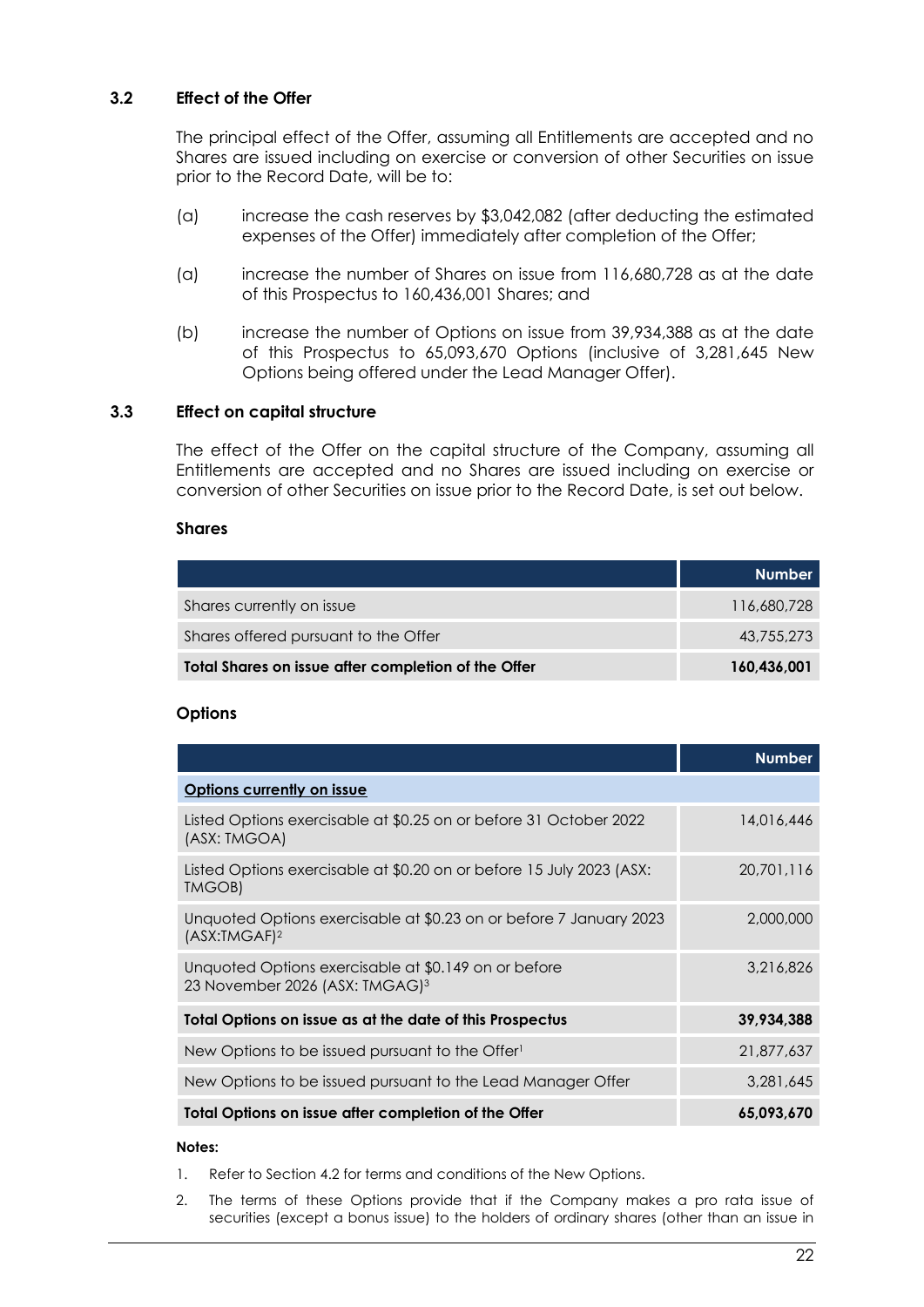### 3.2 Effect of the Offer

The principal effect of the Offer, assuming all Entitlements are accepted and no Shares are issued including on exercise or conversion of other Securities on issue prior to the Record Date, will be to:

(a) increase the cash reserves by $3,042,082 (after deducting the estimated expenses of the Offer) immediately after completion of the Offer;

(a) increase the number of Shares on issue from 116,680,728 as at the date of this Prospectus to 160,436,001 Shares; and

(b) increase the number of Options on issue from 39,934,388 as at the date of this Prospectus to 65,093,670 Options (inclusive of 3,281,645 New Options being offered under the Lead Manager Offer).

### 3.3 Effect on capital structure

The effect of the Offer on the capital structure of the Company, assuming all Entitlements are accepted and no Shares are issued including on exercise or conversion of other Securities on issue prior to the Record Date, is set out below.

**Shares**

| | Number |
|---|---|
| Shares currently on issue | 116,680,728 |
| Shares offered pursuant to the Offer | 43,755,273 |
| **Total Shares on issue after completion of the Offer** | **160,436,001** |

**Options**

| | Number |
|---|---|
| **Options currently on issue** | |
| Listed Options exercisable at $0.25 on or before 31 October 2022 (ASX: TMGOA) | 14,016,446 |
| Listed Options exercisable at $0.20 on or before 15 July 2023 (ASX: TMGOB) | 20,701,116 |
| Unquoted Options exercisable at $0.23 on or before 7 January 2023 (ASX:TMGAF)[2] | 2,000,000 |
| Unquoted Options exercisable at $0.149 on or before 23 November 2026 (ASX: TMGAG)[3] | 3,216,826 |
| **Total Options on issue as at the date of this Prospectus** | **39,934,388** |
| New Options to be issued pursuant to the Offer[1] | 21,877,637 |
| New Options to be issued pursuant to the Lead Manager Offer | 3,281,645 |
| **Total Options on issue after completion of the Offer** | **65,093,670** |

**Notes:**

1. Refer to Section 4.2 for terms and conditions of the New Options.
2. The terms of these Options provide that if the Company makes a pro rata issue of securities (except a bonus issue) to the holders of ordinary shares (other than an issue in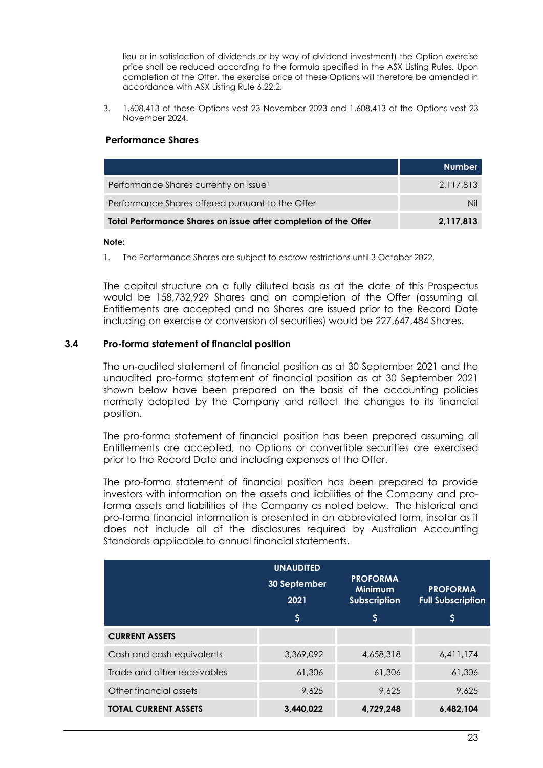lieu or in satisfaction of dividends or by way of dividend investment) the Option exercise price shall be reduced according to the formula specified in the ASX Listing Rules. Upon completion of the Offer, the exercise price of these Options will therefore be amended in accordance with ASX Listing Rule 6.22.2.

3. 1,608,413 of these Options vest 23 November 2023 and 1,608,413 of the Options vest 23 November 2024.

**Performance Shares**

| | Number |
|---|---|
| Performance Shares currently on issue[1] | 2,117,813 |
| Performance Shares offered pursuant to the Offer | Nil |
| **Total Performance Shares on issue after completion of the Offer** | **2,117,813** |

**Note:**

1. The Performance Shares are subject to escrow restrictions until 3 October 2022.

The capital structure on a fully diluted basis as at the date of this Prospectus would be 158,732,929 Shares and on completion of the Offer (assuming all Entitlements are accepted and no Shares are issued prior to the Record Date including on exercise or conversion of securities) would be 227,647,484 Shares.

## 3.4 Pro-forma statement of financial position

The un-audited statement of financial position as at 30 September 2021 and the unaudited pro-forma statement of financial position as at 30 September 2021 shown below have been prepared on the basis of the accounting policies normally adopted by the Company and reflect the changes to its financial position.

The pro-forma statement of financial position has been prepared assuming all Entitlements are accepted, no Options or convertible securities are exercised prior to the Record Date and including expenses of the Offer.

The pro-forma statement of financial position has been prepared to provide investors with information on the assets and liabilities of the Company and pro-forma assets and liabilities of the Company as noted below. The historical and pro-forma financial information is presented in an abbreviated form, insofar as it does not include all of the disclosures required by Australian Accounting Standards applicable to annual financial statements.

| | UNAUDITED 30 September 2021 | PROFORMA Minimum Subscription | PROFORMA Full Subscription |
|---|---|---|---|
| | $ | $ | $ |
| **CURRENT ASSETS** | | | |
| Cash and cash equivalents | 3,369,092 | 4,658,318 | 6,411,174 |
| Trade and other receivables | 61,306 | 61,306 | 61,306 |
| Other financial assets | 9,625 | 9,625 | 9,625 |
| **TOTAL CURRENT ASSETS** | **3,440,022** | **4,729,248** | **6,482,104** |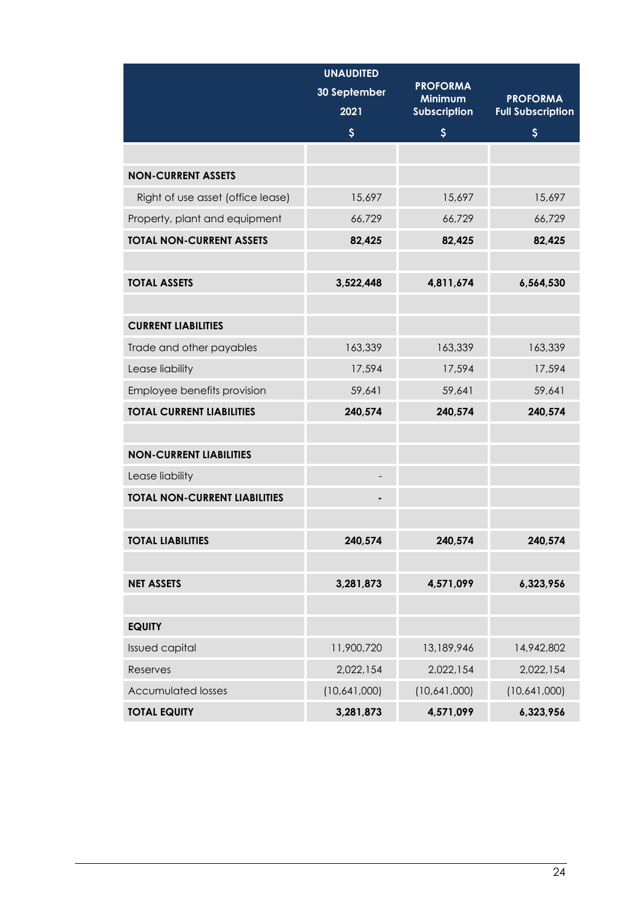| | UNAUDITED 30 September 2021 $ | PROFORMA Minimum Subscription $ | PROFORMA Full Subscription $ |
|---|---|---|---|
| | | | |
| **NON-CURRENT ASSETS** | | | |
| Right of use asset (office lease) | 15,697 | 15,697 | 15,697 |
| Property, plant and equipment | 66,729 | 66,729 | 66,729 |
| **TOTAL NON-CURRENT ASSETS** | **82,425** | **82,425** | **82,425** |
| | | | |
| **TOTAL ASSETS** | **3,522,448** | **4,811,674** | **6,564,530** |
| | | | |
| **CURRENT LIABILITIES** | | | |
| Trade and other payables | 163,339 | 163,339 | 163,339 |
| Lease liability | 17,594 | 17,594 | 17,594 |
| Employee benefits provision | 59,641 | 59,641 | 59,641 |
| **TOTAL CURRENT LIABILITIES** | **240,574** | **240,574** | **240,574** |
| | | | |
| **NON-CURRENT LIABILITIES** | | | |
| Lease liability | - | | |
| **TOTAL NON-CURRENT LIABILITIES** | **-** | | |
| | | | |
| **TOTAL LIABILITIES** | **240,574** | **240,574** | **240,574** |
| | | | |
| **NET ASSETS** | **3,281,873** | **4,571,099** | **6,323,956** |
| | | | |
| **EQUITY** | | | |
| Issued capital | 11,900,720 | 13,189,946 | 14,942,802 |
| Reserves | 2,022,154 | 2,022,154 | 2,022,154 |
| Accumulated losses | (10,641,000) | (10,641,000) | (10,641,000) |
| **TOTAL EQUITY** | **3,281,873** | **4,571,099** | **6,323,956** |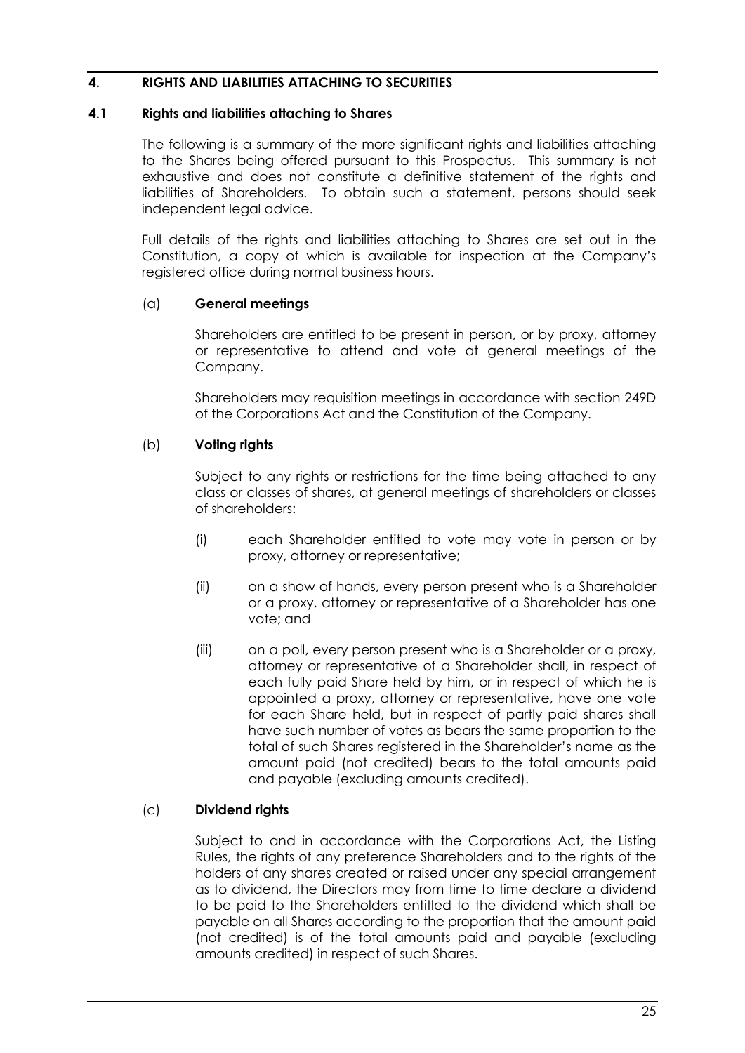## 4. RIGHTS AND LIABILITIES ATTACHING TO SECURITIES

### 4.1 Rights and liabilities attaching to Shares

The following is a summary of the more significant rights and liabilities attaching to the Shares being offered pursuant to this Prospectus. This summary is not exhaustive and does not constitute a definitive statement of the rights and liabilities of Shareholders. To obtain such a statement, persons should seek independent legal advice.

Full details of the rights and liabilities attaching to Shares are set out in the Constitution, a copy of which is available for inspection at the Company's registered office during normal business hours.

(a) **General meetings**

Shareholders are entitled to be present in person, or by proxy, attorney or representative to attend and vote at general meetings of the Company.

Shareholders may requisition meetings in accordance with section 249D of the Corporations Act and the Constitution of the Company.

(b) **Voting rights**

Subject to any rights or restrictions for the time being attached to any class or classes of shares, at general meetings of shareholders or classes of shareholders:

(i) each Shareholder entitled to vote may vote in person or by proxy, attorney or representative;

(ii) on a show of hands, every person present who is a Shareholder or a proxy, attorney or representative of a Shareholder has one vote; and

(iii) on a poll, every person present who is a Shareholder or a proxy, attorney or representative of a Shareholder shall, in respect of each fully paid Share held by him, or in respect of which he is appointed a proxy, attorney or representative, have one vote for each Share held, but in respect of partly paid shares shall have such number of votes as bears the same proportion to the total of such Shares registered in the Shareholder's name as the amount paid (not credited) bears to the total amounts paid and payable (excluding amounts credited).

(c) **Dividend rights**

Subject to and in accordance with the Corporations Act, the Listing Rules, the rights of any preference Shareholders and to the rights of the holders of any shares created or raised under any special arrangement as to dividend, the Directors may from time to time declare a dividend to be paid to the Shareholders entitled to the dividend which shall be payable on all Shares according to the proportion that the amount paid (not credited) is of the total amounts paid and payable (excluding amounts credited) in respect of such Shares.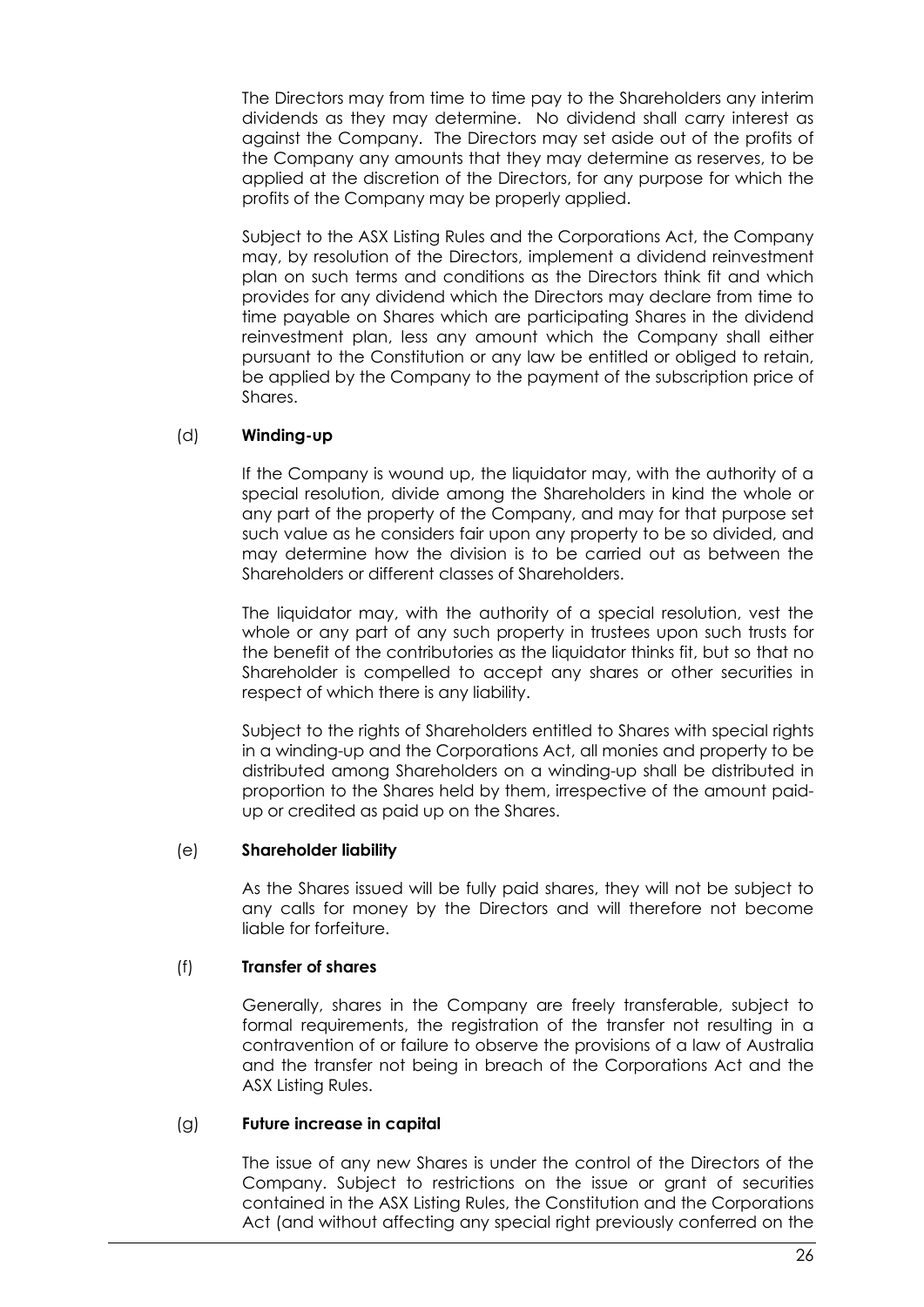The Directors may from time to time pay to the Shareholders any interim dividends as they may determine. No dividend shall carry interest as against the Company. The Directors may set aside out of the profits of the Company any amounts that they may determine as reserves, to be applied at the discretion of the Directors, for any purpose for which the profits of the Company may be properly applied.

Subject to the ASX Listing Rules and the Corporations Act, the Company may, by resolution of the Directors, implement a dividend reinvestment plan on such terms and conditions as the Directors think fit and which provides for any dividend which the Directors may declare from time to time payable on Shares which are participating Shares in the dividend reinvestment plan, less any amount which the Company shall either pursuant to the Constitution or any law be entitled or obliged to retain, be applied by the Company to the payment of the subscription price of Shares.

(d) **Winding-up**

If the Company is wound up, the liquidator may, with the authority of a special resolution, divide among the Shareholders in kind the whole or any part of the property of the Company, and may for that purpose set such value as he considers fair upon any property to be so divided, and may determine how the division is to be carried out as between the Shareholders or different classes of Shareholders.

The liquidator may, with the authority of a special resolution, vest the whole or any part of any such property in trustees upon such trusts for the benefit of the contributories as the liquidator thinks fit, but so that no Shareholder is compelled to accept any shares or other securities in respect of which there is any liability.

Subject to the rights of Shareholders entitled to Shares with special rights in a winding-up and the Corporations Act, all monies and property to be distributed among Shareholders on a winding-up shall be distributed in proportion to the Shares held by them, irrespective of the amount paid-up or credited as paid up on the Shares.

(e) **Shareholder liability**

As the Shares issued will be fully paid shares, they will not be subject to any calls for money by the Directors and will therefore not become liable for forfeiture.

(f) **Transfer of shares**

Generally, shares in the Company are freely transferable, subject to formal requirements, the registration of the transfer not resulting in a contravention of or failure to observe the provisions of a law of Australia and the transfer not being in breach of the Corporations Act and the ASX Listing Rules.

(g) **Future increase in capital**

The issue of any new Shares is under the control of the Directors of the Company. Subject to restrictions on the issue or grant of securities contained in the ASX Listing Rules, the Constitution and the Corporations Act (and without affecting any special right previously conferred on the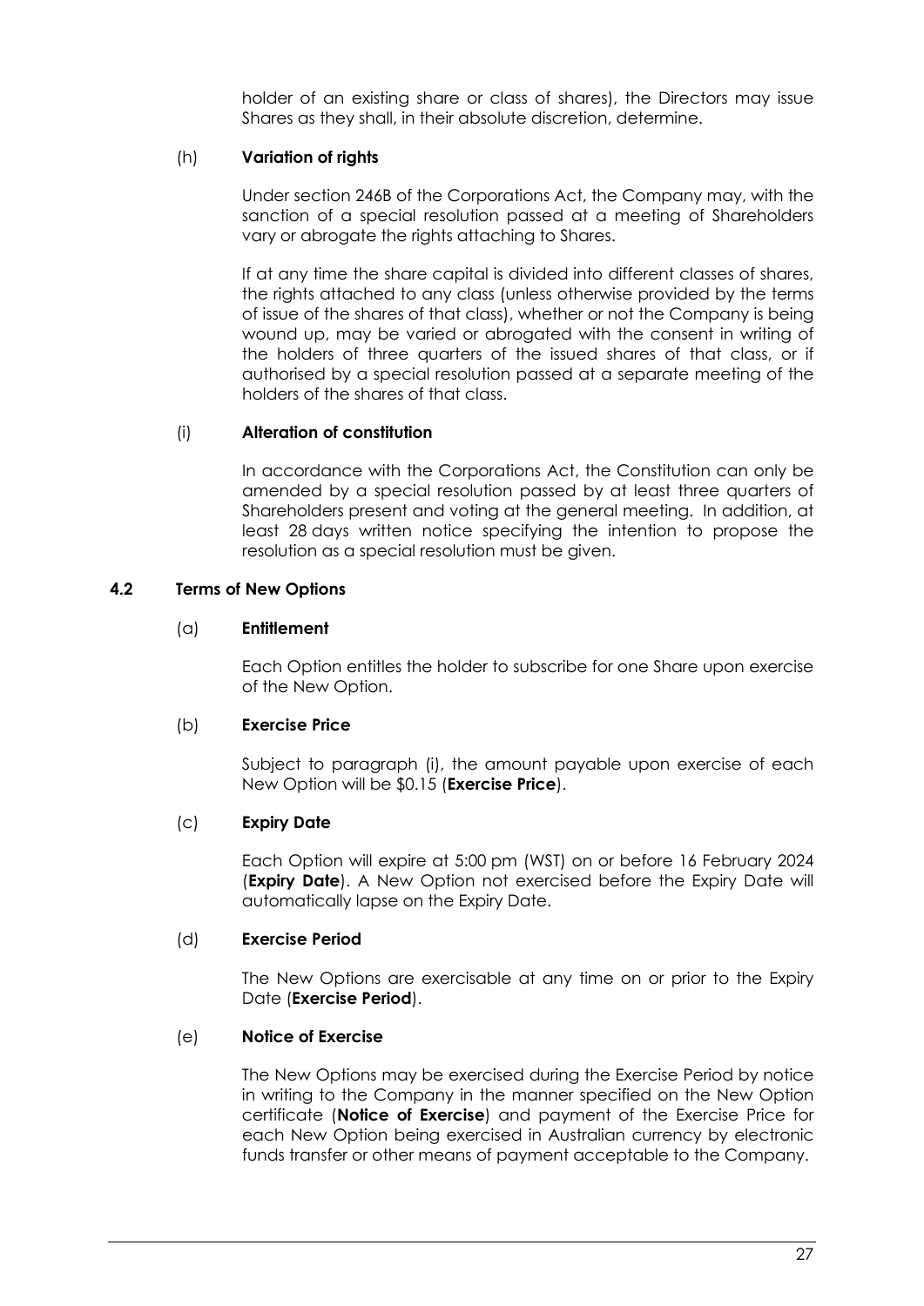holder of an existing share or class of shares), the Directors may issue Shares as they shall, in their absolute discretion, determine.

(h) **Variation of rights**

Under section 246B of the Corporations Act, the Company may, with the sanction of a special resolution passed at a meeting of Shareholders vary or abrogate the rights attaching to Shares.

If at any time the share capital is divided into different classes of shares, the rights attached to any class (unless otherwise provided by the terms of issue of the shares of that class), whether or not the Company is being wound up, may be varied or abrogated with the consent in writing of the holders of three quarters of the issued shares of that class, or if authorised by a special resolution passed at a separate meeting of the holders of the shares of that class.

(i) **Alteration of constitution**

In accordance with the Corporations Act, the Constitution can only be amended by a special resolution passed by at least three quarters of Shareholders present and voting at the general meeting. In addition, at least 28 days written notice specifying the intention to propose the resolution as a special resolution must be given.

## 4.2 Terms of New Options

(a) **Entitlement**

Each Option entitles the holder to subscribe for one Share upon exercise of the New Option.

(b) **Exercise Price**

Subject to paragraph (i), the amount payable upon exercise of each New Option will be $0.15 (**Exercise Price**).

(c) **Expiry Date**

Each Option will expire at 5:00 pm (WST) on or before 16 February 2024 (**Expiry Date**). A New Option not exercised before the Expiry Date will automatically lapse on the Expiry Date.

(d) **Exercise Period**

The New Options are exercisable at any time on or prior to the Expiry Date (**Exercise Period**).

(e) **Notice of Exercise**

The New Options may be exercised during the Exercise Period by notice in writing to the Company in the manner specified on the New Option certificate (**Notice of Exercise**) and payment of the Exercise Price for each New Option being exercised in Australian currency by electronic funds transfer or other means of payment acceptable to the Company.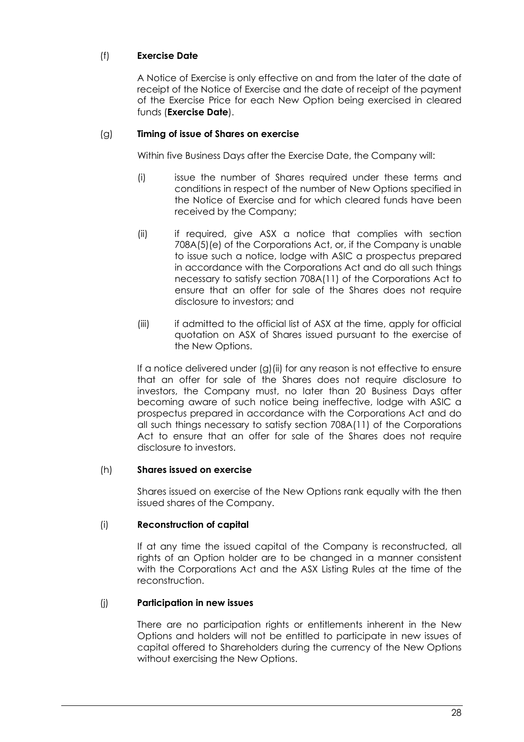(f) **Exercise Date**

A Notice of Exercise is only effective on and from the later of the date of receipt of the Notice of Exercise and the date of receipt of the payment of the Exercise Price for each New Option being exercised in cleared funds (**Exercise Date**).

(g) **Timing of issue of Shares on exercise**

Within five Business Days after the Exercise Date, the Company will:

(i) issue the number of Shares required under these terms and conditions in respect of the number of New Options specified in the Notice of Exercise and for which cleared funds have been received by the Company;

(ii) if required, give ASX a notice that complies with section 708A(5)(e) of the Corporations Act, or, if the Company is unable to issue such a notice, lodge with ASIC a prospectus prepared in accordance with the Corporations Act and do all such things necessary to satisfy section 708A(11) of the Corporations Act to ensure that an offer for sale of the Shares does not require disclosure to investors; and

(iii) if admitted to the official list of ASX at the time, apply for official quotation on ASX of Shares issued pursuant to the exercise of the New Options.

If a notice delivered under (g)(ii) for any reason is not effective to ensure that an offer for sale of the Shares does not require disclosure to investors, the Company must, no later than 20 Business Days after becoming aware of such notice being ineffective, lodge with ASIC a prospectus prepared in accordance with the Corporations Act and do all such things necessary to satisfy section 708A(11) of the Corporations Act to ensure that an offer for sale of the Shares does not require disclosure to investors.

(h) **Shares issued on exercise**

Shares issued on exercise of the New Options rank equally with the then issued shares of the Company.

(i) **Reconstruction of capital**

If at any time the issued capital of the Company is reconstructed, all rights of an Option holder are to be changed in a manner consistent with the Corporations Act and the ASX Listing Rules at the time of the reconstruction.

(j) **Participation in new issues**

There are no participation rights or entitlements inherent in the New Options and holders will not be entitled to participate in new issues of capital offered to Shareholders during the currency of the New Options without exercising the New Options.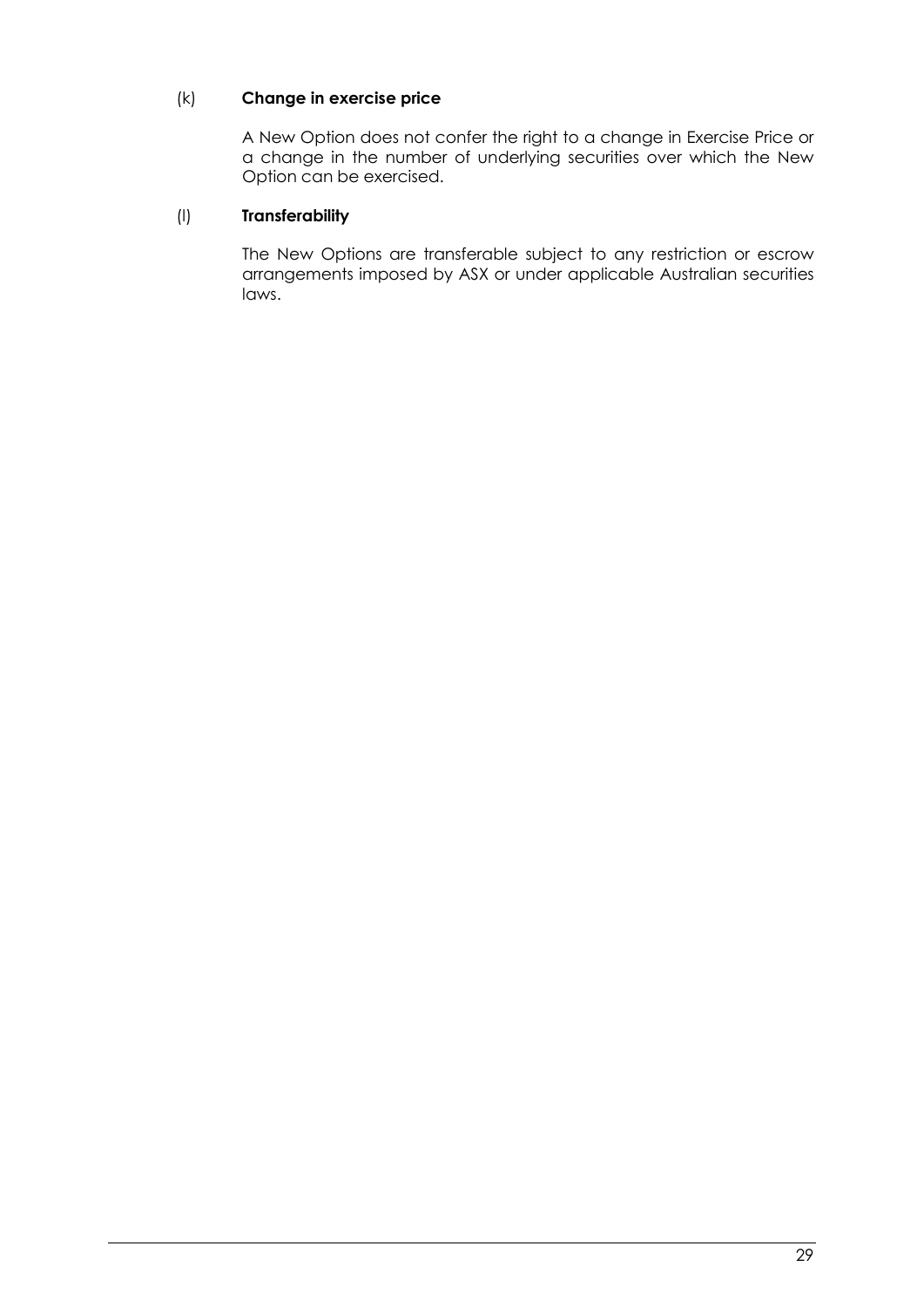(k) **Change in exercise price**

A New Option does not confer the right to a change in Exercise Price or a change in the number of underlying securities over which the New Option can be exercised.

(l) **Transferability**

The New Options are transferable subject to any restriction or escrow arrangements imposed by ASX or under applicable Australian securities laws.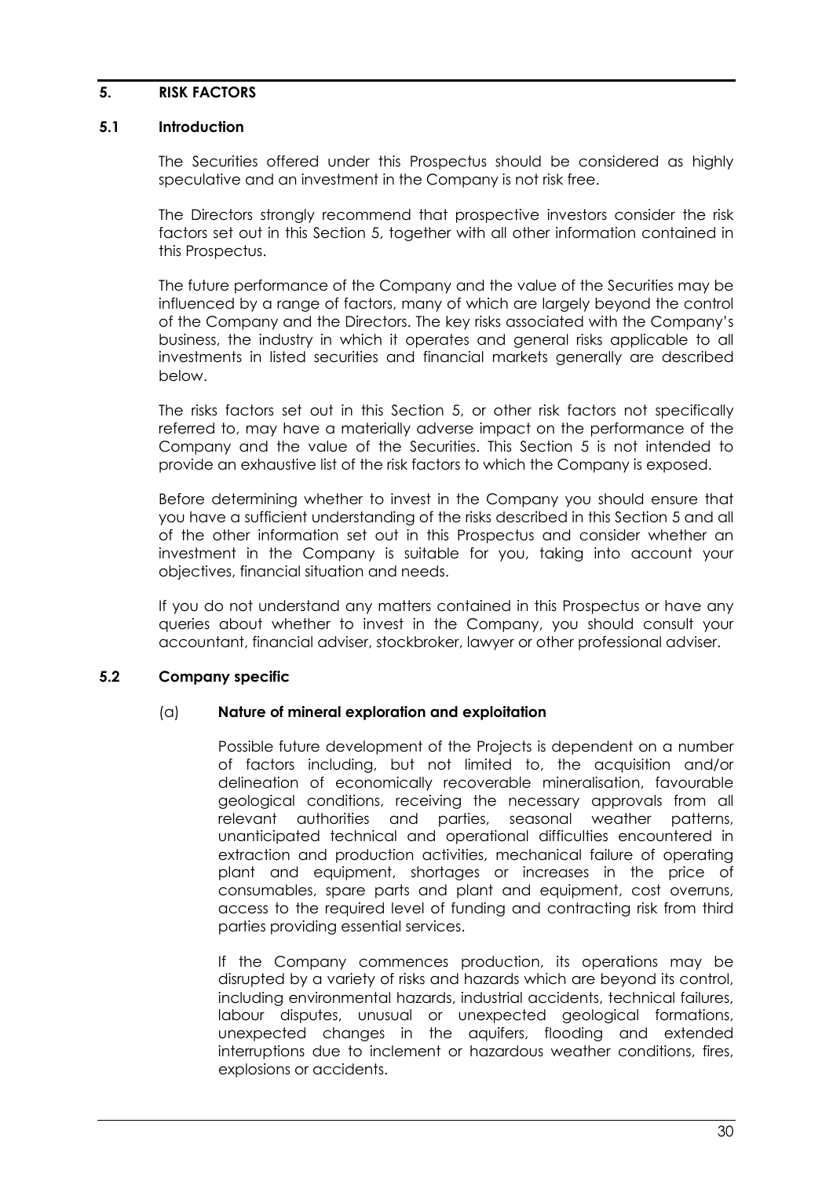## 5. RISK FACTORS

### 5.1 Introduction

The Securities offered under this Prospectus should be considered as highly speculative and an investment in the Company is not risk free.

The Directors strongly recommend that prospective investors consider the risk factors set out in this Section 5, together with all other information contained in this Prospectus.

The future performance of the Company and the value of the Securities may be influenced by a range of factors, many of which are largely beyond the control of the Company and the Directors. The key risks associated with the Company's business, the industry in which it operates and general risks applicable to all investments in listed securities and financial markets generally are described below.

The risks factors set out in this Section 5, or other risk factors not specifically referred to, may have a materially adverse impact on the performance of the Company and the value of the Securities. This Section 5 is not intended to provide an exhaustive list of the risk factors to which the Company is exposed.

Before determining whether to invest in the Company you should ensure that you have a sufficient understanding of the risks described in this Section 5 and all of the other information set out in this Prospectus and consider whether an investment in the Company is suitable for you, taking into account your objectives, financial situation and needs.

If you do not understand any matters contained in this Prospectus or have any queries about whether to invest in the Company, you should consult your accountant, financial adviser, stockbroker, lawyer or other professional adviser.

### 5.2 Company specific

(a) **Nature of mineral exploration and exploitation**

Possible future development of the Projects is dependent on a number of factors including, but not limited to, the acquisition and/or delineation of economically recoverable mineralisation, favourable geological conditions, receiving the necessary approvals from all relevant authorities and parties, seasonal weather patterns, unanticipated technical and operational difficulties encountered in extraction and production activities, mechanical failure of operating plant and equipment, shortages or increases in the price of consumables, spare parts and plant and equipment, cost overruns, access to the required level of funding and contracting risk from third parties providing essential services.

If the Company commences production, its operations may be disrupted by a variety of risks and hazards which are beyond its control, including environmental hazards, industrial accidents, technical failures, labour disputes, unusual or unexpected geological formations, unexpected changes in the aquifers, flooding and extended interruptions due to inclement or hazardous weather conditions, fires, explosions or accidents.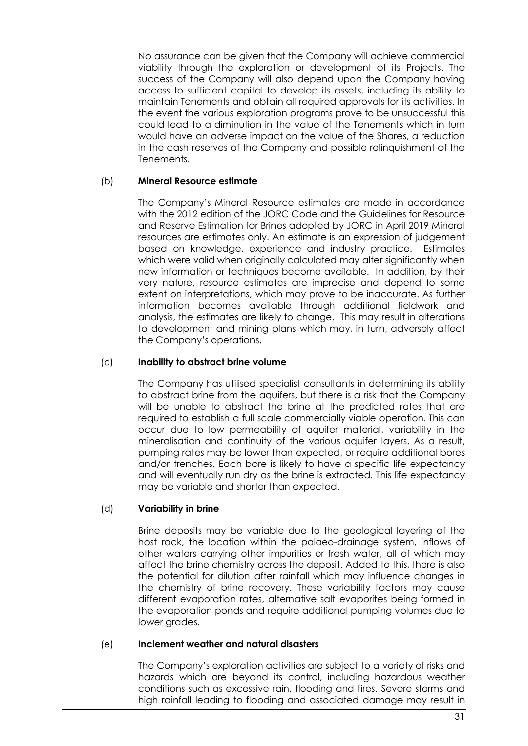No assurance can be given that the Company will achieve commercial viability through the exploration or development of its Projects. The success of the Company will also depend upon the Company having access to sufficient capital to develop its assets, including its ability to maintain Tenements and obtain all required approvals for its activities. In the event the various exploration programs prove to be unsuccessful this could lead to a diminution in the value of the Tenements which in turn would have an adverse impact on the value of the Shares, a reduction in the cash reserves of the Company and possible relinquishment of the Tenements.

(b) **Mineral Resource estimate**

The Company's Mineral Resource estimates are made in accordance with the 2012 edition of the JORC Code and the Guidelines for Resource and Reserve Estimation for Brines adopted by JORC in April 2019 Mineral resources are estimates only. An estimate is an expression of judgement based on knowledge, experience and industry practice. Estimates which were valid when originally calculated may alter significantly when new information or techniques become available. In addition, by their very nature, resource estimates are imprecise and depend to some extent on interpretations, which may prove to be inaccurate. As further information becomes available through additional fieldwork and analysis, the estimates are likely to change. This may result in alterations to development and mining plans which may, in turn, adversely affect the Company's operations.

(c) **Inability to abstract brine volume**

The Company has utilised specialist consultants in determining its ability to abstract brine from the aquifers, but there is a risk that the Company will be unable to abstract the brine at the predicted rates that are required to establish a full scale commercially viable operation. This can occur due to low permeability of aquifer material, variability in the mineralisation and continuity of the various aquifer layers. As a result, pumping rates may be lower than expected, or require additional bores and/or trenches. Each bore is likely to have a specific life expectancy and will eventually run dry as the brine is extracted. This life expectancy may be variable and shorter than expected.

(d) **Variability in brine**

Brine deposits may be variable due to the geological layering of the host rock, the location within the palaeo-drainage system, inflows of other waters carrying other impurities or fresh water, all of which may affect the brine chemistry across the deposit. Added to this, there is also the potential for dilution after rainfall which may influence changes in the chemistry of brine recovery. These variability factors may cause different evaporation rates, alternative salt evaporites being formed in the evaporation ponds and require additional pumping volumes due to lower grades.

(e) **Inclement weather and natural disasters**

The Company's exploration activities are subject to a variety of risks and hazards which are beyond its control, including hazardous weather conditions such as excessive rain, flooding and fires. Severe storms and high rainfall leading to flooding and associated damage may result in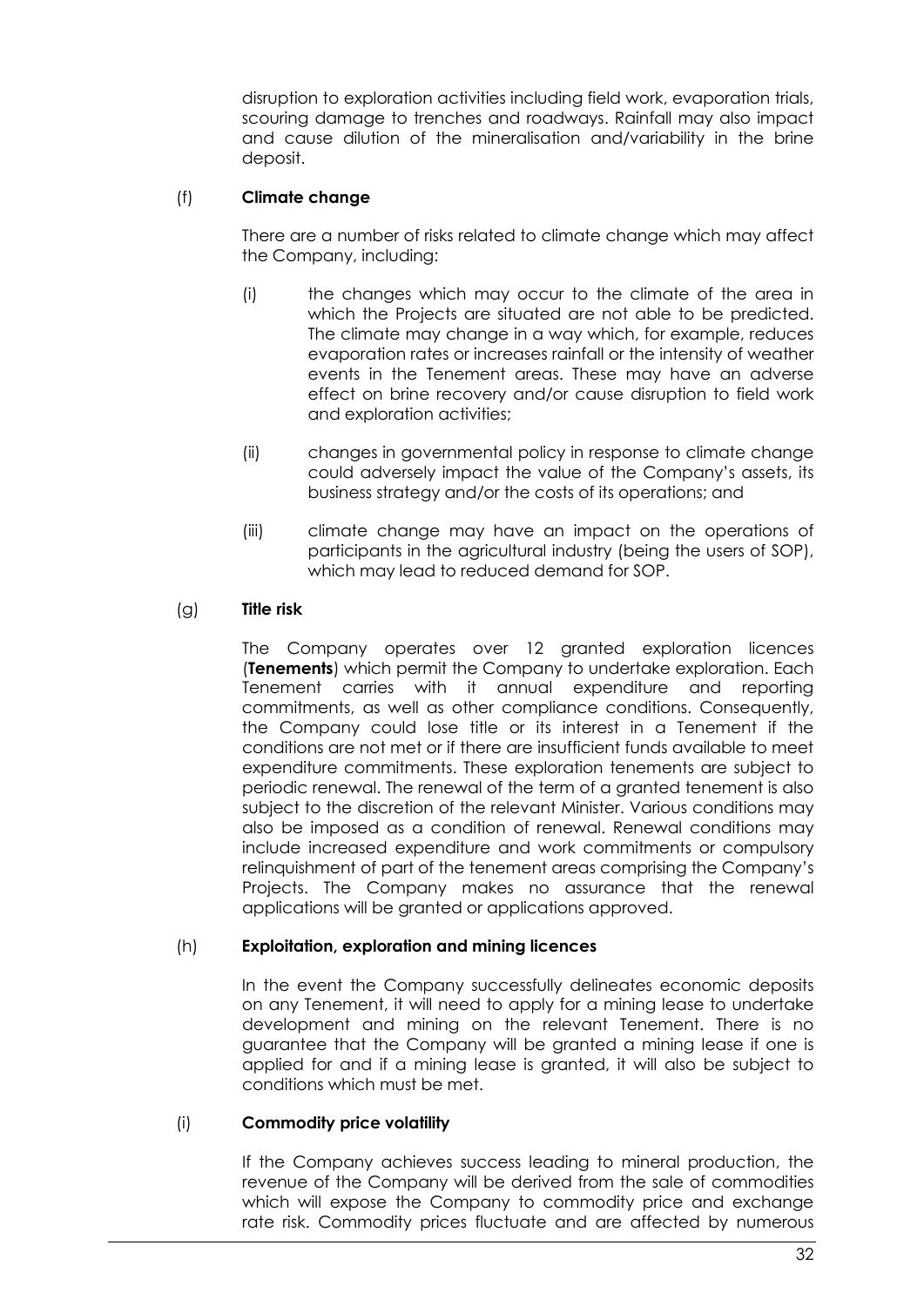disruption to exploration activities including field work, evaporation trials, scouring damage to trenches and roadways. Rainfall may also impact and cause dilution of the mineralisation and/variability in the brine deposit.

(f) **Climate change**

There are a number of risks related to climate change which may affect the Company, including:

(i) the changes which may occur to the climate of the area in which the Projects are situated are not able to be predicted. The climate may change in a way which, for example, reduces evaporation rates or increases rainfall or the intensity of weather events in the Tenement areas. These may have an adverse effect on brine recovery and/or cause disruption to field work and exploration activities;

(ii) changes in governmental policy in response to climate change could adversely impact the value of the Company's assets, its business strategy and/or the costs of its operations; and

(iii) climate change may have an impact on the operations of participants in the agricultural industry (being the users of SOP), which may lead to reduced demand for SOP.

(g) **Title risk**

The Company operates over 12 granted exploration licences (**Tenements**) which permit the Company to undertake exploration. Each Tenement carries with it annual expenditure and reporting commitments, as well as other compliance conditions. Consequently, the Company could lose title or its interest in a Tenement if the conditions are not met or if there are insufficient funds available to meet expenditure commitments. These exploration tenements are subject to periodic renewal. The renewal of the term of a granted tenement is also subject to the discretion of the relevant Minister. Various conditions may also be imposed as a condition of renewal. Renewal conditions may include increased expenditure and work commitments or compulsory relinquishment of part of the tenement areas comprising the Company's Projects. The Company makes no assurance that the renewal applications will be granted or applications approved.

(h) **Exploitation, exploration and mining licences**

In the event the Company successfully delineates economic deposits on any Tenement, it will need to apply for a mining lease to undertake development and mining on the relevant Tenement. There is no guarantee that the Company will be granted a mining lease if one is applied for and if a mining lease is granted, it will also be subject to conditions which must be met.

(i) **Commodity price volatility**

If the Company achieves success leading to mineral production, the revenue of the Company will be derived from the sale of commodities which will expose the Company to commodity price and exchange rate risk. Commodity prices fluctuate and are affected by numerous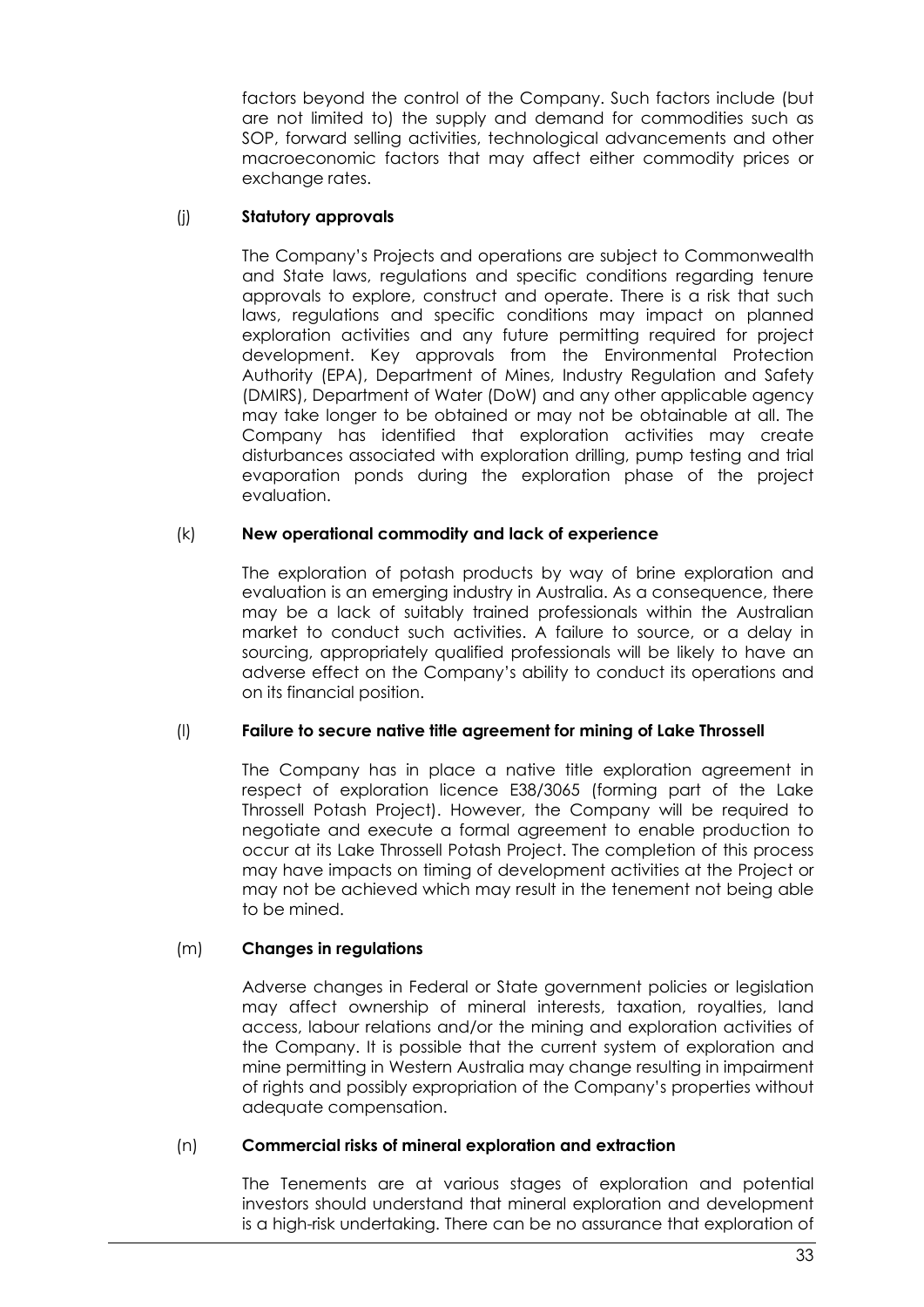factors beyond the control of the Company. Such factors include (but are not limited to) the supply and demand for commodities such as SOP, forward selling activities, technological advancements and other macroeconomic factors that may affect either commodity prices or exchange rates.

(j) **Statutory approvals**

The Company's Projects and operations are subject to Commonwealth and State laws, regulations and specific conditions regarding tenure approvals to explore, construct and operate. There is a risk that such laws, regulations and specific conditions may impact on planned exploration activities and any future permitting required for project development. Key approvals from the Environmental Protection Authority (EPA), Department of Mines, Industry Regulation and Safety (DMIRS), Department of Water (DoW) and any other applicable agency may take longer to be obtained or may not be obtainable at all. The Company has identified that exploration activities may create disturbances associated with exploration drilling, pump testing and trial evaporation ponds during the exploration phase of the project evaluation.

(k) **New operational commodity and lack of experience**

The exploration of potash products by way of brine exploration and evaluation is an emerging industry in Australia. As a consequence, there may be a lack of suitably trained professionals within the Australian market to conduct such activities. A failure to source, or a delay in sourcing, appropriately qualified professionals will be likely to have an adverse effect on the Company's ability to conduct its operations and on its financial position.

(l) **Failure to secure native title agreement for mining of Lake Throssell**

The Company has in place a native title exploration agreement in respect of exploration licence E38/3065 (forming part of the Lake Throssell Potash Project). However, the Company will be required to negotiate and execute a formal agreement to enable production to occur at its Lake Throssell Potash Project. The completion of this process may have impacts on timing of development activities at the Project or may not be achieved which may result in the tenement not being able to be mined.

(m) **Changes in regulations**

Adverse changes in Federal or State government policies or legislation may affect ownership of mineral interests, taxation, royalties, land access, labour relations and/or the mining and exploration activities of the Company. It is possible that the current system of exploration and mine permitting in Western Australia may change resulting in impairment of rights and possibly expropriation of the Company's properties without adequate compensation.

(n) **Commercial risks of mineral exploration and extraction**

The Tenements are at various stages of exploration and potential investors should understand that mineral exploration and development is a high-risk undertaking. There can be no assurance that exploration of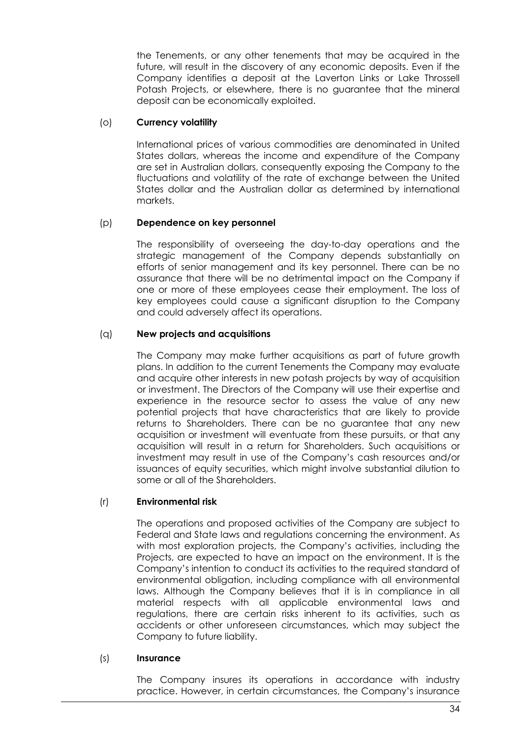the Tenements, or any other tenements that may be acquired in the future, will result in the discovery of any economic deposits. Even if the Company identifies a deposit at the Laverton Links or Lake Throssell Potash Projects, or elsewhere, there is no guarantee that the mineral deposit can be economically exploited.

(o) **Currency volatility**

International prices of various commodities are denominated in United States dollars, whereas the income and expenditure of the Company are set in Australian dollars, consequently exposing the Company to the fluctuations and volatility of the rate of exchange between the United States dollar and the Australian dollar as determined by international markets.

(p) **Dependence on key personnel**

The responsibility of overseeing the day-to-day operations and the strategic management of the Company depends substantially on efforts of senior management and its key personnel. There can be no assurance that there will be no detrimental impact on the Company if one or more of these employees cease their employment. The loss of key employees could cause a significant disruption to the Company and could adversely affect its operations.

(q) **New projects and acquisitions**

The Company may make further acquisitions as part of future growth plans. In addition to the current Tenements the Company may evaluate and acquire other interests in new potash projects by way of acquisition or investment. The Directors of the Company will use their expertise and experience in the resource sector to assess the value of any new potential projects that have characteristics that are likely to provide returns to Shareholders. There can be no guarantee that any new acquisition or investment will eventuate from these pursuits, or that any acquisition will result in a return for Shareholders. Such acquisitions or investment may result in use of the Company's cash resources and/or issuances of equity securities, which might involve substantial dilution to some or all of the Shareholders.

(r) **Environmental risk**

The operations and proposed activities of the Company are subject to Federal and State laws and regulations concerning the environment. As with most exploration projects, the Company's activities, including the Projects, are expected to have an impact on the environment. It is the Company's intention to conduct its activities to the required standard of environmental obligation, including compliance with all environmental laws. Although the Company believes that it is in compliance in all material respects with all applicable environmental laws and regulations, there are certain risks inherent to its activities, such as accidents or other unforeseen circumstances, which may subject the Company to future liability.

(s) **Insurance**

The Company insures its operations in accordance with industry practice. However, in certain circumstances, the Company's insurance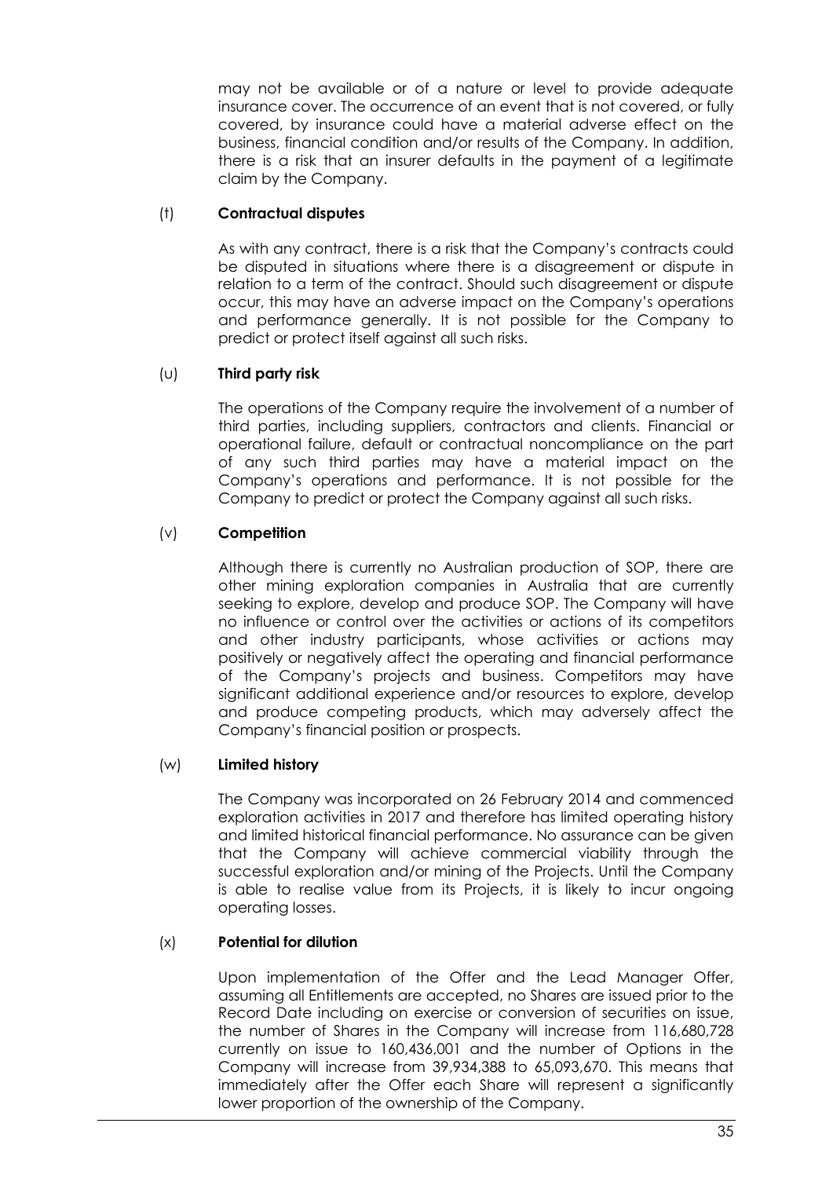may not be available or of a nature or level to provide adequate insurance cover. The occurrence of an event that is not covered, or fully covered, by insurance could have a material adverse effect on the business, financial condition and/or results of the Company. In addition, there is a risk that an insurer defaults in the payment of a legitimate claim by the Company.

(t) **Contractual disputes**

As with any contract, there is a risk that the Company's contracts could be disputed in situations where there is a disagreement or dispute in relation to a term of the contract. Should such disagreement or dispute occur, this may have an adverse impact on the Company's operations and performance generally. It is not possible for the Company to predict or protect itself against all such risks.

(u) **Third party risk**

The operations of the Company require the involvement of a number of third parties, including suppliers, contractors and clients. Financial or operational failure, default or contractual noncompliance on the part of any such third parties may have a material impact on the Company's operations and performance. It is not possible for the Company to predict or protect the Company against all such risks.

(v) **Competition**

Although there is currently no Australian production of SOP, there are other mining exploration companies in Australia that are currently seeking to explore, develop and produce SOP. The Company will have no influence or control over the activities or actions of its competitors and other industry participants, whose activities or actions may positively or negatively affect the operating and financial performance of the Company's projects and business. Competitors may have significant additional experience and/or resources to explore, develop and produce competing products, which may adversely affect the Company's financial position or prospects.

(w) **Limited history**

The Company was incorporated on 26 February 2014 and commenced exploration activities in 2017 and therefore has limited operating history and limited historical financial performance. No assurance can be given that the Company will achieve commercial viability through the successful exploration and/or mining of the Projects. Until the Company is able to realise value from its Projects, it is likely to incur ongoing operating losses.

(x) **Potential for dilution**

Upon implementation of the Offer and the Lead Manager Offer, assuming all Entitlements are accepted, no Shares are issued prior to the Record Date including on exercise or conversion of securities on issue, the number of Shares in the Company will increase from 116,680,728 currently on issue to 160,436,001 and the number of Options in the Company will increase from 39,934,388 to 65,093,670. This means that immediately after the Offer each Share will represent a significantly lower proportion of the ownership of the Company.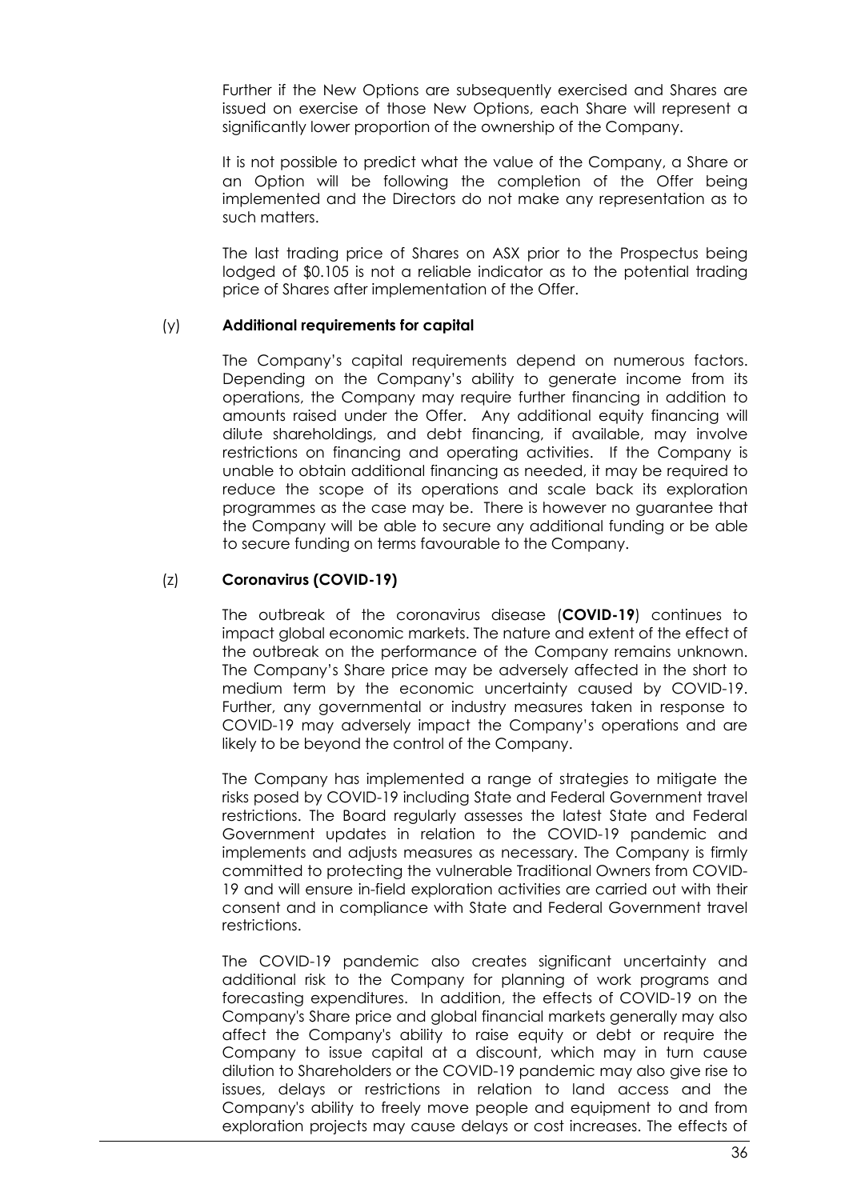Further if the New Options are subsequently exercised and Shares are issued on exercise of those New Options, each Share will represent a significantly lower proportion of the ownership of the Company.

It is not possible to predict what the value of the Company, a Share or an Option will be following the completion of the Offer being implemented and the Directors do not make any representation as to such matters.

The last trading price of Shares on ASX prior to the Prospectus being lodged of $0.105 is not a reliable indicator as to the potential trading price of Shares after implementation of the Offer.

(y) **Additional requirements for capital**

The Company's capital requirements depend on numerous factors. Depending on the Company's ability to generate income from its operations, the Company may require further financing in addition to amounts raised under the Offer. Any additional equity financing will dilute shareholdings, and debt financing, if available, may involve restrictions on financing and operating activities. If the Company is unable to obtain additional financing as needed, it may be required to reduce the scope of its operations and scale back its exploration programmes as the case may be. There is however no guarantee that the Company will be able to secure any additional funding or be able to secure funding on terms favourable to the Company.

(z) **Coronavirus (COVID-19)**

The outbreak of the coronavirus disease (**COVID-19**) continues to impact global economic markets. The nature and extent of the effect of the outbreak on the performance of the Company remains unknown. The Company's Share price may be adversely affected in the short to medium term by the economic uncertainty caused by COVID-19. Further, any governmental or industry measures taken in response to COVID-19 may adversely impact the Company's operations and are likely to be beyond the control of the Company.

The Company has implemented a range of strategies to mitigate the risks posed by COVID-19 including State and Federal Government travel restrictions. The Board regularly assesses the latest State and Federal Government updates in relation to the COVID-19 pandemic and implements and adjusts measures as necessary. The Company is firmly committed to protecting the vulnerable Traditional Owners from COVID-19 and will ensure in-field exploration activities are carried out with their consent and in compliance with State and Federal Government travel restrictions.

The COVID-19 pandemic also creates significant uncertainty and additional risk to the Company for planning of work programs and forecasting expenditures. In addition, the effects of COVID-19 on the Company's Share price and global financial markets generally may also affect the Company's ability to raise equity or debt or require the Company to issue capital at a discount, which may in turn cause dilution to Shareholders or the COVID-19 pandemic may also give rise to issues, delays or restrictions in relation to land access and the Company's ability to freely move people and equipment to and from exploration projects may cause delays or cost increases. The effects of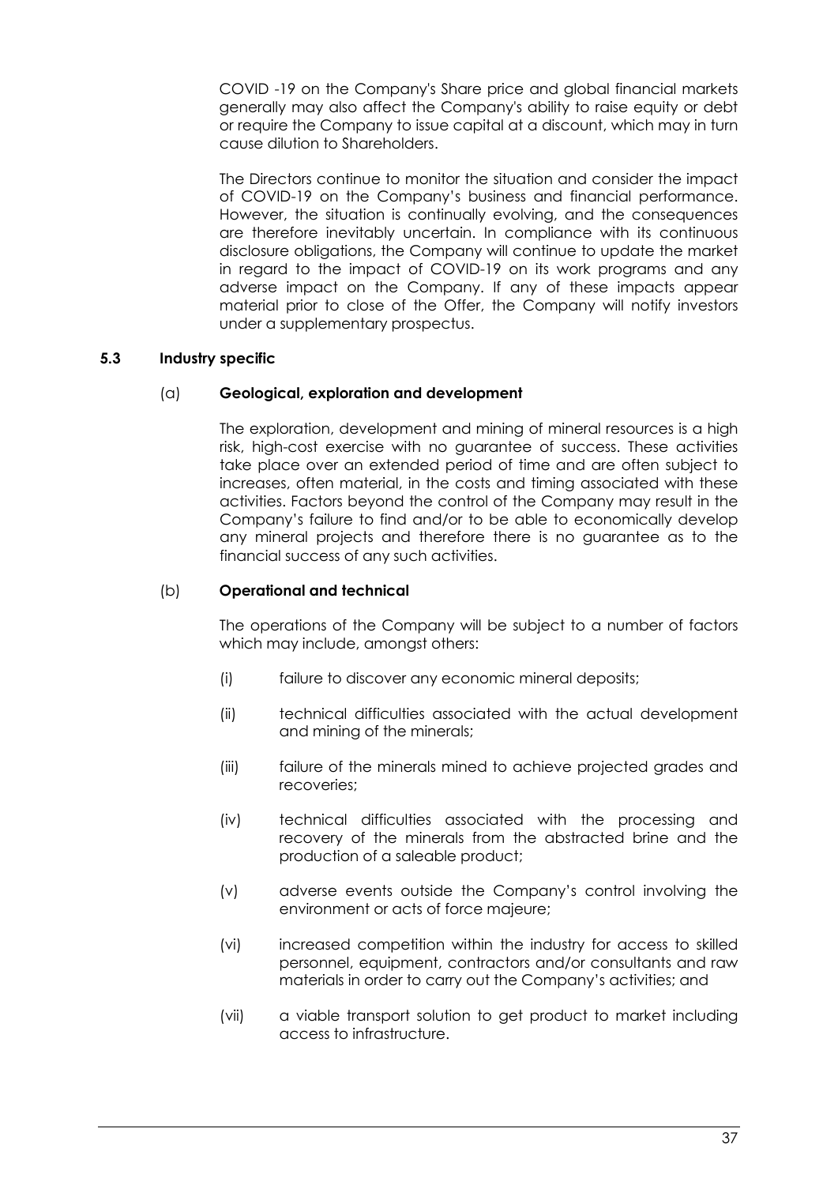COVID -19 on the Company's Share price and global financial markets generally may also affect the Company's ability to raise equity or debt or require the Company to issue capital at a discount, which may in turn cause dilution to Shareholders.

The Directors continue to monitor the situation and consider the impact of COVID-19 on the Company's business and financial performance. However, the situation is continually evolving, and the consequences are therefore inevitably uncertain. In compliance with its continuous disclosure obligations, the Company will continue to update the market in regard to the impact of COVID-19 on its work programs and any adverse impact on the Company. If any of these impacts appear material prior to close of the Offer, the Company will notify investors under a supplementary prospectus.

### 5.3 Industry specific

#### (a) Geological, exploration and development

The exploration, development and mining of mineral resources is a high risk, high-cost exercise with no guarantee of success. These activities take place over an extended period of time and are often subject to increases, often material, in the costs and timing associated with these activities. Factors beyond the control of the Company may result in the Company's failure to find and/or to be able to economically develop any mineral projects and therefore there is no guarantee as to the financial success of any such activities.

#### (b) Operational and technical

The operations of the Company will be subject to a number of factors which may include, amongst others:

(i) failure to discover any economic mineral deposits;

(ii) technical difficulties associated with the actual development and mining of the minerals;

(iii) failure of the minerals mined to achieve projected grades and recoveries;

(iv) technical difficulties associated with the processing and recovery of the minerals from the abstracted brine and the production of a saleable product;

(v) adverse events outside the Company's control involving the environment or acts of force majeure;

(vi) increased competition within the industry for access to skilled personnel, equipment, contractors and/or consultants and raw materials in order to carry out the Company's activities; and

(vii) a viable transport solution to get product to market including access to infrastructure.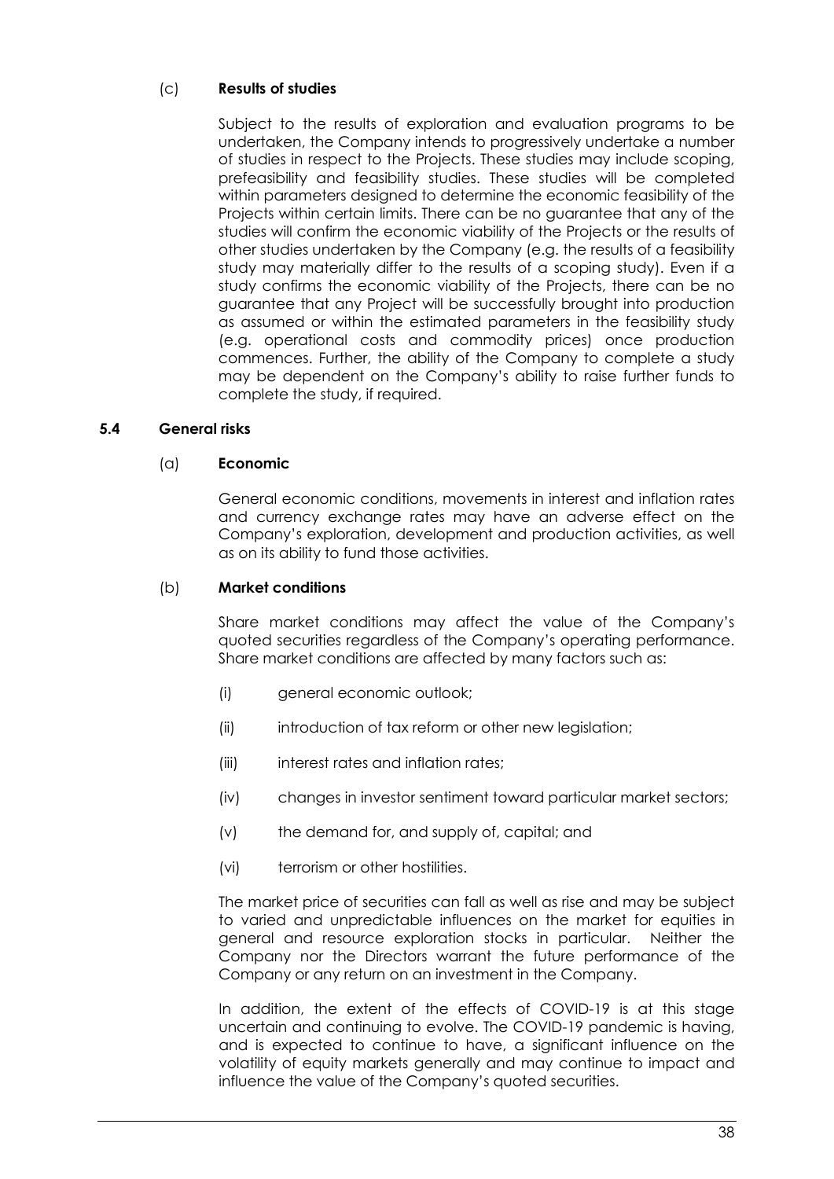(c) **Results of studies**

Subject to the results of exploration and evaluation programs to be undertaken, the Company intends to progressively undertake a number of studies in respect to the Projects. These studies may include scoping, prefeasibility and feasibility studies. These studies will be completed within parameters designed to determine the economic feasibility of the Projects within certain limits. There can be no guarantee that any of the studies will confirm the economic viability of the Projects or the results of other studies undertaken by the Company (e.g. the results of a feasibility study may materially differ to the results of a scoping study). Even if a study confirms the economic viability of the Projects, there can be no guarantee that any Project will be successfully brought into production as assumed or within the estimated parameters in the feasibility study (e.g. operational costs and commodity prices) once production commences. Further, the ability of the Company to complete a study may be dependent on the Company's ability to raise further funds to complete the study, if required.

### 5.4 General risks

(a) **Economic**

General economic conditions, movements in interest and inflation rates and currency exchange rates may have an adverse effect on the Company's exploration, development and production activities, as well as on its ability to fund those activities.

(b) **Market conditions**

Share market conditions may affect the value of the Company's quoted securities regardless of the Company's operating performance. Share market conditions are affected by many factors such as:

(i) general economic outlook;

(ii) introduction of tax reform or other new legislation;

(iii) interest rates and inflation rates;

(iv) changes in investor sentiment toward particular market sectors;

(v) the demand for, and supply of, capital; and

(vi) terrorism or other hostilities.

The market price of securities can fall as well as rise and may be subject to varied and unpredictable influences on the market for equities in general and resource exploration stocks in particular. Neither the Company nor the Directors warrant the future performance of the Company or any return on an investment in the Company.

In addition, the extent of the effects of COVID-19 is at this stage uncertain and continuing to evolve. The COVID-19 pandemic is having, and is expected to continue to have, a significant influence on the volatility of equity markets generally and may continue to impact and influence the value of the Company's quoted securities.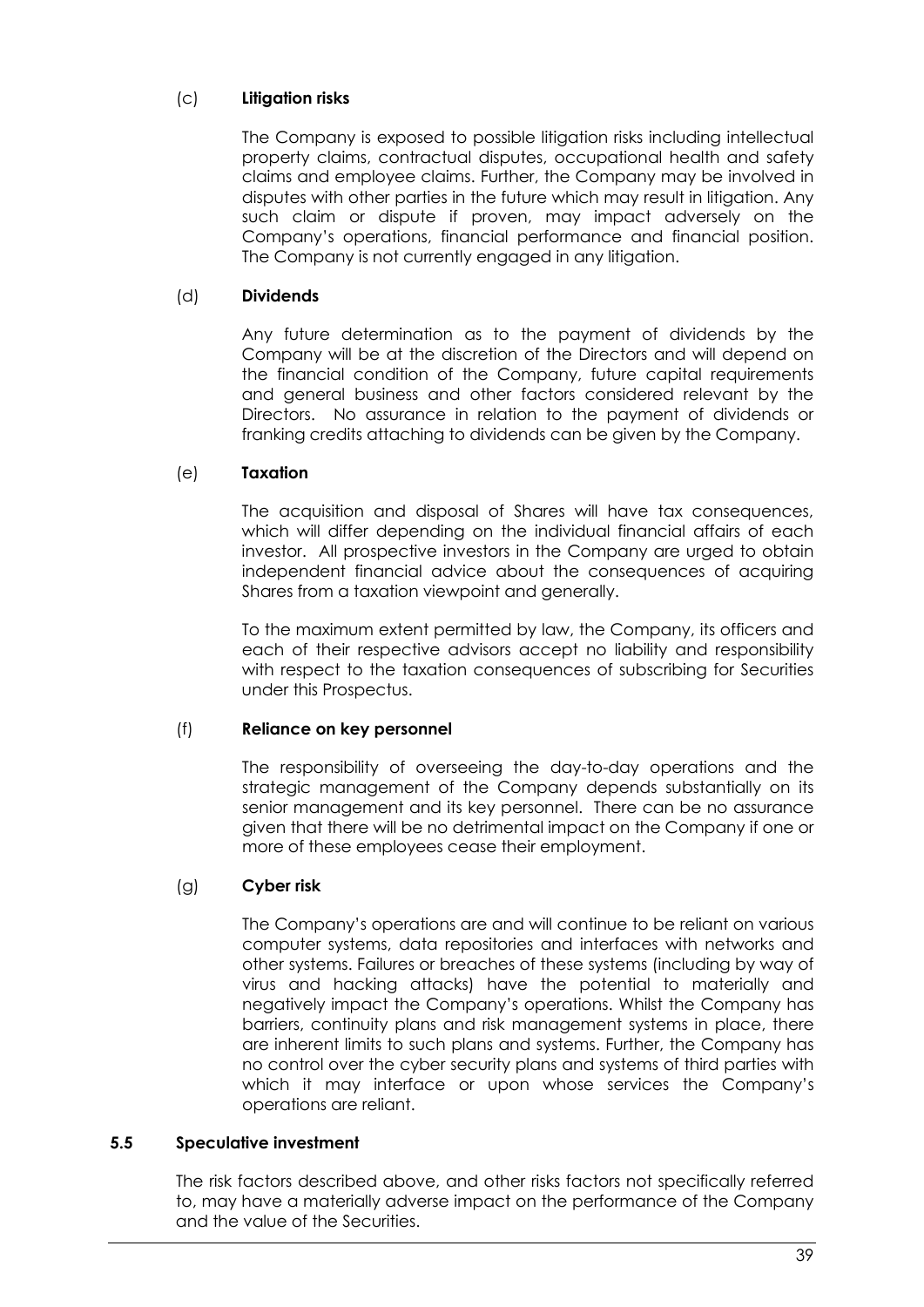(c) **Litigation risks**

The Company is exposed to possible litigation risks including intellectual property claims, contractual disputes, occupational health and safety claims and employee claims. Further, the Company may be involved in disputes with other parties in the future which may result in litigation. Any such claim or dispute if proven, may impact adversely on the Company's operations, financial performance and financial position. The Company is not currently engaged in any litigation.

(d) **Dividends**

Any future determination as to the payment of dividends by the Company will be at the discretion of the Directors and will depend on the financial condition of the Company, future capital requirements and general business and other factors considered relevant by the Directors. No assurance in relation to the payment of dividends or franking credits attaching to dividends can be given by the Company.

(e) **Taxation**

The acquisition and disposal of Shares will have tax consequences, which will differ depending on the individual financial affairs of each investor. All prospective investors in the Company are urged to obtain independent financial advice about the consequences of acquiring Shares from a taxation viewpoint and generally.

To the maximum extent permitted by law, the Company, its officers and each of their respective advisors accept no liability and responsibility with respect to the taxation consequences of subscribing for Securities under this Prospectus.

(f) **Reliance on key personnel**

The responsibility of overseeing the day-to-day operations and the strategic management of the Company depends substantially on its senior management and its key personnel. There can be no assurance given that there will be no detrimental impact on the Company if one or more of these employees cease their employment.

(g) **Cyber risk**

The Company's operations are and will continue to be reliant on various computer systems, data repositories and interfaces with networks and other systems. Failures or breaches of these systems (including by way of virus and hacking attacks) have the potential to materially and negatively impact the Company's operations. Whilst the Company has barriers, continuity plans and risk management systems in place, there are inherent limits to such plans and systems. Further, the Company has no control over the cyber security plans and systems of third parties with which it may interface or upon whose services the Company's operations are reliant.

### 5.5 Speculative investment

The risk factors described above, and other risks factors not specifically referred to, may have a materially adverse impact on the performance of the Company and the value of the Securities.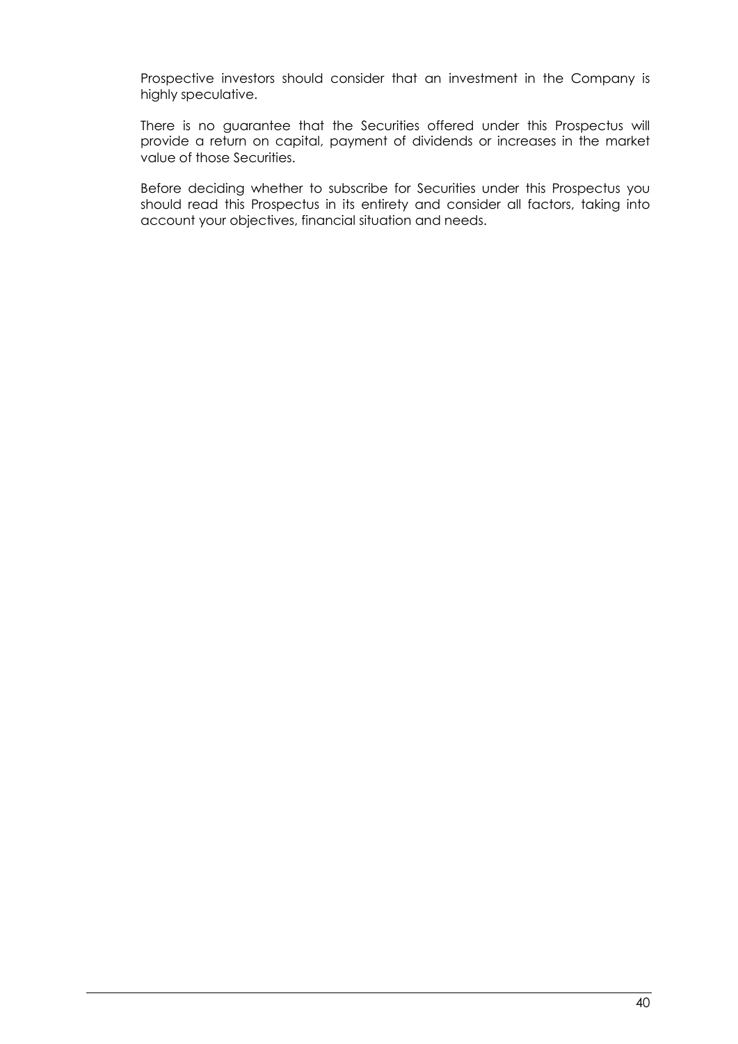Prospective investors should consider that an investment in the Company is highly speculative.

There is no guarantee that the Securities offered under this Prospectus will provide a return on capital, payment of dividends or increases in the market value of those Securities.

Before deciding whether to subscribe for Securities under this Prospectus you should read this Prospectus in its entirety and consider all factors, taking into account your objectives, financial situation and needs.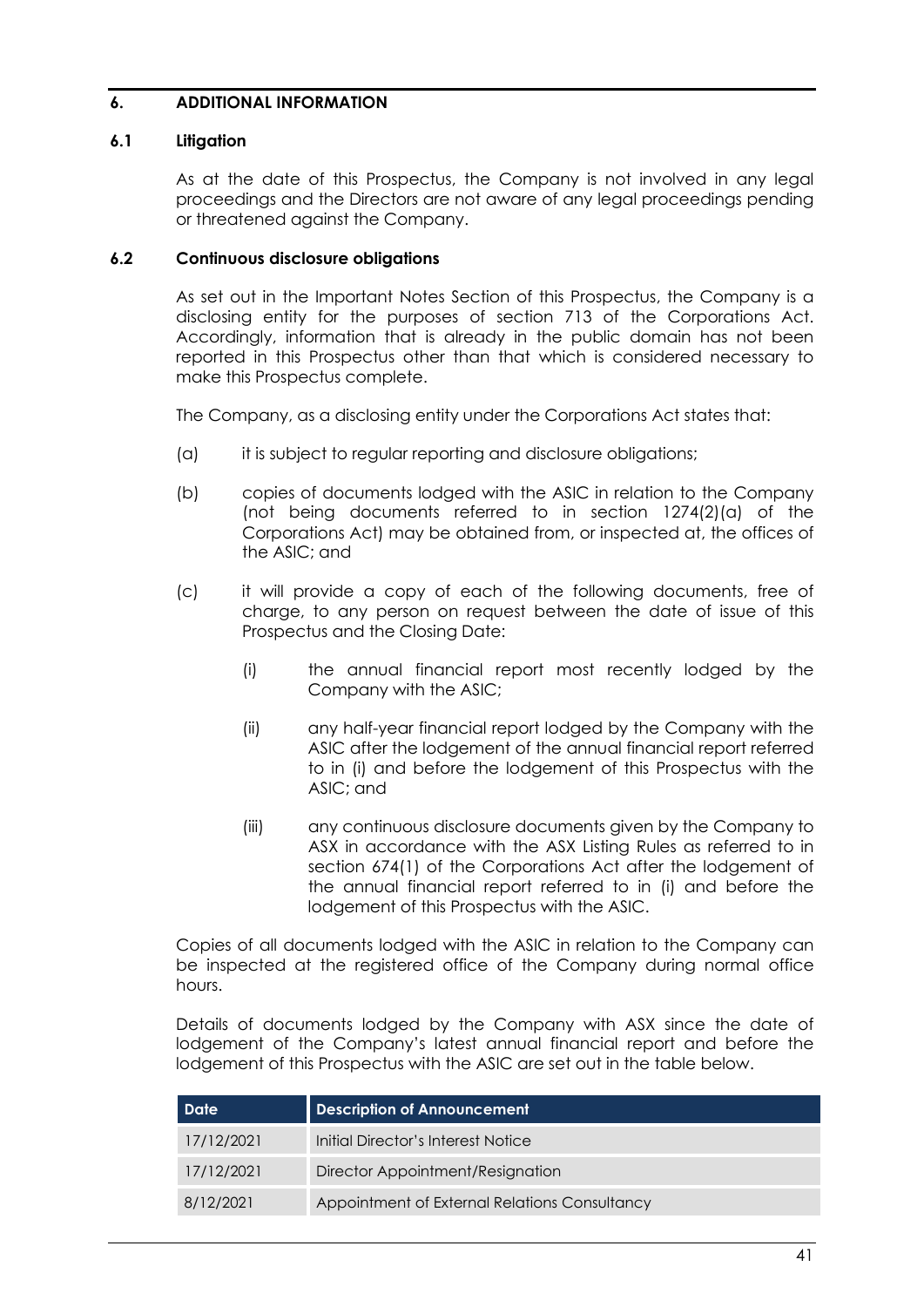## 6. ADDITIONAL INFORMATION

### 6.1 Litigation

As at the date of this Prospectus, the Company is not involved in any legal proceedings and the Directors are not aware of any legal proceedings pending or threatened against the Company.

### 6.2 Continuous disclosure obligations

As set out in the Important Notes Section of this Prospectus, the Company is a disclosing entity for the purposes of section 713 of the Corporations Act. Accordingly, information that is already in the public domain has not been reported in this Prospectus other than that which is considered necessary to make this Prospectus complete.

The Company, as a disclosing entity under the Corporations Act states that:

(a) it is subject to regular reporting and disclosure obligations;

(b) copies of documents lodged with the ASIC in relation to the Company (not being documents referred to in section 1274(2)(a) of the Corporations Act) may be obtained from, or inspected at, the offices of the ASIC; and

(c) it will provide a copy of each of the following documents, free of charge, to any person on request between the date of issue of this Prospectus and the Closing Date:

  (i) the annual financial report most recently lodged by the Company with the ASIC;

  (ii) any half-year financial report lodged by the Company with the ASIC after the lodgement of the annual financial report referred to in (i) and before the lodgement of this Prospectus with the ASIC; and

  (iii) any continuous disclosure documents given by the Company to ASX in accordance with the ASX Listing Rules as referred to in section 674(1) of the Corporations Act after the lodgement of the annual financial report referred to in (i) and before the lodgement of this Prospectus with the ASIC.

Copies of all documents lodged with the ASIC in relation to the Company can be inspected at the registered office of the Company during normal office hours.

Details of documents lodged by the Company with ASX since the date of lodgement of the Company's latest annual financial report and before the lodgement of this Prospectus with the ASIC are set out in the table below.

| Date | Description of Announcement |
|---|---|
| 17/12/2021 | Initial Director's Interest Notice |
| 17/12/2021 | Director Appointment/Resignation |
| 8/12/2021 | Appointment of External Relations Consultancy |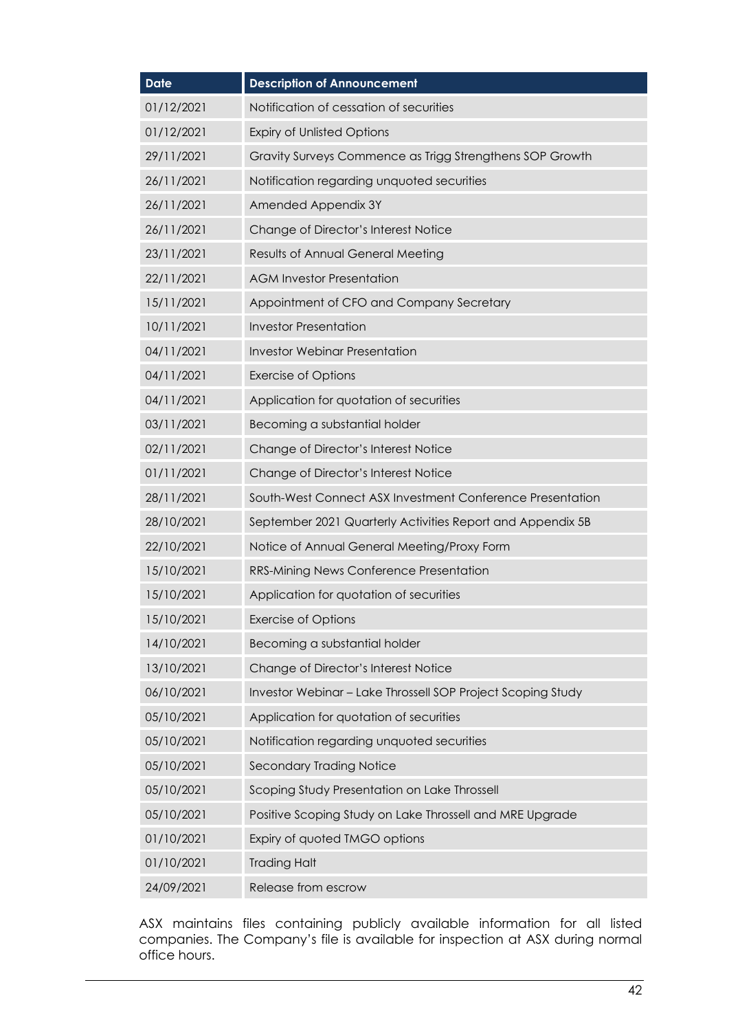| Date | Description of Announcement |
| --- | --- |
| 01/12/2021 | Notification of cessation of securities |
| 01/12/2021 | Expiry of Unlisted Options |
| 29/11/2021 | Gravity Surveys Commence as Trigg Strengthens SOP Growth |
| 26/11/2021 | Notification regarding unquoted securities |
| 26/11/2021 | Amended Appendix 3Y |
| 26/11/2021 | Change of Director's Interest Notice |
| 23/11/2021 | Results of Annual General Meeting |
| 22/11/2021 | AGM Investor Presentation |
| 15/11/2021 | Appointment of CFO and Company Secretary |
| 10/11/2021 | Investor Presentation |
| 04/11/2021 | Investor Webinar Presentation |
| 04/11/2021 | Exercise of Options |
| 04/11/2021 | Application for quotation of securities |
| 03/11/2021 | Becoming a substantial holder |
| 02/11/2021 | Change of Director's Interest Notice |
| 01/11/2021 | Change of Director's Interest Notice |
| 28/11/2021 | South-West Connect ASX Investment Conference Presentation |
| 28/10/2021 | September 2021 Quarterly Activities Report and Appendix 5B |
| 22/10/2021 | Notice of Annual General Meeting/Proxy Form |
| 15/10/2021 | RRS-Mining News Conference Presentation |
| 15/10/2021 | Application for quotation of securities |
| 15/10/2021 | Exercise of Options |
| 14/10/2021 | Becoming a substantial holder |
| 13/10/2021 | Change of Director's Interest Notice |
| 06/10/2021 | Investor Webinar – Lake Throssell SOP Project Scoping Study |
| 05/10/2021 | Application for quotation of securities |
| 05/10/2021 | Notification regarding unquoted securities |
| 05/10/2021 | Secondary Trading Notice |
| 05/10/2021 | Scoping Study Presentation on Lake Throssell |
| 05/10/2021 | Positive Scoping Study on Lake Throssell and MRE Upgrade |
| 01/10/2021 | Expiry of quoted TMGO options |
| 01/10/2021 | Trading Halt |
| 24/09/2021 | Release from escrow |

ASX maintains files containing publicly available information for all listed companies. The Company's file is available for inspection at ASX during normal office hours.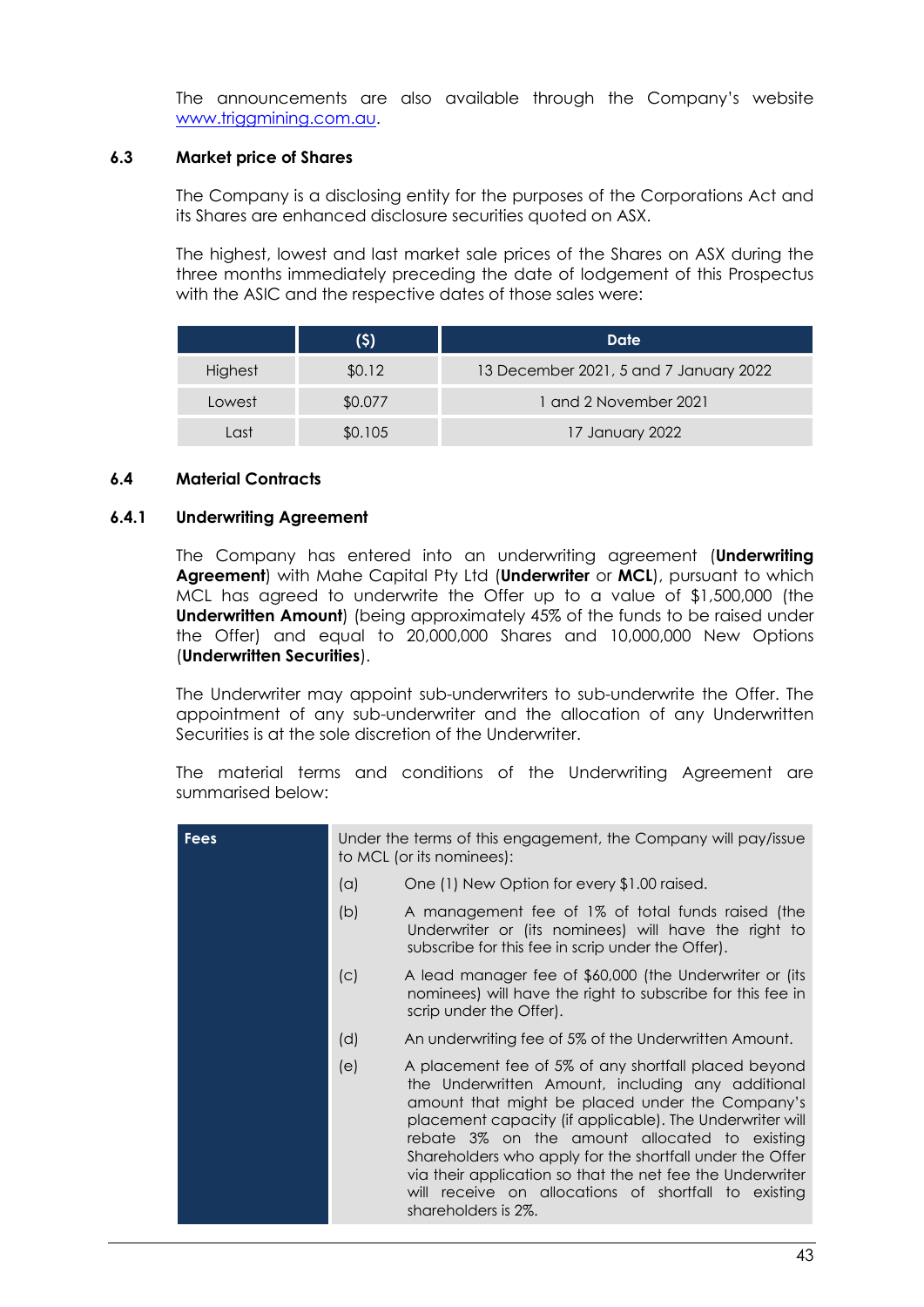The announcements are also available through the Company's website www.triggmining.com.au.

### 6.3 Market price of Shares

The Company is a disclosing entity for the purposes of the Corporations Act and its Shares are enhanced disclosure securities quoted on ASX.

The highest, lowest and last market sale prices of the Shares on ASX during the three months immediately preceding the date of lodgement of this Prospectus with the ASIC and the respective dates of those sales were:

| | ($) | Date |
|---|---|---|
| Highest | $0.12 | 13 December 2021, 5 and 7 January 2022 |
| Lowest | $0.077 | 1 and 2 November 2021 |
| Last | $0.105 | 17 January 2022 |

### 6.4 Material Contracts

#### 6.4.1 Underwriting Agreement

The Company has entered into an underwriting agreement (**Underwriting Agreement**) with Mahe Capital Pty Ltd (**Underwriter** or **MCL**), pursuant to which MCL has agreed to underwrite the Offer up to a value of $1,500,000 (the **Underwritten Amount**) (being approximately 45% of the funds to be raised under the Offer) and equal to 20,000,000 Shares and 10,000,000 New Options (**Underwritten Securities**).

The Underwriter may appoint sub-underwriters to sub-underwrite the Offer. The appointment of any sub-underwriter and the allocation of any Underwritten Securities is at the sole discretion of the Underwriter.

The material terms and conditions of the Underwriting Agreement are summarised below:

| | |
|---|---|
| **Fees** | Under the terms of this engagement, the Company will pay/issue to MCL (or its nominees):<br>(a) One (1) New Option for every $1.00 raised.<br>(b) A management fee of 1% of total funds raised (the Underwriter or (its nominees) will have the right to subscribe for this fee in scrip under the Offer).<br>(c) A lead manager fee of $60,000 (the Underwriter or (its nominees) will have the right to subscribe for this fee in scrip under the Offer).<br>(d) An underwriting fee of 5% of the Underwritten Amount.<br>(e) A placement fee of 5% of any shortfall placed beyond the Underwritten Amount, including any additional amount that might be placed under the Company's placement capacity (if applicable). The Underwriter will rebate 3% on the amount allocated to existing Shareholders who apply for the shortfall under the Offer via their application so that the net fee the Underwriter will receive on allocations of shortfall to existing shareholders is 2%. |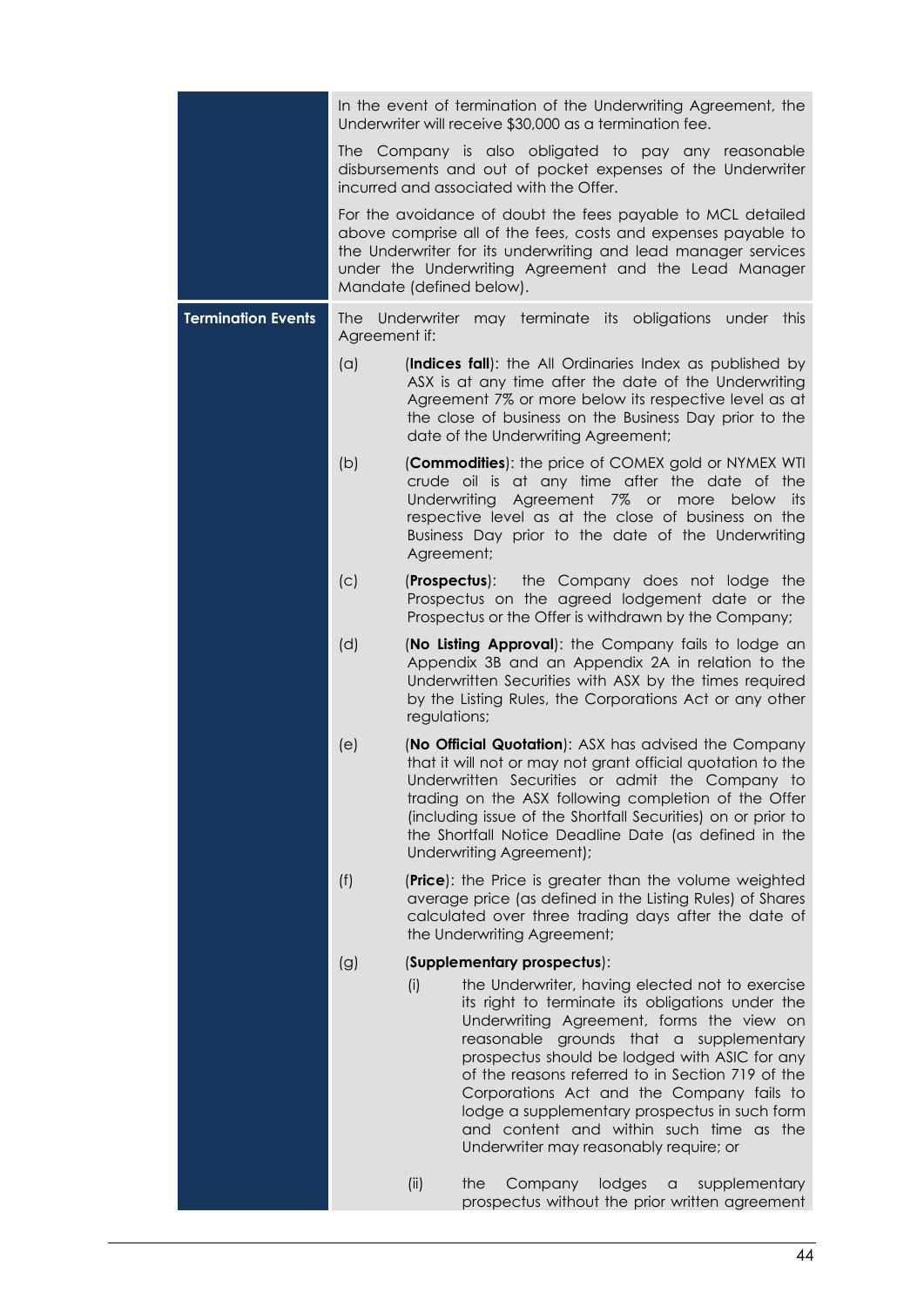| | |
|---|---|
| | In the event of termination of the Underwriting Agreement, the Underwriter will receive $30,000 as a termination fee.<br><br>The Company is also obligated to pay any reasonable disbursements and out of pocket expenses of the Underwriter incurred and associated with the Offer.<br><br>For the avoidance of doubt the fees payable to MCL detailed above comprise all of the fees, costs and expenses payable to the Underwriter for its underwriting and lead manager services under the Underwriting Agreement and the Lead Manager Mandate (defined below). |
| **Termination Events** | The Underwriter may terminate its obligations under this Agreement if:<br><br>(a) (**Indices fall**): the All Ordinaries Index as published by ASX is at any time after the date of the Underwriting Agreement 7% or more below its respective level as at the close of business on the Business Day prior to the date of the Underwriting Agreement;<br><br>(b) (**Commodities**): the price of COMEX gold or NYMEX WTI crude oil is at any time after the date of the Underwriting Agreement 7% or more below its respective level as at the close of business on the Business Day prior to the date of the Underwriting Agreement;<br><br>(c) (**Prospectus**): the Company does not lodge the Prospectus on the agreed lodgement date or the Prospectus or the Offer is withdrawn by the Company;<br><br>(d) (**No Listing Approval**): the Company fails to lodge an Appendix 3B and an Appendix 2A in relation to the Underwritten Securities with ASX by the times required by the Listing Rules, the Corporations Act or any other regulations;<br><br>(e) (**No Official Quotation**): ASX has advised the Company that it will not or may not grant official quotation to the Underwritten Securities or admit the Company to trading on the ASX following completion of the Offer (including issue of the Shortfall Securities) on or prior to the Shortfall Notice Deadline Date (as defined in the Underwriting Agreement);<br><br>(f) (**Price**): the Price is greater than the volume weighted average price (as defined in the Listing Rules) of Shares calculated over three trading days after the date of the Underwriting Agreement;<br><br>(g) (**Supplementary prospectus**):<br><br>(i) the Underwriter, having elected not to exercise its right to terminate its obligations under the Underwriting Agreement, forms the view on reasonable grounds that a supplementary prospectus should be lodged with ASIC for any of the reasons referred to in Section 719 of the Corporations Act and the Company fails to lodge a supplementary prospectus in such form and content and within such time as the Underwriter may reasonably require; or<br><br>(ii) the Company lodges a supplementary prospectus without the prior written agreement |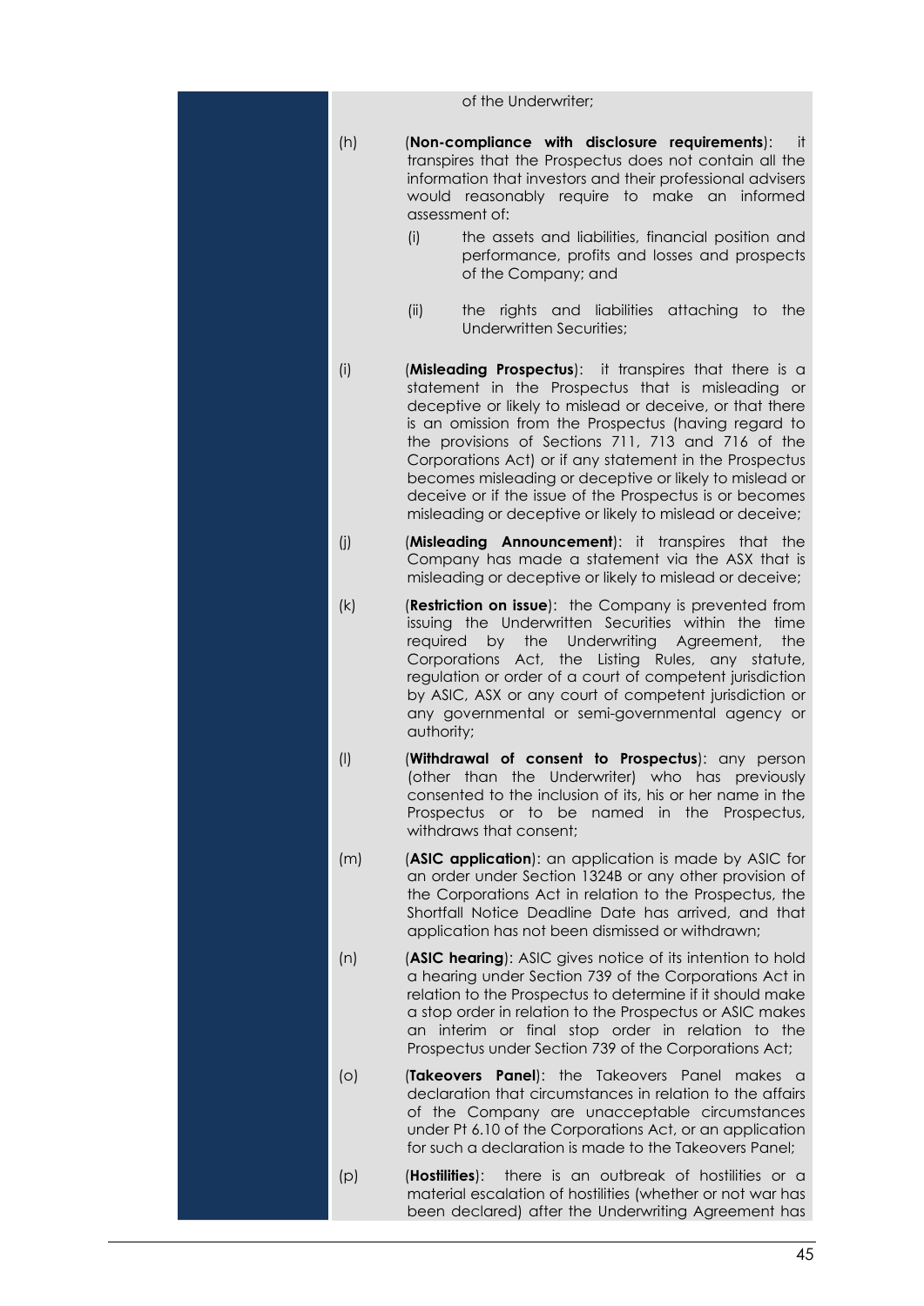of the Underwriter;

(h) (**Non-compliance with disclosure requirements**): it transpires that the Prospectus does not contain all the information that investors and their professional advisers would reasonably require to make an informed assessment of:

   (i) the assets and liabilities, financial position and performance, profits and losses and prospects of the Company; and

   (ii) the rights and liabilities attaching to the Underwritten Securities;

(i) (**Misleading Prospectus**): it transpires that there is a statement in the Prospectus that is misleading or deceptive or likely to mislead or deceive, or that there is an omission from the Prospectus (having regard to the provisions of Sections 711, 713 and 716 of the Corporations Act) or if any statement in the Prospectus becomes misleading or deceptive or likely to mislead or deceive or if the issue of the Prospectus is or becomes misleading or deceptive or likely to mislead or deceive;

(j) (**Misleading Announcement**): it transpires that the Company has made a statement via the ASX that is misleading or deceptive or likely to mislead or deceive;

(k) (**Restriction on issue**): the Company is prevented from issuing the Underwritten Securities within the time required by the Underwriting Agreement, the Corporations Act, the Listing Rules, any statute, regulation or order of a court of competent jurisdiction by ASIC, ASX or any court of competent jurisdiction or any governmental or semi-governmental agency or authority;

(l) (**Withdrawal of consent to Prospectus**): any person (other than the Underwriter) who has previously consented to the inclusion of its, his or her name in the Prospectus or to be named in the Prospectus, withdraws that consent;

(m) (**ASIC application**): an application is made by ASIC for an order under Section 1324B or any other provision of the Corporations Act in relation to the Prospectus, the Shortfall Notice Deadline Date has arrived, and that application has not been dismissed or withdrawn;

(n) (**ASIC hearing**): ASIC gives notice of its intention to hold a hearing under Section 739 of the Corporations Act in relation to the Prospectus to determine if it should make a stop order in relation to the Prospectus or ASIC makes an interim or final stop order in relation to the Prospectus under Section 739 of the Corporations Act;

(o) (**Takeovers Panel**): the Takeovers Panel makes a declaration that circumstances in relation to the affairs of the Company are unacceptable circumstances under Pt 6.10 of the Corporations Act, or an application for such a declaration is made to the Takeovers Panel;

(p) (**Hostilities**): there is an outbreak of hostilities or a material escalation of hostilities (whether or not war has been declared) after the Underwriting Agreement has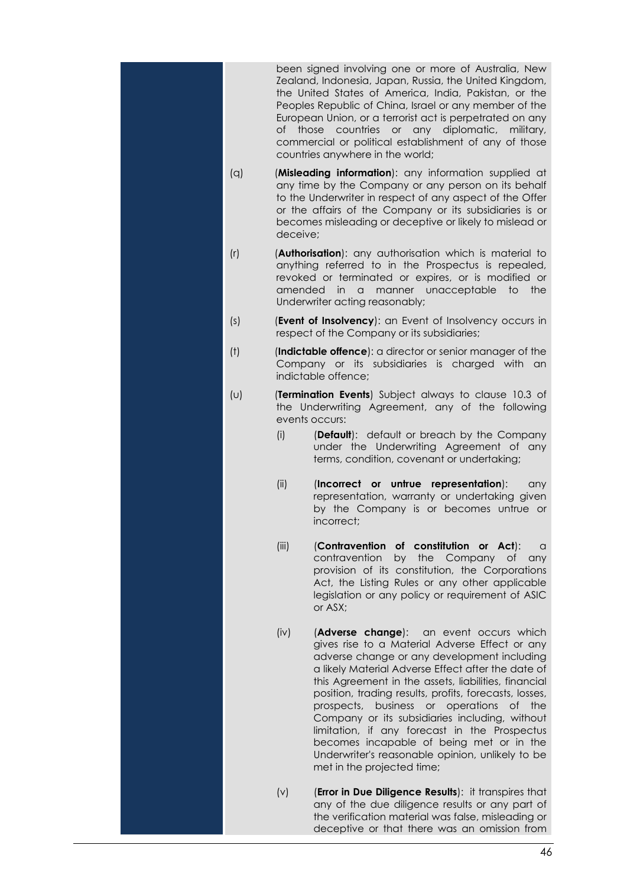been signed involving one or more of Australia, New Zealand, Indonesia, Japan, Russia, the United Kingdom, the United States of America, India, Pakistan, or the Peoples Republic of China, Israel or any member of the European Union, or a terrorist act is perpetrated on any of those countries or any diplomatic, military, commercial or political establishment of any of those countries anywhere in the world;

(q) (**Misleading information**): any information supplied at any time by the Company or any person on its behalf to the Underwriter in respect of any aspect of the Offer or the affairs of the Company or its subsidiaries is or becomes misleading or deceptive or likely to mislead or deceive;

(r) (**Authorisation**): any authorisation which is material to anything referred to in the Prospectus is repealed, revoked or terminated or expires, or is modified or amended in a manner unacceptable to the Underwriter acting reasonably;

(s) (**Event of Insolvency**): an Event of Insolvency occurs in respect of the Company or its subsidiaries;

(t) (**Indictable offence**): a director or senior manager of the Company or its subsidiaries is charged with an indictable offence;

(u) (**Termination Events**) Subject always to clause 10.3 of the Underwriting Agreement, any of the following events occurs:

  (i) (**Default**): default or breach by the Company under the Underwriting Agreement of any terms, condition, covenant or undertaking;

  (ii) (**Incorrect or untrue representation**): any representation, warranty or undertaking given by the Company is or becomes untrue or incorrect;

  (iii) (**Contravention of constitution or Act**): a contravention by the Company of any provision of its constitution, the Corporations Act, the Listing Rules or any other applicable legislation or any policy or requirement of ASIC or ASX;

  (iv) (**Adverse change**): an event occurs which gives rise to a Material Adverse Effect or any adverse change or any development including a likely Material Adverse Effect after the date of this Agreement in the assets, liabilities, financial position, trading results, profits, forecasts, losses, prospects, business or operations of the Company or its subsidiaries including, without limitation, if any forecast in the Prospectus becomes incapable of being met or in the Underwriter's reasonable opinion, unlikely to be met in the projected time;

  (v) (**Error in Due Diligence Results**): it transpires that any of the due diligence results or any part of the verification material was false, misleading or deceptive or that there was an omission from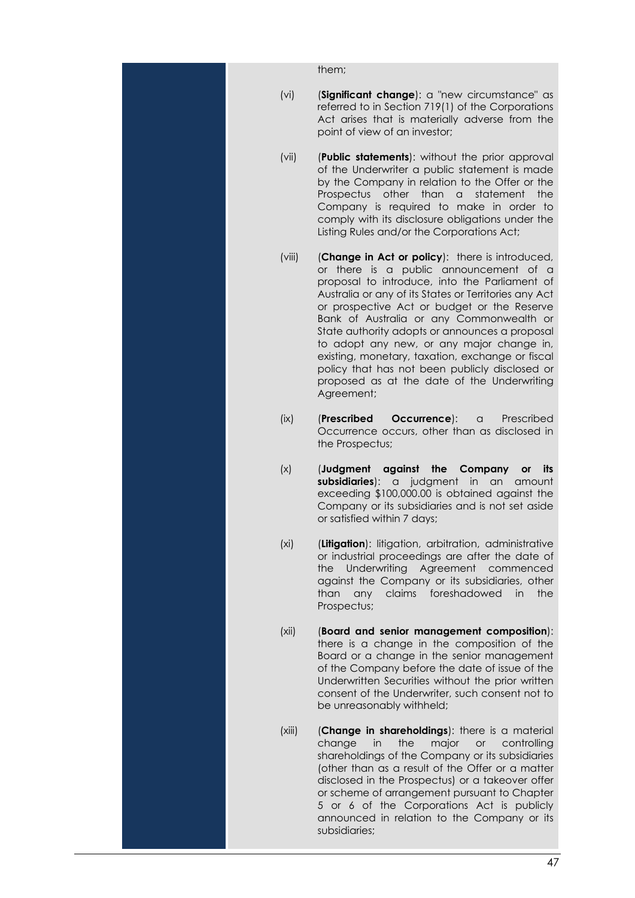them;

(vi) (**Significant change**): a "new circumstance" as referred to in Section 719(1) of the Corporations Act arises that is materially adverse from the point of view of an investor;

(vii) (**Public statements**): without the prior approval of the Underwriter a public statement is made by the Company in relation to the Offer or the Prospectus other than a statement the Company is required to make in order to comply with its disclosure obligations under the Listing Rules and/or the Corporations Act;

(viii) (**Change in Act or policy**): there is introduced, or there is a public announcement of a proposal to introduce, into the Parliament of Australia or any of its States or Territories any Act or prospective Act or budget or the Reserve Bank of Australia or any Commonwealth or State authority adopts or announces a proposal to adopt any new, or any major change in, existing, monetary, taxation, exchange or fiscal policy that has not been publicly disclosed or proposed as at the date of the Underwriting Agreement;

(ix) (**Prescribed Occurrence**): a Prescribed Occurrence occurs, other than as disclosed in the Prospectus;

(x) (**Judgment against the Company or its subsidiaries**): a judgment in an amount exceeding $100,000.00 is obtained against the Company or its subsidiaries and is not set aside or satisfied within 7 days;

(xi) (**Litigation**): litigation, arbitration, administrative or industrial proceedings are after the date of the Underwriting Agreement commenced against the Company or its subsidiaries, other than any claims foreshadowed in the Prospectus;

(xii) (**Board and senior management composition**): there is a change in the composition of the Board or a change in the senior management of the Company before the date of issue of the Underwritten Securities without the prior written consent of the Underwriter, such consent not to be unreasonably withheld;

(xiii) (**Change in shareholdings**): there is a material change in the major or controlling shareholdings of the Company or its subsidiaries (other than as a result of the Offer or a matter disclosed in the Prospectus) or a takeover offer or scheme of arrangement pursuant to Chapter 5 or 6 of the Corporations Act is publicly announced in relation to the Company or its subsidiaries;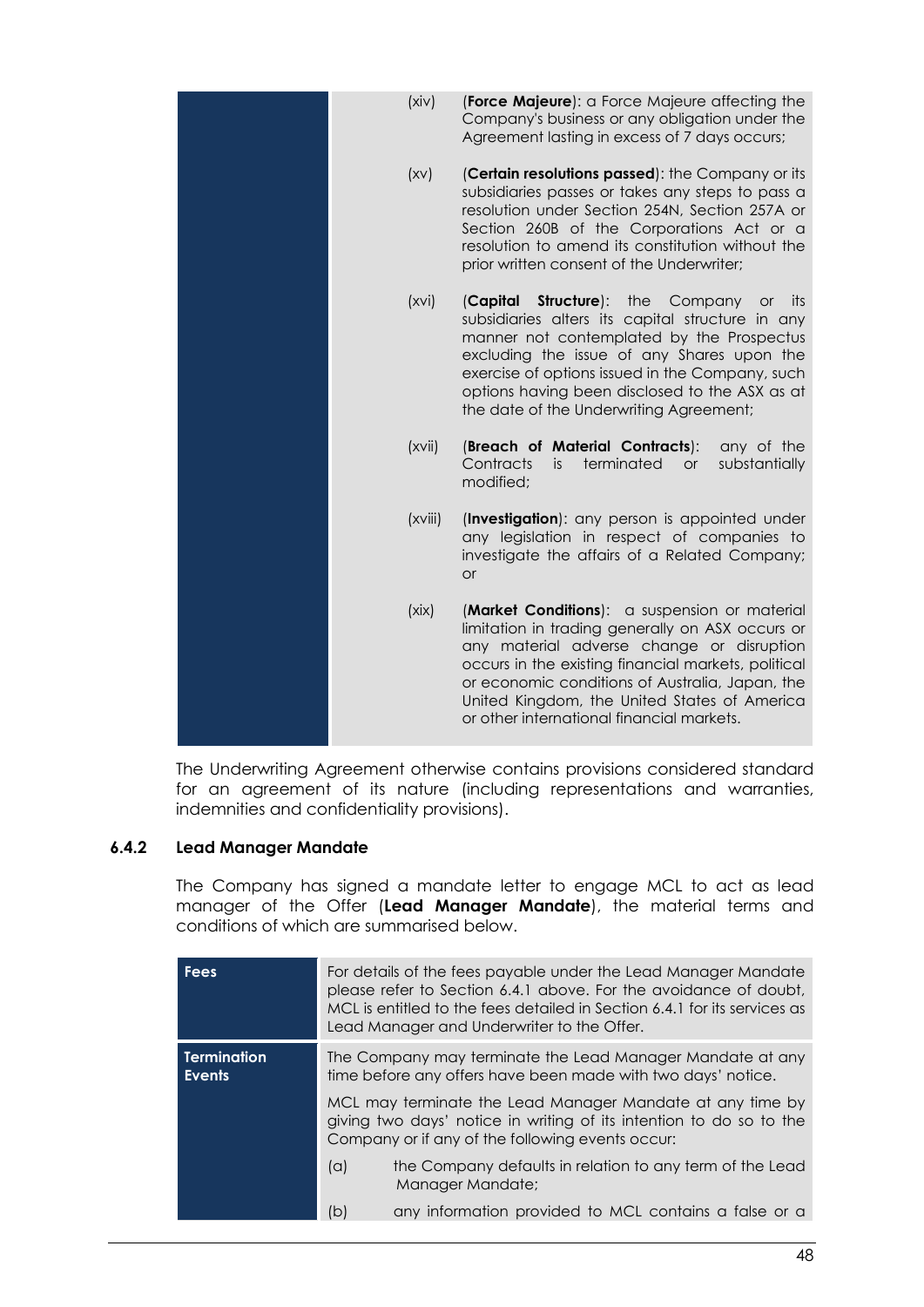| | |
|---|---|
| | (xiv) (**Force Majeure**): a Force Majeure affecting the Company's business or any obligation under the Agreement lasting in excess of 7 days occurs;<br><br>(xv) (**Certain resolutions passed**): the Company or its subsidiaries passes or takes any steps to pass a resolution under Section 254N, Section 257A or Section 260B of the Corporations Act or a resolution to amend its constitution without the prior written consent of the Underwriter;<br><br>(xvi) (**Capital Structure**): the Company or its subsidiaries alters its capital structure in any manner not contemplated by the Prospectus excluding the issue of any Shares upon the exercise of options issued in the Company, such options having been disclosed to the ASX as at the date of the Underwriting Agreement;<br><br>(xvii) (**Breach of Material Contracts**): any of the Contracts is terminated or substantially modified;<br><br>(xviii) (**Investigation**): any person is appointed under any legislation in respect of companies to investigate the affairs of a Related Company; or<br><br>(xix) (**Market Conditions**): a suspension or material limitation in trading generally on ASX occurs or any material adverse change or disruption occurs in the existing financial markets, political or economic conditions of Australia, Japan, the United Kingdom, the United States of America or other international financial markets. |

The Underwriting Agreement otherwise contains provisions considered standard for an agreement of its nature (including representations and warranties, indemnities and confidentiality provisions).

### 6.4.2 Lead Manager Mandate

The Company has signed a mandate letter to engage MCL to act as lead manager of the Offer (**Lead Manager Mandate**), the material terms and conditions of which are summarised below.

| | |
|---|---|
| **Fees** | For details of the fees payable under the Lead Manager Mandate please refer to Section 6.4.1 above. For the avoidance of doubt, MCL is entitled to the fees detailed in Section 6.4.1 for its services as Lead Manager and Underwriter to the Offer. |
| **Termination Events** | The Company may terminate the Lead Manager Mandate at any time before any offers have been made with two days' notice.<br><br>MCL may terminate the Lead Manager Mandate at any time by giving two days' notice in writing of its intention to do so to the Company or if any of the following events occur:<br><br>(a) the Company defaults in relation to any term of the Lead Manager Mandate;<br><br>(b) any information provided to MCL contains a false or a |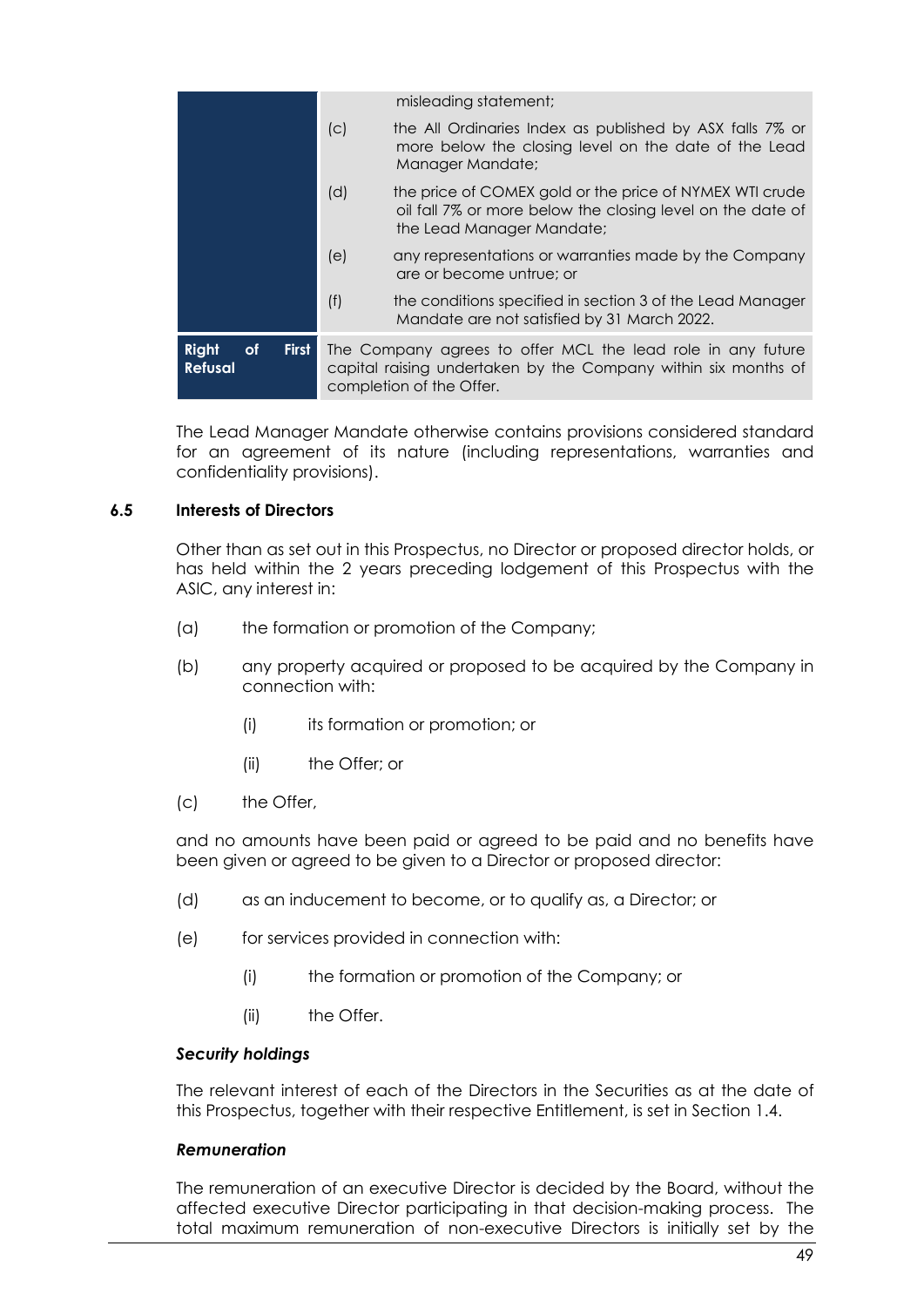| | |
|---|---|
| | misleading statement;<br>(c) the All Ordinaries Index as published by ASX falls 7% or more below the closing level on the date of the Lead Manager Mandate;<br>(d) the price of COMEX gold or the price of NYMEX WTI crude oil fall 7% or more below the closing level on the date of the Lead Manager Mandate;<br>(e) any representations or warranties made by the Company are or become untrue; or<br>(f) the conditions specified in section 3 of the Lead Manager Mandate are not satisfied by 31 March 2022. |
| **Right of First Refusal** | The Company agrees to offer MCL the lead role in any future capital raising undertaken by the Company within six months of completion of the Offer. |

The Lead Manager Mandate otherwise contains provisions considered standard for an agreement of its nature (including representations, warranties and confidentiality provisions).

### 6.5 Interests of Directors

Other than as set out in this Prospectus, no Director or proposed director holds, or has held within the 2 years preceding lodgement of this Prospectus with the ASIC, any interest in:

(a) the formation or promotion of the Company;

(b) any property acquired or proposed to be acquired by the Company in connection with:

  (i) its formation or promotion; or

  (ii) the Offer; or

(c) the Offer,

and no amounts have been paid or agreed to be paid and no benefits have been given or agreed to be given to a Director or proposed director:

(d) as an inducement to become, or to qualify as, a Director; or

(e) for services provided in connection with:

  (i) the formation or promotion of the Company; or

  (ii) the Offer.

***Security holdings***

The relevant interest of each of the Directors in the Securities as at the date of this Prospectus, together with their respective Entitlement, is set in Section 1.4.

***Remuneration***

The remuneration of an executive Director is decided by the Board, without the affected executive Director participating in that decision-making process. The total maximum remuneration of non-executive Directors is initially set by the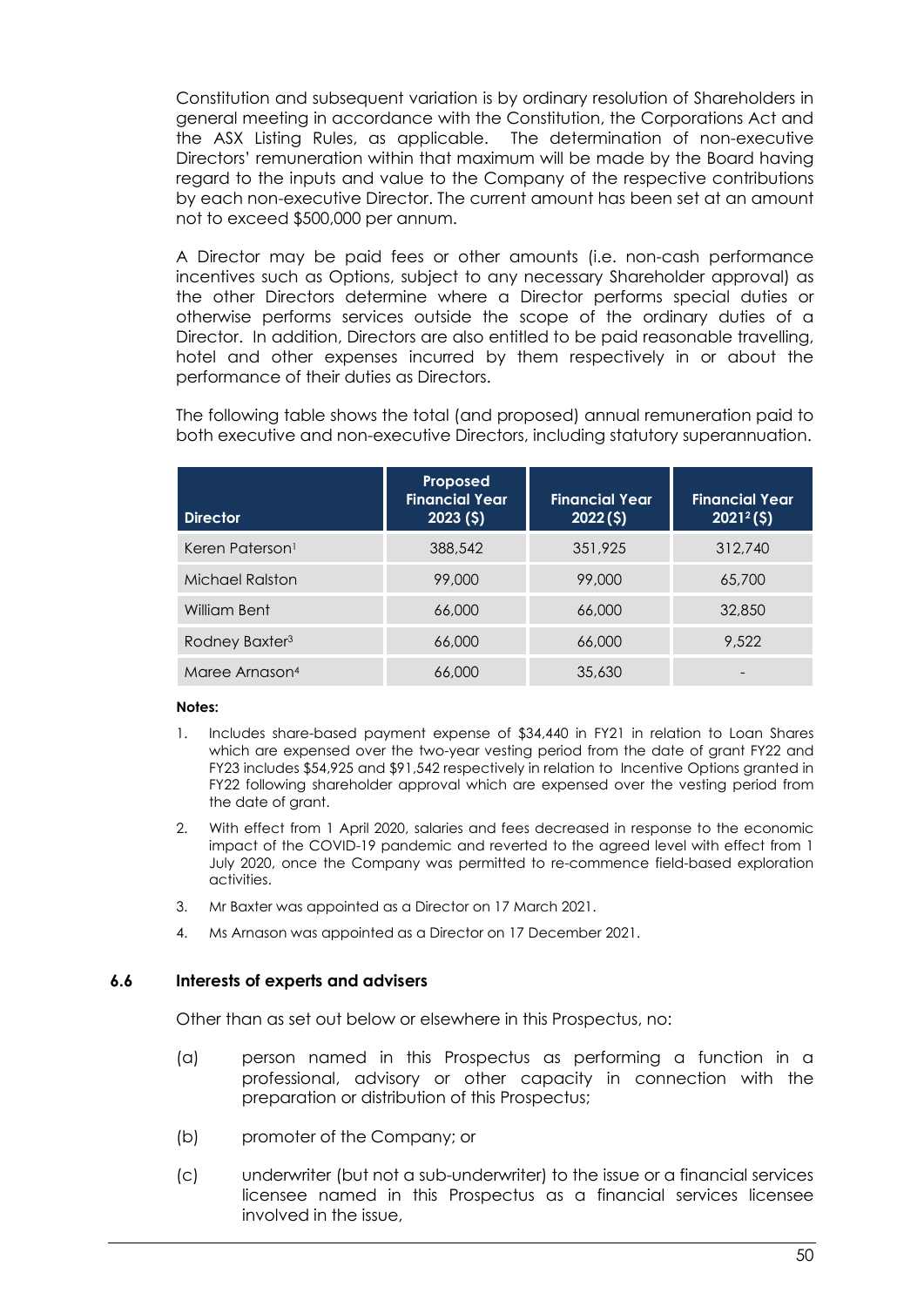Constitution and subsequent variation is by ordinary resolution of Shareholders in general meeting in accordance with the Constitution, the Corporations Act and the ASX Listing Rules, as applicable. The determination of non-executive Directors' remuneration within that maximum will be made by the Board having regard to the inputs and value to the Company of the respective contributions by each non-executive Director. The current amount has been set at an amount not to exceed $500,000 per annum.

A Director may be paid fees or other amounts (i.e. non-cash performance incentives such as Options, subject to any necessary Shareholder approval) as the other Directors determine where a Director performs special duties or otherwise performs services outside the scope of the ordinary duties of a Director. In addition, Directors are also entitled to be paid reasonable travelling, hotel and other expenses incurred by them respectively in or about the performance of their duties as Directors.

The following table shows the total (and proposed) annual remuneration paid to both executive and non-executive Directors, including statutory superannuation.

| Director | Proposed Financial Year 2023 ($) | Financial Year 2022 ($) | Financial Year 2021[2] ($) |
|---|---|---|---|
| Keren Paterson[1] | 388,542 | 351,925 | 312,740 |
| Michael Ralston | 99,000 | 99,000 | 65,700 |
| William Bent | 66,000 | 66,000 | 32,850 |
| Rodney Baxter[3] | 66,000 | 66,000 | 9,522 |
| Maree Arnason[4] | 66,000 | 35,630 | - |

**Notes:**

1. Includes share-based payment expense of $34,440 in FY21 in relation to Loan Shares which are expensed over the two-year vesting period from the date of grant FY22 and FY23 includes $54,925 and $91,542 respectively in relation to Incentive Options granted in FY22 following shareholder approval which are expensed over the vesting period from the date of grant.
2. With effect from 1 April 2020, salaries and fees decreased in response to the economic impact of the COVID-19 pandemic and reverted to the agreed level with effect from 1 July 2020, once the Company was permitted to re-commence field-based exploration activities.
3. Mr Baxter was appointed as a Director on 17 March 2021.
4. Ms Arnason was appointed as a Director on 17 December 2021.

### 6.6 Interests of experts and advisers

Other than as set out below or elsewhere in this Prospectus, no:

(a) person named in this Prospectus as performing a function in a professional, advisory or other capacity in connection with the preparation or distribution of this Prospectus;

(b) promoter of the Company; or

(c) underwriter (but not a sub-underwriter) to the issue or a financial services licensee named in this Prospectus as a financial services licensee involved in the issue,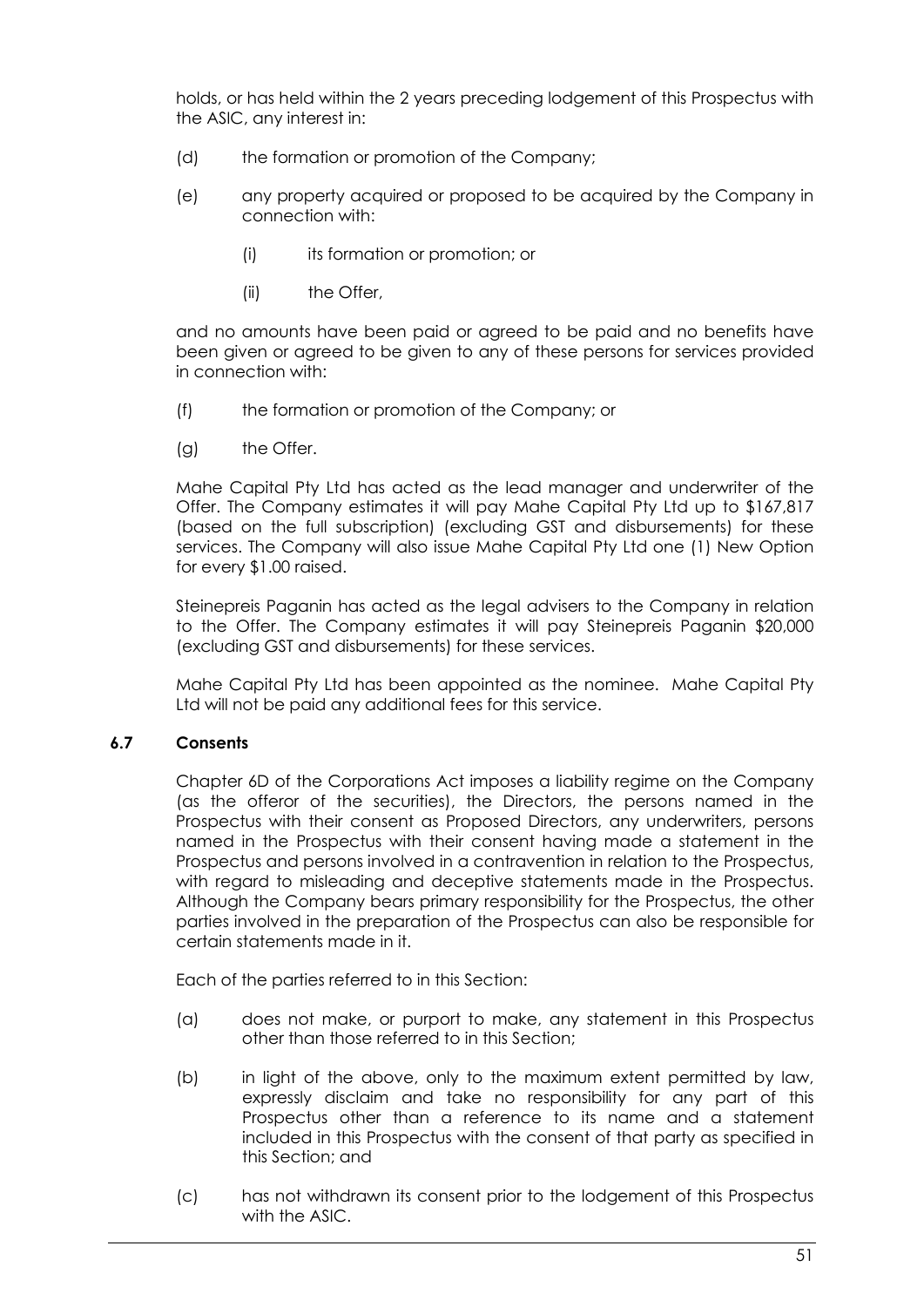holds, or has held within the 2 years preceding lodgement of this Prospectus with the ASIC, any interest in:

(d) the formation or promotion of the Company;

(e) any property acquired or proposed to be acquired by the Company in connection with:

  (i) its formation or promotion; or

  (ii) the Offer,

and no amounts have been paid or agreed to be paid and no benefits have been given or agreed to be given to any of these persons for services provided in connection with:

(f) the formation or promotion of the Company; or

(g) the Offer.

Mahe Capital Pty Ltd has acted as the lead manager and underwriter of the Offer. The Company estimates it will pay Mahe Capital Pty Ltd up to $167,817 (based on the full subscription) (excluding GST and disbursements) for these services. The Company will also issue Mahe Capital Pty Ltd one (1) New Option for every $1.00 raised.

Steinepreis Paganin has acted as the legal advisers to the Company in relation to the Offer. The Company estimates it will pay Steinepreis Paganin $20,000 (excluding GST and disbursements) for these services.

Mahe Capital Pty Ltd has been appointed as the nominee. Mahe Capital Pty Ltd will not be paid any additional fees for this service.

### 6.7 Consents

Chapter 6D of the Corporations Act imposes a liability regime on the Company (as the offeror of the securities), the Directors, the persons named in the Prospectus with their consent as Proposed Directors, any underwriters, persons named in the Prospectus with their consent having made a statement in the Prospectus and persons involved in a contravention in relation to the Prospectus, with regard to misleading and deceptive statements made in the Prospectus. Although the Company bears primary responsibility for the Prospectus, the other parties involved in the preparation of the Prospectus can also be responsible for certain statements made in it.

Each of the parties referred to in this Section:

(a) does not make, or purport to make, any statement in this Prospectus other than those referred to in this Section;

(b) in light of the above, only to the maximum extent permitted by law, expressly disclaim and take no responsibility for any part of this Prospectus other than a reference to its name and a statement included in this Prospectus with the consent of that party as specified in this Section; and

(c) has not withdrawn its consent prior to the lodgement of this Prospectus with the ASIC.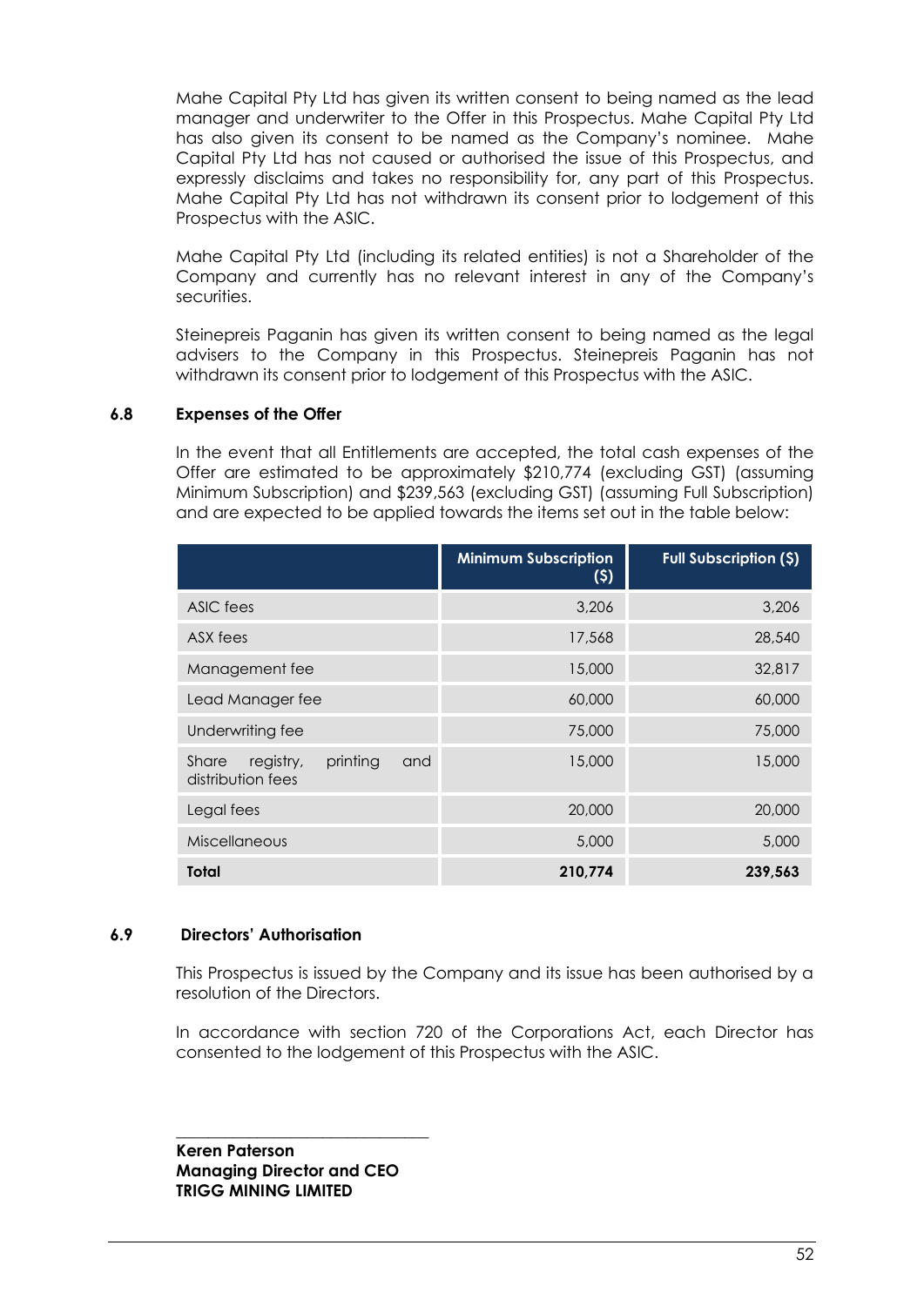Mahe Capital Pty Ltd has given its written consent to being named as the lead manager and underwriter to the Offer in this Prospectus. Mahe Capital Pty Ltd has also given its consent to be named as the Company's nominee. Mahe Capital Pty Ltd has not caused or authorised the issue of this Prospectus, and expressly disclaims and takes no responsibility for, any part of this Prospectus. Mahe Capital Pty Ltd has not withdrawn its consent prior to lodgement of this Prospectus with the ASIC.

Mahe Capital Pty Ltd (including its related entities) is not a Shareholder of the Company and currently has no relevant interest in any of the Company's securities.

Steinepreis Paganin has given its written consent to being named as the legal advisers to the Company in this Prospectus. Steinepreis Paganin has not withdrawn its consent prior to lodgement of this Prospectus with the ASIC.

### 6.8 Expenses of the Offer

In the event that all Entitlements are accepted, the total cash expenses of the Offer are estimated to be approximately $210,774 (excluding GST) (assuming Minimum Subscription) and $239,563 (excluding GST) (assuming Full Subscription) and are expected to be applied towards the items set out in the table below:

| | Minimum Subscription ($) | Full Subscription ($) |
|---|---:|---:|
| ASIC fees | 3,206 | 3,206 |
| ASX fees | 17,568 | 28,540 |
| Management fee | 15,000 | 32,817 |
| Lead Manager fee | 60,000 | 60,000 |
| Underwriting fee | 75,000 | 75,000 |
| Share registry, printing and distribution fees | 15,000 | 15,000 |
| Legal fees | 20,000 | 20,000 |
| Miscellaneous | 5,000 | 5,000 |
| **Total** | **210,774** | **239,563** |

### 6.9 Directors' Authorisation

This Prospectus is issued by the Company and its issue has been authorised by a resolution of the Directors.

In accordance with section 720 of the Corporations Act, each Director has consented to the lodgement of this Prospectus with the ASIC.

_______________________________

**Keren Paterson**
**Managing Director and CEO**
**TRIGG MINING LIMITED**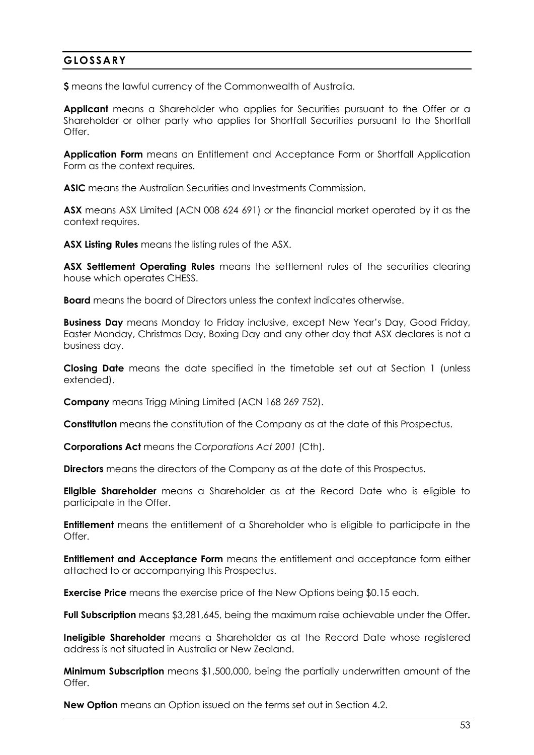## GLOSSARY

**$** means the lawful currency of the Commonwealth of Australia.

**Applicant** means a Shareholder who applies for Securities pursuant to the Offer or a Shareholder or other party who applies for Shortfall Securities pursuant to the Shortfall Offer.

**Application Form** means an Entitlement and Acceptance Form or Shortfall Application Form as the context requires.

**ASIC** means the Australian Securities and Investments Commission.

**ASX** means ASX Limited (ACN 008 624 691) or the financial market operated by it as the context requires.

**ASX Listing Rules** means the listing rules of the ASX.

**ASX Settlement Operating Rules** means the settlement rules of the securities clearing house which operates CHESS.

**Board** means the board of Directors unless the context indicates otherwise.

**Business Day** means Monday to Friday inclusive, except New Year's Day, Good Friday, Easter Monday, Christmas Day, Boxing Day and any other day that ASX declares is not a business day.

**Closing Date** means the date specified in the timetable set out at Section 1 (unless extended).

**Company** means Trigg Mining Limited (ACN 168 269 752).

**Constitution** means the constitution of the Company as at the date of this Prospectus.

**Corporations Act** means the *Corporations Act 2001* (Cth).

**Directors** means the directors of the Company as at the date of this Prospectus.

**Eligible Shareholder** means a Shareholder as at the Record Date who is eligible to participate in the Offer.

**Entitlement** means the entitlement of a Shareholder who is eligible to participate in the Offer.

**Entitlement and Acceptance Form** means the entitlement and acceptance form either attached to or accompanying this Prospectus.

**Exercise Price** means the exercise price of the New Options being $0.15 each.

**Full Subscription** means $3,281,645, being the maximum raise achievable under the Offer.

**Ineligible Shareholder** means a Shareholder as at the Record Date whose registered address is not situated in Australia or New Zealand.

**Minimum Subscription** means $1,500,000, being the partially underwritten amount of the Offer.

**New Option** means an Option issued on the terms set out in Section 4.2.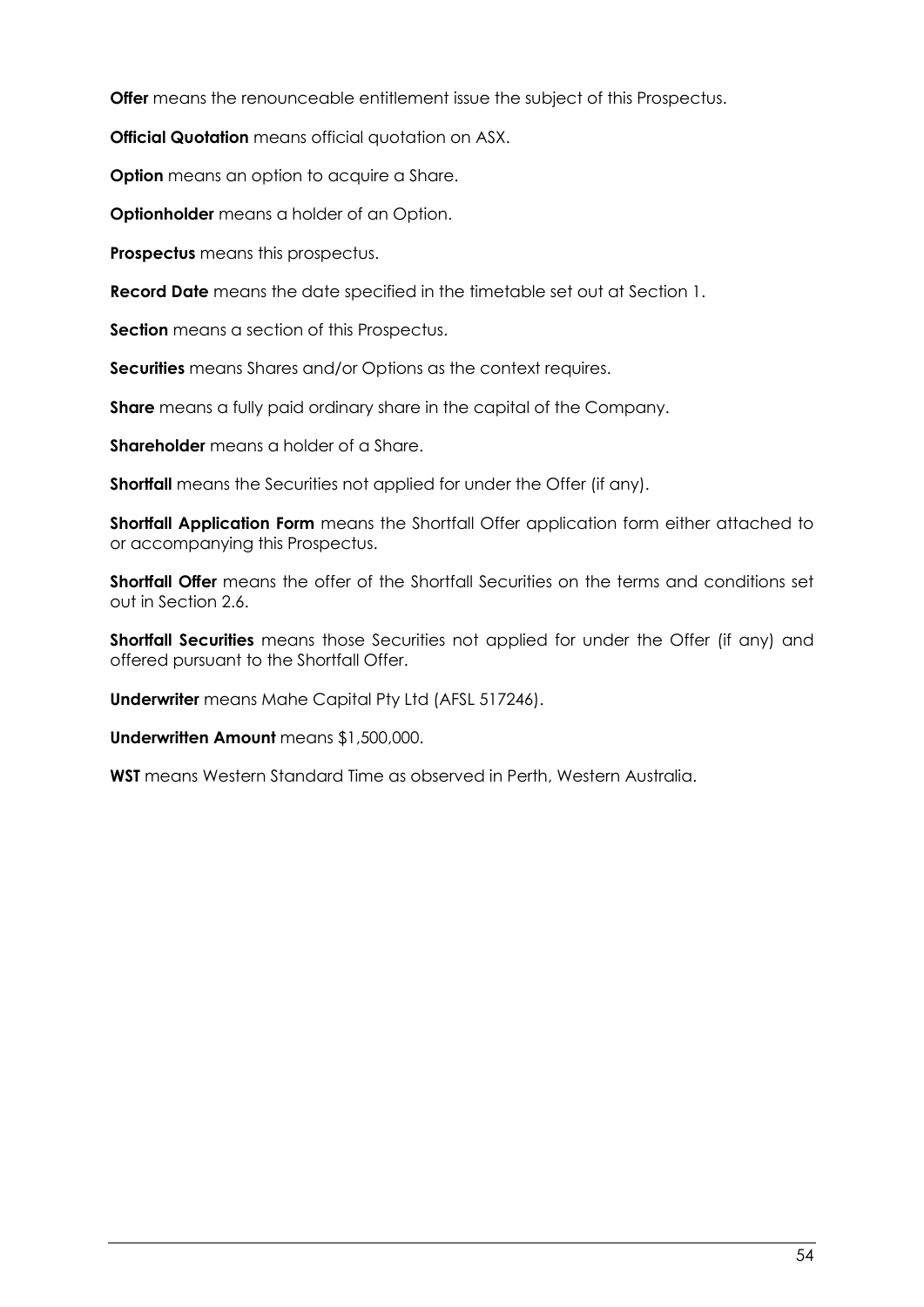**Offer** means the renounceable entitlement issue the subject of this Prospectus.

**Official Quotation** means official quotation on ASX.

**Option** means an option to acquire a Share.

**Optionholder** means a holder of an Option.

**Prospectus** means this prospectus.

**Record Date** means the date specified in the timetable set out at Section 1.

**Section** means a section of this Prospectus.

**Securities** means Shares and/or Options as the context requires.

**Share** means a fully paid ordinary share in the capital of the Company.

**Shareholder** means a holder of a Share.

**Shortfall** means the Securities not applied for under the Offer (if any).

**Shortfall Application Form** means the Shortfall Offer application form either attached to or accompanying this Prospectus.

**Shortfall Offer** means the offer of the Shortfall Securities on the terms and conditions set out in Section 2.6.

**Shortfall Securities** means those Securities not applied for under the Offer (if any) and offered pursuant to the Shortfall Offer.

**Underwriter** means Mahe Capital Pty Ltd (AFSL 517246).

**Underwritten Amount** means $1,500,000.

**WST** means Western Standard Time as observed in Perth, Western Australia.